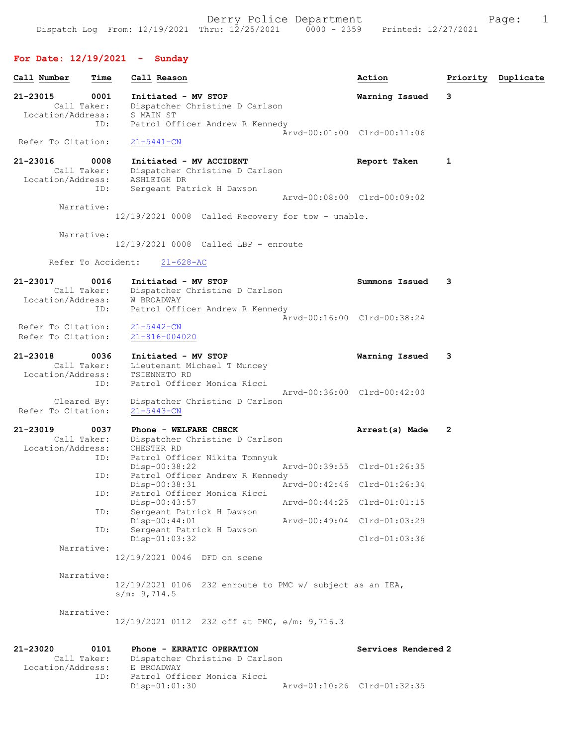Derry Police Department

Dispatch Log From: 12/19/2021 Thru: 12/25/2021 0000 - 2359 Printed: 12/27/2021

## For Date: 12/19/2021 - Sunday

| Call Number | Time | Call Reason | Action | Priority | Duplicate |
|---|---|---|---|---|---|

**21-23015** 0001 **Initiated - MV STOP** — **Warning Issued** — 3

Call Taker: Dispatcher Christine D Carlson
Location/Address: S MAIN ST
ID: Patrol Officer Andrew R Kennedy
Arvd-00:01:00 Clrd-00:11:06
Refer To Citation: 21-5441-CN

**21-23016** 0008 **Initiated - MV ACCIDENT** — **Report Taken** — 1

Call Taker: Dispatcher Christine D Carlson
Location/Address: ASHLEIGH DR
ID: Sergeant Patrick H Dawson
Arvd-00:08:00 Clrd-00:09:02

Narrative:
12/19/2021 0008 Called Recovery for tow - unable.

Narrative:
12/19/2021 0008 Called LBP - enroute

Refer To Accident: 21-628-AC

**21-23017** 0016 **Initiated - MV STOP** — **Summons Issued** — 3

Call Taker: Dispatcher Christine D Carlson
Location/Address: W BROADWAY
ID: Patrol Officer Andrew R Kennedy
Arvd-00:16:00 Clrd-00:38:24
Refer To Citation: 21-5442-CN
Refer To Citation: 21-816-004020

**21-23018** 0036 **Initiated - MV STOP** — **Warning Issued** — 3

Call Taker: Lieutenant Michael T Muncey
Location/Address: TSIENNETO RD
ID: Patrol Officer Monica Ricci
Arvd-00:36:00 Clrd-00:42:00
Cleared By: Dispatcher Christine D Carlson
Refer To Citation: 21-5443-CN

**21-23019** 0037 **Phone - WELFARE CHECK** — **Arrest(s) Made** — 2

Call Taker: Dispatcher Christine D Carlson
Location/Address: CHESTER RD
ID: Patrol Officer Nikita Tomnyuk
Disp-00:38:22 Arvd-00:39:55 Clrd-01:26:35
ID: Patrol Officer Andrew R Kennedy
Disp-00:38:31 Arvd-00:42:46 Clrd-01:26:34
ID: Patrol Officer Monica Ricci
Disp-00:43:57 Arvd-00:44:25 Clrd-01:01:15
ID: Sergeant Patrick H Dawson
Disp-00:44:01 Arvd-00:49:04 Clrd-01:03:29
ID: Sergeant Patrick H Dawson
Disp-01:03:32 Clrd-01:03:36

Narrative:
12/19/2021 0046 DFD on scene

Narrative:
12/19/2021 0106 232 enroute to PMC w/ subject as an IEA, s/m: 9,714.5

Narrative:
12/19/2021 0112 232 off at PMC, e/m: 9,716.3

**21-23020** 0101 **Phone - ERRATIC OPERATION** — **Services Rendered** — 2

Call Taker: Dispatcher Christine D Carlson
Location/Address: E BROADWAY
ID: Patrol Officer Monica Ricci
Disp-01:01:30 Arvd-01:10:26 Clrd-01:32:35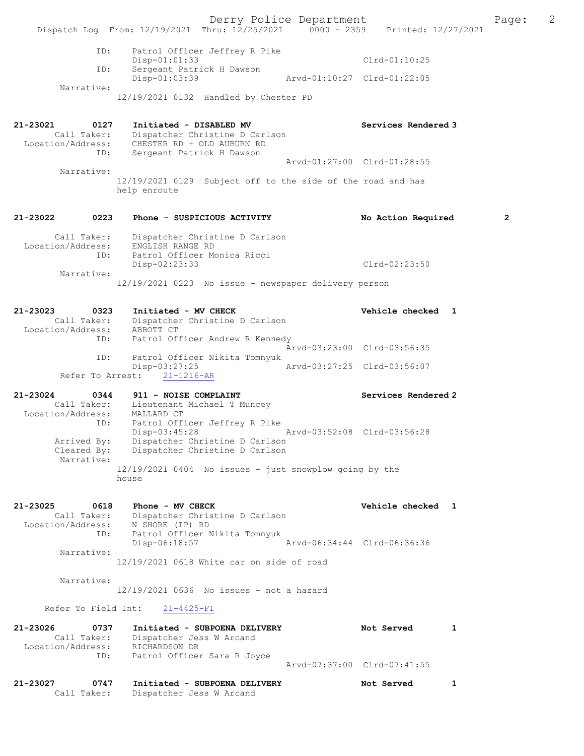```
            ID:      Patrol Officer Jeffrey R Pike
                     Disp-01:01:33                            Clrd-01:10:25
            ID:      Sergeant Patrick H Dawson
                     Disp-01:03:39              Arvd-01:10:27  Clrd-01:22:05
     Narrative:
                   12/19/2021 0132  Handled by Chester PD


21-23021        0127    Initiated - DISABLED MV                    Services Rendered 3
       Call Taker:      Dispatcher Christine D Carlson
  Location/Address:     CHESTER RD + OLD AUBURN RD
               ID:      Sergeant Patrick H Dawson
                                                Arvd-01:27:00  Clrd-01:28:55
        Narrative:
                   12/19/2021 0129  Subject off to the side of the road and has
                   help enroute


21-23022        0223    Phone - SUSPICIOUS ACTIVITY                No Action Required       2

       Call Taker:      Dispatcher Christine D Carlson
  Location/Address:     ENGLISH RANGE RD
               ID:      Patrol Officer Monica Ricci
                        Disp-02:23:33                          Clrd-02:23:50
        Narrative:
                   12/19/2021 0223  No issue - newspaper delivery person


21-23023        0323    Initiated - MV CHECK                       Vehicle checked  1
       Call Taker:      Dispatcher Christine D Carlson
  Location/Address:     ABBOTT CT
               ID:      Patrol Officer Andrew R Kennedy
                                                Arvd-03:23:00  Clrd-03:56:35
               ID:      Patrol Officer Nikita Tomnyuk
                        Disp-03:27:25           Arvd-03:27:25  Clrd-03:56:07
       Refer To Arrest:    21-1216-AR

21-23024        0344    911 - NOISE COMPLAINT                      Services Rendered 2
       Call Taker:      Lieutenant Michael T Muncey
  Location/Address:     MALLARD CT
               ID:      Patrol Officer Jeffrey R Pike
                        Disp-03:45:28           Arvd-03:52:08  Clrd-03:56:28
       Arrived By:      Dispatcher Christine D Carlson
       Cleared By:      Dispatcher Christine D Carlson
        Narrative:
                   12/19/2021 0404  No issues - just snowplow going by the
                   house


21-23025        0618    Phone - MV CHECK                           Vehicle checked  1
       Call Taker:      Dispatcher Christine D Carlson
  Location/Address:     N SHORE (IP) RD
               ID:      Patrol Officer Nikita Tomnyuk
                        Disp-06:18:57           Arvd-06:34:44  Clrd-06:36:36
        Narrative:
                   12/19/2021 0618 White car on side of road

        Narrative:
                   12/19/2021 0636  No issues - not a hazard

     Refer To Field Int:    21-4425-FI

21-23026        0737    Initiated - SUBPOENA DELIVERY              Not Served       1
       Call Taker:      Dispatcher Jess W Arcand
  Location/Address:     RICHARDSON DR
               ID:      Patrol Officer Sara R Joyce
                                                Arvd-07:37:00  Clrd-07:41:55

21-23027        0747    Initiated - SUBPOENA DELIVERY              Not Served       1
       Call Taker:      Dispatcher Jess W Arcand
```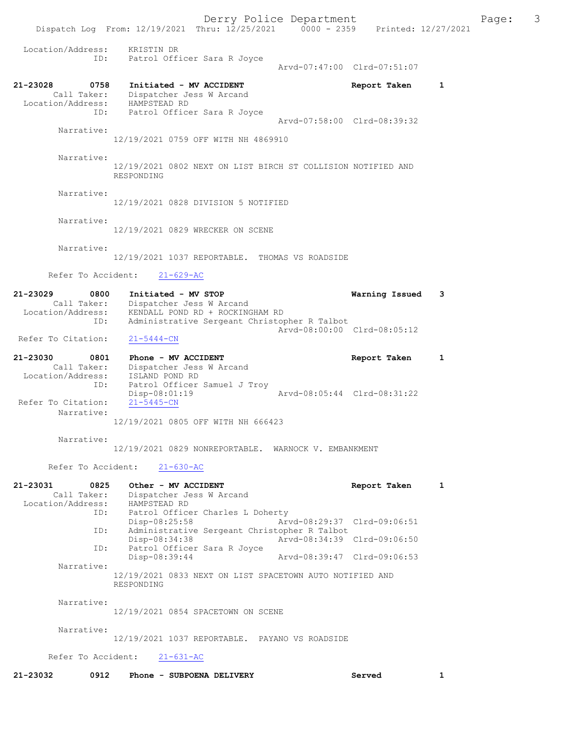Location/Address: KRISTIN DR
ID: Patrol Officer Sara R Joyce
Arvd-07:47:00 Clrd-07:51:07

**21-23028** 0758 **Initiated - MV ACCIDENT** **Report Taken** 1
Call Taker: Dispatcher Jess W Arcand
Location/Address: HAMPSTEAD RD
ID: Patrol Officer Sara R Joyce
Arvd-07:58:00 Clrd-08:39:32

Narrative:
12/19/2021 0759 OFF WITH NH 4869910

Narrative:
12/19/2021 0802 NEXT ON LIST BIRCH ST COLLISION NOTIFIED AND RESPONDING

Narrative:
12/19/2021 0828 DIVISION 5 NOTIFIED

Narrative:
12/19/2021 0829 WRECKER ON SCENE

Narrative:
12/19/2021 1037 REPORTABLE. THOMAS VS ROADSIDE

Refer To Accident: 21-629-AC

**21-23029** 0800 **Initiated - MV STOP** **Warning Issued** 3
Call Taker: Dispatcher Jess W Arcand
Location/Address: KENDALL POND RD + ROCKINGHAM RD
ID: Administrative Sergeant Christopher R Talbot
Arvd-08:00:00 Clrd-08:05:12
Refer To Citation: 21-5444-CN

**21-23030** 0801 **Phone - MV ACCIDENT** **Report Taken** 1
Call Taker: Dispatcher Jess W Arcand
Location/Address: ISLAND POND RD
ID: Patrol Officer Samuel J Troy
Disp-08:01:19 Arvd-08:05:44 Clrd-08:31:22
Refer To Citation: 21-5445-CN
Narrative:
12/19/2021 0805 OFF WITH NH 666423

Narrative:
12/19/2021 0829 NONREPORTABLE. WARNOCK V. EMBANKMENT

Refer To Accident: 21-630-AC

**21-23031** 0825 **Other - MV ACCIDENT** **Report Taken** 1
Call Taker: Dispatcher Jess W Arcand
Location/Address: HAMPSTEAD RD
ID: Patrol Officer Charles L Doherty
Disp-08:25:58 Arvd-08:29:37 Clrd-09:06:51
ID: Administrative Sergeant Christopher R Talbot
Disp-08:34:38 Arvd-08:34:39 Clrd-09:06:50
ID: Patrol Officer Sara R Joyce
Disp-08:39:44 Arvd-08:39:47 Clrd-09:06:53
Narrative:
12/19/2021 0833 NEXT ON LIST SPACETOWN AUTO NOTIFIED AND RESPONDING

Narrative:
12/19/2021 0854 SPACETOWN ON SCENE

Narrative:
12/19/2021 1037 REPORTABLE. PAYANO VS ROADSIDE

Refer To Accident: 21-631-AC

**21-23032** 0912 **Phone - SUBPOENA DELIVERY** **Served** 1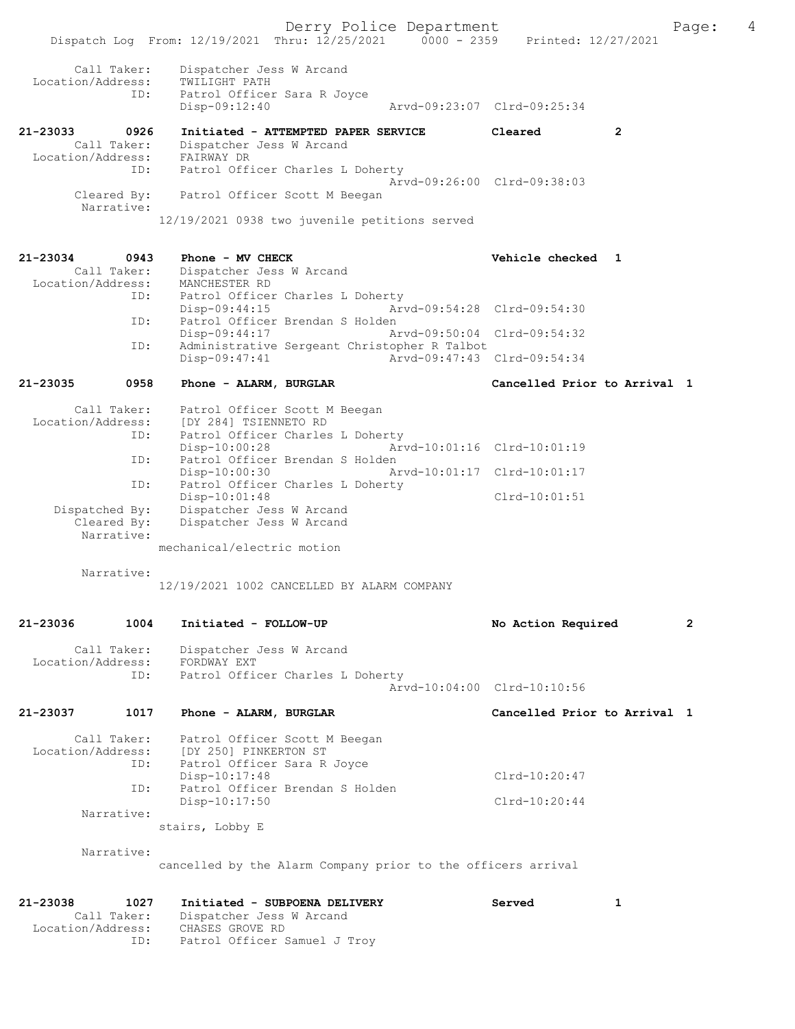```
        Call Taker:    Dispatcher Jess W Arcand
  Location/Address:    TWILIGHT PATH
                ID:    Patrol Officer Sara R Joyce
                       Disp-09:12:40                 Arvd-09:23:07  Clrd-09:25:34

21-23033        0926   Initiated - ATTEMPTED PAPER SERVICE         Cleared            2
        Call Taker:    Dispatcher Jess W Arcand
  Location/Address:    FAIRWAY DR
                ID:    Patrol Officer Charles L Doherty
                                                     Arvd-09:26:00  Clrd-09:38:03
        Cleared By:    Patrol Officer Scott M Beegan
         Narrative:
                       12/19/2021 0938 two juvenile petitions served


21-23034        0943   Phone - MV CHECK                            Vehicle checked  1
        Call Taker:    Dispatcher Jess W Arcand
  Location/Address:    MANCHESTER RD
                ID:    Patrol Officer Charles L Doherty
                       Disp-09:44:15                 Arvd-09:54:28  Clrd-09:54:30
                ID:    Patrol Officer Brendan S Holden
                       Disp-09:44:17                 Arvd-09:50:04  Clrd-09:54:32
                ID:    Administrative Sergeant Christopher R Talbot
                       Disp-09:47:41                 Arvd-09:47:43  Clrd-09:54:34

21-23035        0958   Phone - ALARM, BURGLAR                      Cancelled Prior to Arrival  1

        Call Taker:    Patrol Officer Scott M Beegan
  Location/Address:    [DY 284] TSIENNETO RD
                ID:    Patrol Officer Charles L Doherty
                       Disp-10:00:28                 Arvd-10:01:16  Clrd-10:01:19
                ID:    Patrol Officer Brendan S Holden
                       Disp-10:00:30                 Arvd-10:01:17  Clrd-10:01:17
                ID:    Patrol Officer Charles L Doherty
                       Disp-10:01:48                                Clrd-10:01:51
     Dispatched By:    Dispatcher Jess W Arcand
        Cleared By:    Dispatcher Jess W Arcand
         Narrative:
                       mechanical/electric motion

         Narrative:
                       12/19/2021 1002 CANCELLED BY ALARM COMPANY


21-23036        1004   Initiated - FOLLOW-UP                       No Action Required          2

        Call Taker:    Dispatcher Jess W Arcand
  Location/Address:    FORDWAY EXT
                ID:    Patrol Officer Charles L Doherty
                                                     Arvd-10:04:00  Clrd-10:10:56

21-23037        1017   Phone - ALARM, BURGLAR                      Cancelled Prior to Arrival  1

        Call Taker:    Patrol Officer Scott M Beegan
  Location/Address:    [DY 250] PINKERTON ST
                ID:    Patrol Officer Sara R Joyce
                       Disp-10:17:48                                Clrd-10:20:47
                ID:    Patrol Officer Brendan S Holden
                       Disp-10:17:50                                Clrd-10:20:44
         Narrative:
                       stairs, Lobby E

         Narrative:
                       cancelled by the Alarm Company prior to the officers arrival


21-23038        1027   Initiated - SUBPOENA DELIVERY               Served             1
        Call Taker:    Dispatcher Jess W Arcand
  Location/Address:    CHASES GROVE RD
                ID:    Patrol Officer Samuel J Troy
```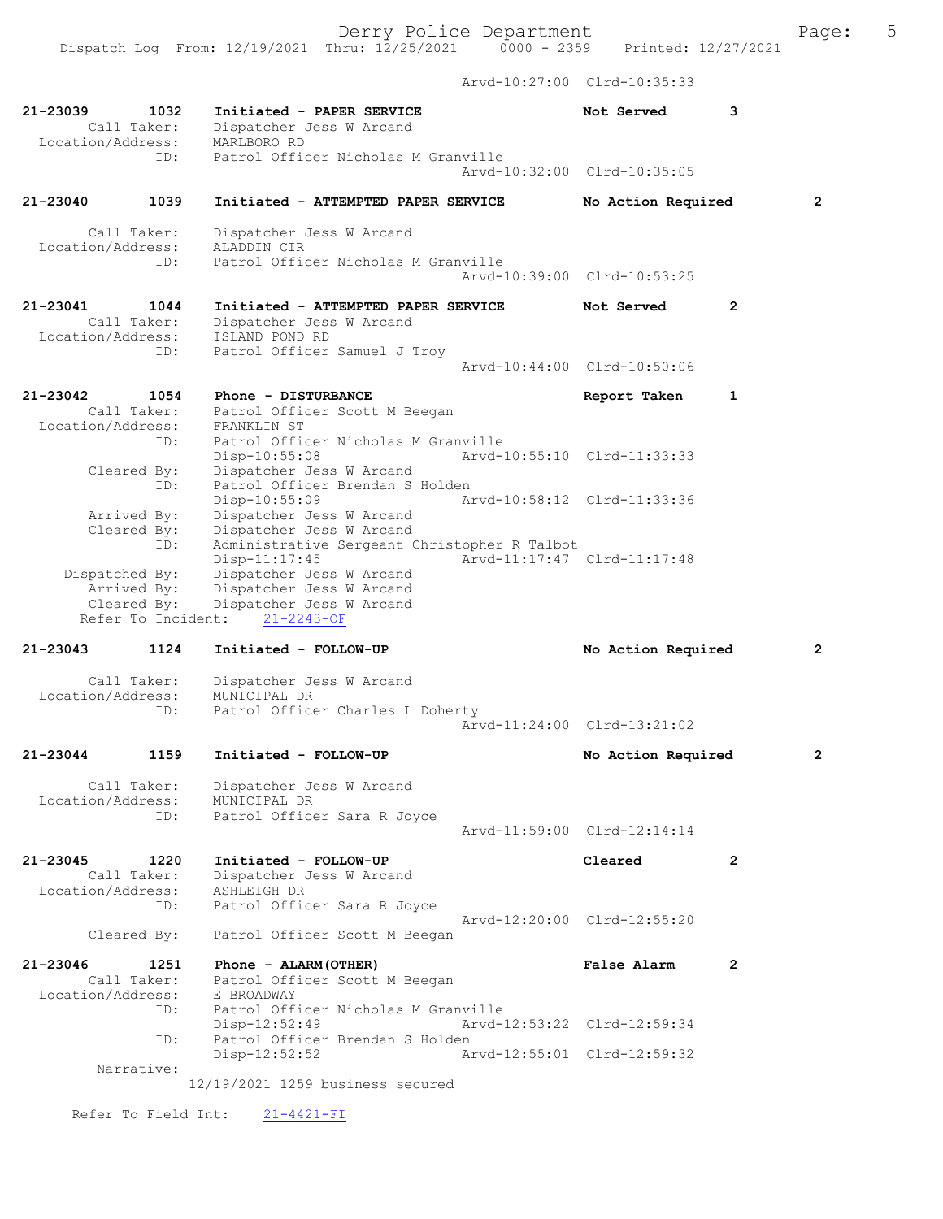Arvd-10:27:00 Clrd-10:35:33

```
21-23039        1032    Initiated - PAPER SERVICE                Not Served        3
        Call Taker:     Dispatcher Jess W Arcand
  Location/Address:     MARLBORO RD
               ID:      Patrol Officer Nicholas M Granville
                                                   Arvd-10:32:00  Clrd-10:35:05

21-23040        1039    Initiated - ATTEMPTED PAPER SERVICE      No Action Required        2

        Call Taker:     Dispatcher Jess W Arcand
  Location/Address:     ALADDIN CIR
               ID:      Patrol Officer Nicholas M Granville
                                                   Arvd-10:39:00  Clrd-10:53:25

21-23041        1044    Initiated - ATTEMPTED PAPER SERVICE      Not Served        2
        Call Taker:     Dispatcher Jess W Arcand
  Location/Address:     ISLAND POND RD
               ID:      Patrol Officer Samuel J Troy
                                                   Arvd-10:44:00  Clrd-10:50:06

21-23042        1054    Phone - DISTURBANCE                      Report Taken      1
        Call Taker:     Patrol Officer Scott M Beegan
  Location/Address:     FRANKLIN ST
               ID:      Patrol Officer Nicholas M Granville
                        Disp-10:55:08              Arvd-10:55:10  Clrd-11:33:33
       Cleared By:      Dispatcher Jess W Arcand
               ID:      Patrol Officer Brendan S Holden
                        Disp-10:55:09              Arvd-10:58:12  Clrd-11:33:36
       Arrived By:      Dispatcher Jess W Arcand
       Cleared By:      Dispatcher Jess W Arcand
               ID:      Administrative Sergeant Christopher R Talbot
                        Disp-11:17:45              Arvd-11:17:47  Clrd-11:17:48
    Dispatched By:      Dispatcher Jess W Arcand
       Arrived By:      Dispatcher Jess W Arcand
       Cleared By:      Dispatcher Jess W Arcand
   Refer To Incident:   21-2243-OF

21-23043        1124    Initiated - FOLLOW-UP                    No Action Required        2

        Call Taker:     Dispatcher Jess W Arcand
  Location/Address:     MUNICIPAL DR
               ID:      Patrol Officer Charles L Doherty
                                                   Arvd-11:24:00  Clrd-13:21:02

21-23044        1159    Initiated - FOLLOW-UP                    No Action Required        2

        Call Taker:     Dispatcher Jess W Arcand
  Location/Address:     MUNICIPAL DR
               ID:      Patrol Officer Sara R Joyce
                                                   Arvd-11:59:00  Clrd-12:14:14

21-23045        1220    Initiated - FOLLOW-UP                    Cleared           2
        Call Taker:     Dispatcher Jess W Arcand
  Location/Address:     ASHLEIGH DR
               ID:      Patrol Officer Sara R Joyce
                                                   Arvd-12:20:00  Clrd-12:55:20
       Cleared By:      Patrol Officer Scott M Beegan

21-23046        1251    Phone - ALARM(OTHER)                     False Alarm       2
        Call Taker:     Patrol Officer Scott M Beegan
  Location/Address:     E BROADWAY
               ID:      Patrol Officer Nicholas M Granville
                        Disp-12:52:49              Arvd-12:53:22  Clrd-12:59:34
               ID:      Patrol Officer Brendan S Holden
                        Disp-12:52:52              Arvd-12:55:01  Clrd-12:59:32
        Narrative:
                      12/19/2021 1259 business secured

    Refer To Field Int:     21-4421-FI
```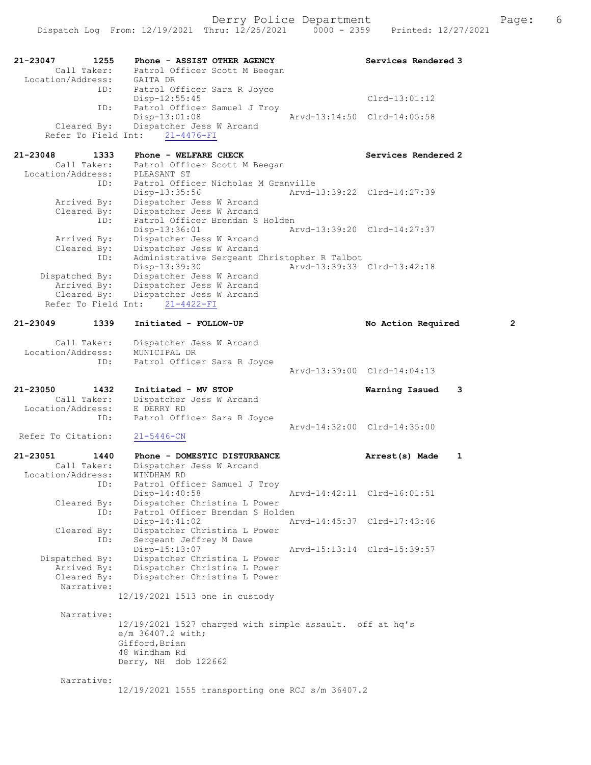21-23047 1255 Phone - ASSIST OTHER AGENCY Services Rendered 3
Call Taker: Patrol Officer Scott M Beegan
Location/Address: GAITA DR
ID: Patrol Officer Sara R Joyce
Disp-12:55:45 Clrd-13:01:12
ID: Patrol Officer Samuel J Troy
Disp-13:01:08 Arvd-13:14:50 Clrd-14:05:58
Cleared By: Dispatcher Jess W Arcand
Refer To Field Int: 21-4476-FI

21-23048 1333 Phone - WELFARE CHECK Services Rendered 2
Call Taker: Patrol Officer Scott M Beegan
Location/Address: PLEASANT ST
ID: Patrol Officer Nicholas M Granville
Disp-13:35:56 Arvd-13:39:22 Clrd-14:27:39
Arrived By: Dispatcher Jess W Arcand
Cleared By: Dispatcher Jess W Arcand
ID: Patrol Officer Brendan S Holden
Disp-13:36:01 Arvd-13:39:20 Clrd-14:27:37
Arrived By: Dispatcher Jess W Arcand
Cleared By: Dispatcher Jess W Arcand
ID: Administrative Sergeant Christopher R Talbot
Disp-13:39:30 Arvd-13:39:33 Clrd-13:42:18
Dispatched By: Dispatcher Jess W Arcand
Arrived By: Dispatcher Jess W Arcand
Cleared By: Dispatcher Jess W Arcand
Refer To Field Int: 21-4422-FI

21-23049 1339 Initiated - FOLLOW-UP No Action Required 2
Call Taker: Dispatcher Jess W Arcand
Location/Address: MUNICIPAL DR
ID: Patrol Officer Sara R Joyce
Arvd-13:39:00 Clrd-14:04:13

21-23050 1432 Initiated - MV STOP Warning Issued 3
Call Taker: Dispatcher Jess W Arcand
Location/Address: E DERRY RD
ID: Patrol Officer Sara R Joyce
Arvd-14:32:00 Clrd-14:35:00
Refer To Citation: 21-5446-CN

21-23051 1440 Phone - DOMESTIC DISTURBANCE Arrest(s) Made 1
Call Taker: Dispatcher Jess W Arcand
Location/Address: WINDHAM RD
ID: Patrol Officer Samuel J Troy
Disp-14:40:58 Arvd-14:42:11 Clrd-16:01:51
Cleared By: Dispatcher Christina L Power
ID: Patrol Officer Brendan S Holden
Disp-14:41:02 Arvd-14:45:37 Clrd-17:43:46
Cleared By: Dispatcher Christina L Power
ID: Sergeant Jeffrey M Dawe
Disp-15:13:07 Arvd-15:13:14 Clrd-15:39:57
Dispatched By: Dispatcher Christina L Power
Arrived By: Dispatcher Christina L Power
Cleared By: Dispatcher Christina L Power
Narrative:
12/19/2021 1513 one in custody

Narrative:
12/19/2021 1527 charged with simple assault. off at hq's
e/m 36407.2 with;
Gifford,Brian
48 Windham Rd
Derry, NH dob 122662

Narrative:
12/19/2021 1555 transporting one RCJ s/m 36407.2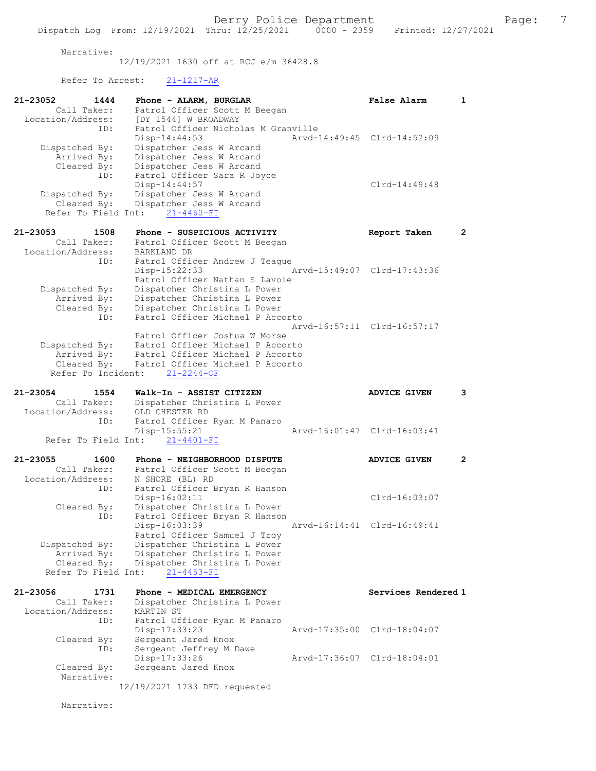Narrative:
12/19/2021 1630 off at RCJ e/m 36428.8

Refer To Arrest: 21-1217-AR

```
21-23052        1444    Phone - ALARM, BURGLAR                          False Alarm        1
         Call Taker:    Patrol Officer Scott M Beegan
   Location/Address:    [DY 1544] W BROADWAY
                 ID:    Patrol Officer Nicholas M Granville
                        Disp-14:44:53                   Arvd-14:49:45  Clrd-14:52:09
      Dispatched By:    Dispatcher Jess W Arcand
         Arrived By:    Dispatcher Jess W Arcand
         Cleared By:    Dispatcher Jess W Arcand
                 ID:    Patrol Officer Sara R Joyce
                        Disp-14:44:57                                  Clrd-14:49:48
      Dispatched By:    Dispatcher Jess W Arcand
         Cleared By:    Dispatcher Jess W Arcand
   Refer To Field Int:    21-4460-FI

21-23053        1508    Phone - SUSPICIOUS ACTIVITY                     Report Taken       2
         Call Taker:    Patrol Officer Scott M Beegan
   Location/Address:    BARKLAND DR
                 ID:    Patrol Officer Andrew J Teague
                        Disp-15:22:33                   Arvd-15:49:07  Clrd-17:43:36
                        Patrol Officer Nathan S Lavoie
      Dispatched By:    Dispatcher Christina L Power
         Arrived By:    Dispatcher Christina L Power
         Cleared By:    Dispatcher Christina L Power
                 ID:    Patrol Officer Michael P Accorto
                                                        Arvd-16:57:11  Clrd-16:57:17
                        Patrol Officer Joshua W Morse
      Dispatched By:    Patrol Officer Michael P Accorto
         Arrived By:    Patrol Officer Michael P Accorto
         Cleared By:    Patrol Officer Michael P Accorto
   Refer To Incident:    21-2244-OF

21-23054        1554    Walk-In - ASSIST CITIZEN                        ADVICE GIVEN       3
         Call Taker:    Dispatcher Christina L Power
   Location/Address:    OLD CHESTER RD
                 ID:    Patrol Officer Ryan M Panaro
                        Disp-15:55:21                   Arvd-16:01:47  Clrd-16:03:41
   Refer To Field Int:    21-4401-FI

21-23055        1600    Phone - NEIGHBORHOOD DISPUTE                    ADVICE GIVEN       2
         Call Taker:    Patrol Officer Scott M Beegan
   Location/Address:    N SHORE (BL) RD
                 ID:    Patrol Officer Bryan R Hanson
                        Disp-16:02:11                                  Clrd-16:03:07
         Cleared By:    Dispatcher Christina L Power
                 ID:    Patrol Officer Bryan R Hanson
                        Disp-16:03:39                   Arvd-16:14:41  Clrd-16:49:41
                        Patrol Officer Samuel J Troy
      Dispatched By:    Dispatcher Christina L Power
         Arrived By:    Dispatcher Christina L Power
         Cleared By:    Dispatcher Christina L Power
   Refer To Field Int:    21-4453-FI

21-23056        1731    Phone - MEDICAL EMERGENCY                       Services Rendered 1
         Call Taker:    Dispatcher Christina L Power
   Location/Address:    MARTIN ST
                 ID:    Patrol Officer Ryan M Panaro
                        Disp-17:33:23                   Arvd-17:35:00  Clrd-18:04:07
         Cleared By:    Sergeant Jared Knox
                 ID:    Sergeant Jeffrey M Dawe
                        Disp-17:33:26                   Arvd-17:36:07  Clrd-18:04:01
         Cleared By:    Sergeant Jared Knox
          Narrative:
                        12/19/2021 1733 DFD requested

          Narrative:
```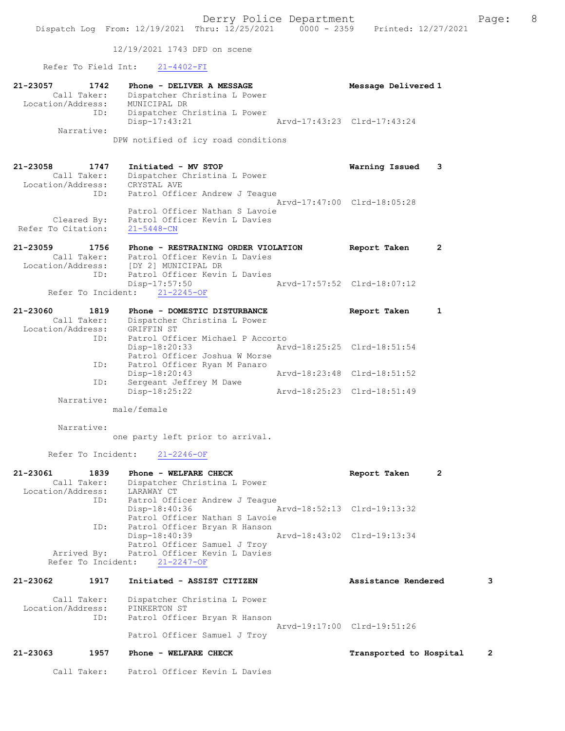12/19/2021 1743 DFD on scene

Refer To Field Int: 21-4402-FI

```
21-23057      1742   Phone - DELIVER A MESSAGE                 Message Delivered 1
       Call Taker:   Dispatcher Christina L Power
 Location/Address:   MUNICIPAL DR
              ID:    Dispatcher Christina L Power
                     Disp-17:43:21                Arvd-17:43:23  Clrd-17:43:24
        Narrative:
                     DPW notified of icy road conditions

21-23058      1747   Initiated - MV STOP                       Warning Issued    3
       Call Taker:   Dispatcher Christina L Power
 Location/Address:   CRYSTAL AVE
              ID:    Patrol Officer Andrew J Teague
                                                  Arvd-17:47:00  Clrd-18:05:28
                     Patrol Officer Nathan S Lavoie
       Cleared By:   Patrol Officer Kevin L Davies
Refer To Citation:   21-5448-CN

21-23059      1756   Phone - RESTRAINING ORDER VIOLATION       Report Taken      2
       Call Taker:   Patrol Officer Kevin L Davies
 Location/Address:   [DY 2] MUNICIPAL DR
              ID:    Patrol Officer Kevin L Davies
                     Disp-17:57:50                Arvd-17:57:52  Clrd-18:07:12
 Refer To Incident:  21-2245-OF

21-23060      1819   Phone - DOMESTIC DISTURBANCE              Report Taken      1
       Call Taker:   Dispatcher Christina L Power
 Location/Address:   GRIFFIN ST
              ID:    Patrol Officer Michael P Accorto
                     Disp-18:20:33                Arvd-18:25:25  Clrd-18:51:54
                     Patrol Officer Joshua W Morse
              ID:    Patrol Officer Ryan M Panaro
                     Disp-18:20:43                Arvd-18:23:48  Clrd-18:51:52
              ID:    Sergeant Jeffrey M Dawe
                     Disp-18:25:22                Arvd-18:25:23  Clrd-18:51:49
        Narrative:
                     male/female

        Narrative:
                     one party left prior to arrival.

 Refer To Incident:  21-2246-OF

21-23061      1839   Phone - WELFARE CHECK                     Report Taken      2
       Call Taker:   Dispatcher Christina L Power
 Location/Address:   LARAWAY CT
              ID:    Patrol Officer Andrew J Teague
                     Disp-18:40:36                Arvd-18:52:13  Clrd-19:13:32
                     Patrol Officer Nathan S Lavoie
              ID:    Patrol Officer Bryan R Hanson
                     Disp-18:40:39                Arvd-18:43:02  Clrd-19:13:34
                     Patrol Officer Samuel J Troy
       Arrived By:   Patrol Officer Kevin L Davies
 Refer To Incident:  21-2247-OF

21-23062      1917   Initiated - ASSIST CITIZEN                Assistance Rendered       3

       Call Taker:   Dispatcher Christina L Power
 Location/Address:   PINKERTON ST
              ID:    Patrol Officer Bryan R Hanson
                                                  Arvd-19:17:00  Clrd-19:51:26
                     Patrol Officer Samuel J Troy

21-23063      1957   Phone - WELFARE CHECK                     Transported to Hospital   2

       Call Taker:   Patrol Officer Kevin L Davies
```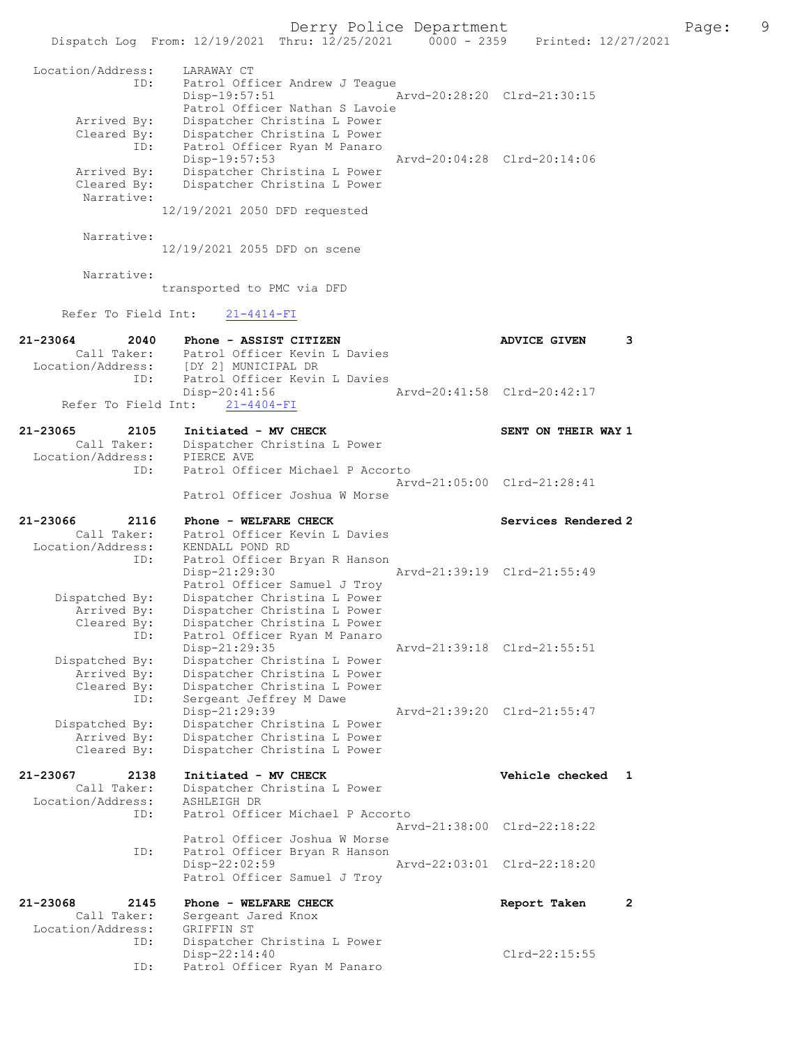```
Location/Address:     LARAWAY CT
              ID:     Patrol Officer Andrew J Teague
                      Disp-19:57:51                Arvd-20:28:20  Clrd-21:30:15
                      Patrol Officer Nathan S Lavoie
      Arrived By:     Dispatcher Christina L Power
      Cleared By:     Dispatcher Christina L Power
              ID:     Patrol Officer Ryan M Panaro
                      Disp-19:57:53                Arvd-20:04:28  Clrd-20:14:06
      Arrived By:     Dispatcher Christina L Power
      Cleared By:     Dispatcher Christina L Power
       Narrative:
                  12/19/2021 2050 DFD requested

       Narrative:
                  12/19/2021 2055 DFD on scene

       Narrative:
                  transported to PMC via DFD

     Refer To Field Int:     21-4414-FI

21-23064         2040     Phone - ASSIST CITIZEN                   ADVICE GIVEN      3
        Call Taker:     Patrol Officer Kevin L Davies
  Location/Address:     [DY 2] MUNICIPAL DR
                ID:     Patrol Officer Kevin L Davies
                        Disp-20:41:56              Arvd-20:41:58  Clrd-20:42:17
     Refer To Field Int:     21-4404-FI

21-23065         2105     Initiated - MV CHECK                     SENT ON THEIR WAY 1
        Call Taker:     Dispatcher Christina L Power
  Location/Address:     PIERCE AVE
                ID:     Patrol Officer Michael P Accorto
                                                   Arvd-21:05:00  Clrd-21:28:41
                        Patrol Officer Joshua W Morse

21-23066         2116     Phone - WELFARE CHECK                    Services Rendered 2
        Call Taker:     Patrol Officer Kevin L Davies
  Location/Address:     KENDALL POND RD
                ID:     Patrol Officer Bryan R Hanson
                        Disp-21:29:30              Arvd-21:39:19  Clrd-21:55:49
                        Patrol Officer Samuel J Troy
     Dispatched By:     Dispatcher Christina L Power
        Arrived By:     Dispatcher Christina L Power
        Cleared By:     Dispatcher Christina L Power
                ID:     Patrol Officer Ryan M Panaro
                        Disp-21:29:35              Arvd-21:39:18  Clrd-21:55:51
     Dispatched By:     Dispatcher Christina L Power
        Arrived By:     Dispatcher Christina L Power
        Cleared By:     Dispatcher Christina L Power
                ID:     Sergeant Jeffrey M Dawe
                        Disp-21:29:39              Arvd-21:39:20  Clrd-21:55:47
     Dispatched By:     Dispatcher Christina L Power
        Arrived By:     Dispatcher Christina L Power
        Cleared By:     Dispatcher Christina L Power

21-23067         2138     Initiated - MV CHECK                     Vehicle checked   1
        Call Taker:     Dispatcher Christina L Power
  Location/Address:     ASHLEIGH DR
                ID:     Patrol Officer Michael P Accorto
                                                   Arvd-21:38:00  Clrd-22:18:22
                        Patrol Officer Joshua W Morse
                ID:     Patrol Officer Bryan R Hanson
                        Disp-22:02:59              Arvd-22:03:01  Clrd-22:18:20
                        Patrol Officer Samuel J Troy

21-23068         2145     Phone - WELFARE CHECK                    Report Taken      2
        Call Taker:     Sergeant Jared Knox
  Location/Address:     GRIFFIN ST
                ID:     Dispatcher Christina L Power
                        Disp-22:14:40                             Clrd-22:15:55
                ID:     Patrol Officer Ryan M Panaro
```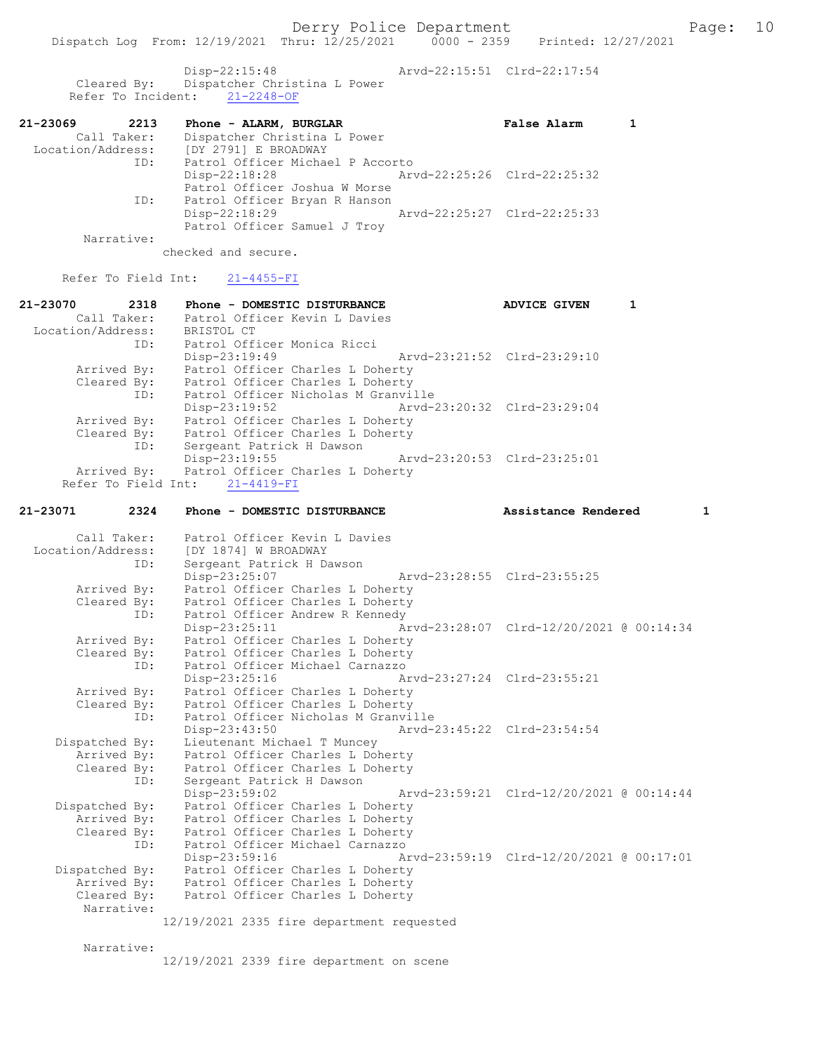```
                Disp-22:15:48                 Arvd-22:15:51  Clrd-22:17:54
      Cleared By:    Dispatcher Christina L Power
     Refer To Incident:   21-2248-OF

21-23069       2213    Phone - ALARM, BURGLAR                  False Alarm      1
        Call Taker:    Dispatcher Christina L Power
  Location/Address:    [DY 2791] E BROADWAY
               ID:     Patrol Officer Michael P Accorto
                       Disp-22:18:28                 Arvd-22:25:26  Clrd-22:25:32
                       Patrol Officer Joshua W Morse
               ID:     Patrol Officer Bryan R Hanson
                       Disp-22:18:29                 Arvd-22:25:27  Clrd-22:25:33
                       Patrol Officer Samuel J Troy
        Narrative:
                     checked and secure.

     Refer To Field Int:     21-4455-FI

21-23070       2318    Phone - DOMESTIC DISTURBANCE            ADVICE GIVEN     1
        Call Taker:    Patrol Officer Kevin L Davies
  Location/Address:    BRISTOL CT
               ID:     Patrol Officer Monica Ricci
                       Disp-23:19:49                 Arvd-23:21:52  Clrd-23:29:10
       Arrived By:     Patrol Officer Charles L Doherty
       Cleared By:     Patrol Officer Charles L Doherty
               ID:     Patrol Officer Nicholas M Granville
                       Disp-23:19:52                 Arvd-23:20:32  Clrd-23:29:04
       Arrived By:     Patrol Officer Charles L Doherty
       Cleared By:     Patrol Officer Charles L Doherty
               ID:     Sergeant Patrick H Dawson
                       Disp-23:19:55                 Arvd-23:20:53  Clrd-23:25:01
       Arrived By:     Patrol Officer Charles L Doherty
     Refer To Field Int:     21-4419-FI

21-23071       2324    Phone - DOMESTIC DISTURBANCE            Assistance Rendered        1

        Call Taker:    Patrol Officer Kevin L Davies
  Location/Address:    [DY 1874] W BROADWAY
               ID:     Sergeant Patrick H Dawson
                       Disp-23:25:07                 Arvd-23:28:55  Clrd-23:55:25
       Arrived By:     Patrol Officer Charles L Doherty
       Cleared By:     Patrol Officer Charles L Doherty
               ID:     Patrol Officer Andrew R Kennedy
                       Disp-23:25:11                 Arvd-23:28:07  Clrd-12/20/2021 @ 00:14:34
       Arrived By:     Patrol Officer Charles L Doherty
       Cleared By:     Patrol Officer Charles L Doherty
               ID:     Patrol Officer Michael Carnazzo
                       Disp-23:25:16                 Arvd-23:27:24  Clrd-23:55:21
       Arrived By:     Patrol Officer Charles L Doherty
       Cleared By:     Patrol Officer Charles L Doherty
               ID:     Patrol Officer Nicholas M Granville
                       Disp-23:43:50                 Arvd-23:45:22  Clrd-23:54:54
    Dispatched By:     Lieutenant Michael T Muncey
       Arrived By:     Patrol Officer Charles L Doherty
       Cleared By:     Patrol Officer Charles L Doherty
               ID:     Sergeant Patrick H Dawson
                       Disp-23:59:02                 Arvd-23:59:21  Clrd-12/20/2021 @ 00:14:44
    Dispatched By:     Patrol Officer Charles L Doherty
       Arrived By:     Patrol Officer Charles L Doherty
       Cleared By:     Patrol Officer Charles L Doherty
               ID:     Patrol Officer Michael Carnazzo
                       Disp-23:59:16                 Arvd-23:59:19  Clrd-12/20/2021 @ 00:17:01
    Dispatched By:     Patrol Officer Charles L Doherty
       Arrived By:     Patrol Officer Charles L Doherty
       Cleared By:     Patrol Officer Charles L Doherty
        Narrative:
                     12/19/2021 2335 fire department requested

        Narrative:
                     12/19/2021 2339 fire department on scene
```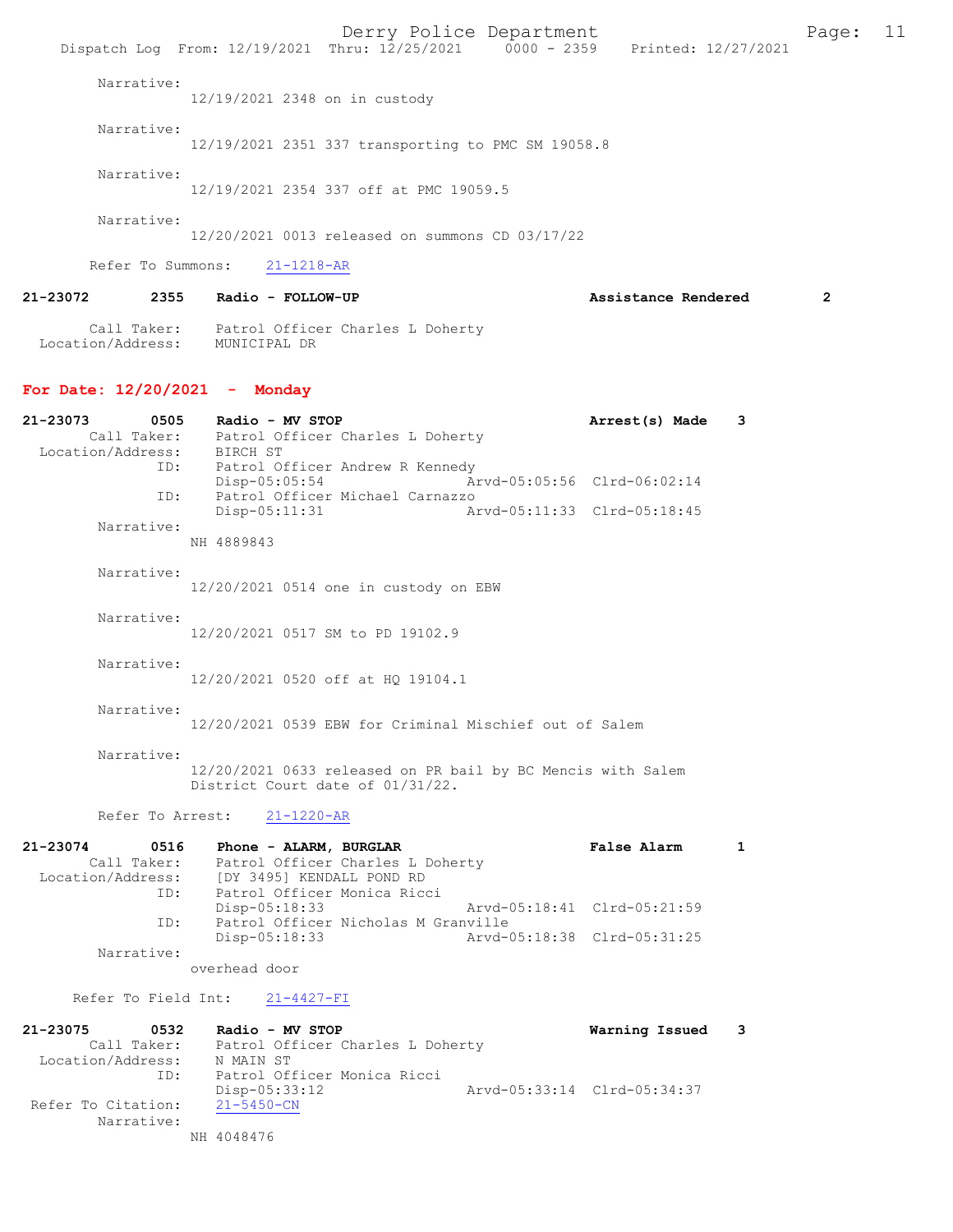Narrative:
12/19/2021 2348 on in custody

Narrative:
12/19/2021 2351 337 transporting to PMC SM 19058.8

Narrative:
12/19/2021 2354 337 off at PMC 19059.5

Narrative:
12/20/2021 0013 released on summons CD 03/17/22

Refer To Summons: 21-1218-AR

**21-23072 2355 Radio - FOLLOW-UP — Assistance Rendered 2**

Call Taker: Patrol Officer Charles L Doherty
Location/Address: MUNICIPAL DR

## For Date: 12/20/2021 - Monday

**21-23073 0505 Radio - MV STOP — Arrest(s) Made 3**

Call Taker: Patrol Officer Charles L Doherty
Location/Address: BIRCH ST
ID: Patrol Officer Andrew R Kennedy
Disp-05:05:54 Arvd-05:05:56 Clrd-06:02:14
ID: Patrol Officer Michael Carnazzo
Disp-05:11:31 Arvd-05:11:33 Clrd-05:18:45

Narrative:
NH 4889843

Narrative:
12/20/2021 0514 one in custody on EBW

Narrative:
12/20/2021 0517 SM to PD 19102.9

Narrative:
12/20/2021 0520 off at HQ 19104.1

Narrative:
12/20/2021 0539 EBW for Criminal Mischief out of Salem

Narrative:
12/20/2021 0633 released on PR bail by BC Mencis with Salem District Court date of 01/31/22.

Refer To Arrest: 21-1220-AR

**21-23074 0516 Phone - ALARM, BURGLAR — False Alarm 1**

Call Taker: Patrol Officer Charles L Doherty
Location/Address: [DY 3495] KENDALL POND RD
ID: Patrol Officer Monica Ricci
Disp-05:18:33 Arvd-05:18:41 Clrd-05:21:59
ID: Patrol Officer Nicholas M Granville
Disp-05:18:33 Arvd-05:18:38 Clrd-05:31:25

Narrative:
overhead door

Refer To Field Int: 21-4427-FI

**21-23075 0532 Radio - MV STOP — Warning Issued 3**

Call Taker: Patrol Officer Charles L Doherty
Location/Address: N MAIN ST
ID: Patrol Officer Monica Ricci
Disp-05:33:12 Arvd-05:33:14 Clrd-05:34:37
Refer To Citation: 21-5450-CN

Narrative:
NH 4048476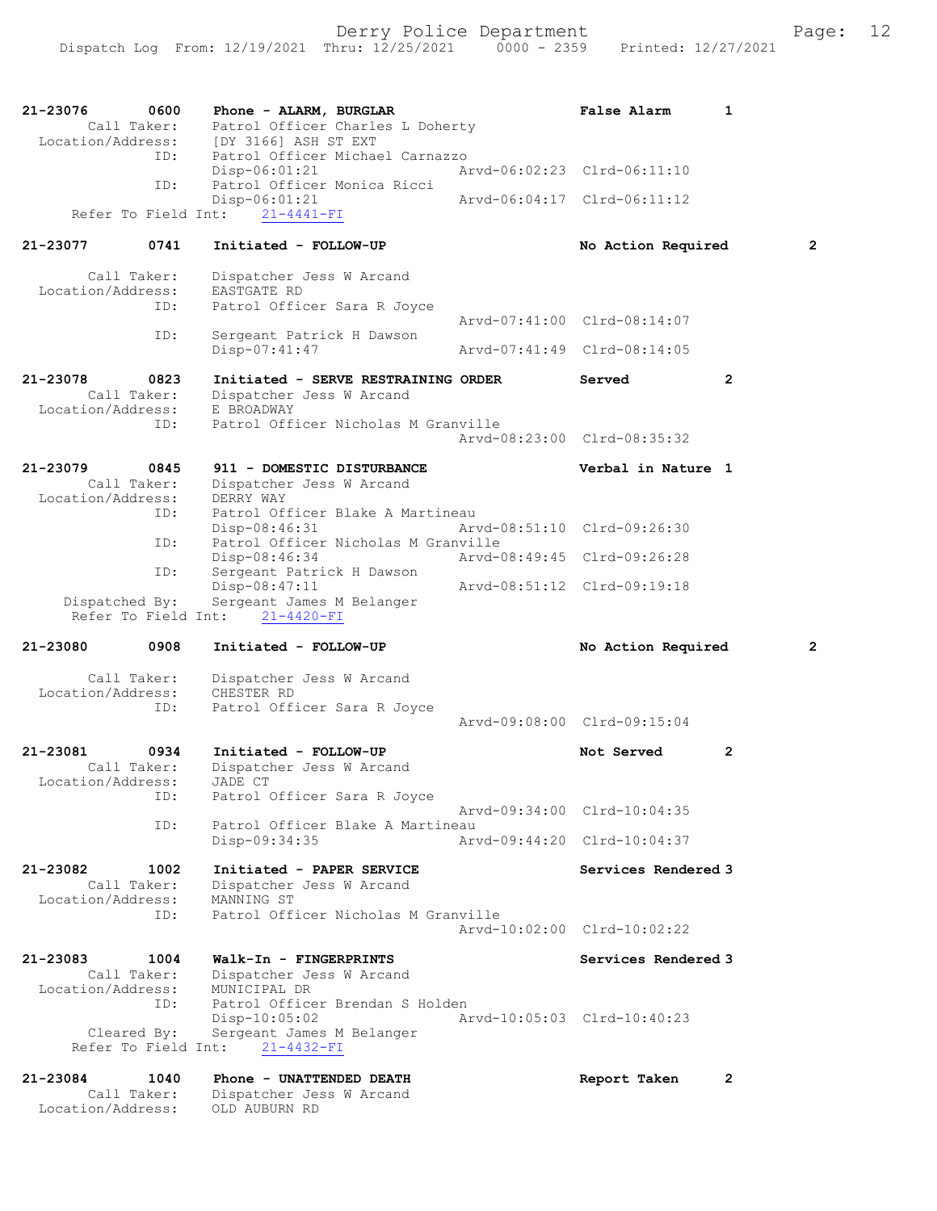Derry Police Department

Dispatch Log From: 12/19/2021 Thru: 12/25/2021 0000 - 2359 Printed: 12/27/2021

```
21-23076        0600    Phone - ALARM, BURGLAR                      False Alarm        1
        Call Taker:     Patrol Officer Charles L Doherty
  Location/Address:     [DY 3166] ASH ST EXT
                ID:     Patrol Officer Michael Carnazzo
                        Disp-06:01:21              Arvd-06:02:23  Clrd-06:11:10
                ID:     Patrol Officer Monica Ricci
                        Disp-06:01:21              Arvd-06:04:17  Clrd-06:11:12
    Refer To Field Int:     21-4441-FI

21-23077        0741    Initiated - FOLLOW-UP                       No Action Required        2

        Call Taker:     Dispatcher Jess W Arcand
  Location/Address:     EASTGATE RD
                ID:     Patrol Officer Sara R Joyce
                                                   Arvd-07:41:00  Clrd-08:14:07
                ID:     Sergeant Patrick H Dawson
                        Disp-07:41:47              Arvd-07:41:49  Clrd-08:14:05

21-23078        0823    Initiated - SERVE RESTRAINING ORDER         Served             2
        Call Taker:     Dispatcher Jess W Arcand
  Location/Address:     E BROADWAY
                ID:     Patrol Officer Nicholas M Granville
                                                   Arvd-08:23:00  Clrd-08:35:32

21-23079        0845    911 - DOMESTIC DISTURBANCE                  Verbal in Nature   1
        Call Taker:     Dispatcher Jess W Arcand
  Location/Address:     DERRY WAY
                ID:     Patrol Officer Blake A Martineau
                        Disp-08:46:31              Arvd-08:51:10  Clrd-09:26:30
                ID:     Patrol Officer Nicholas M Granville
                        Disp-08:46:34              Arvd-08:49:45  Clrd-09:26:28
                ID:     Sergeant Patrick H Dawson
                        Disp-08:47:11              Arvd-08:51:12  Clrd-09:19:18
     Dispatched By:     Sergeant James M Belanger
    Refer To Field Int:     21-4420-FI

21-23080        0908    Initiated - FOLLOW-UP                       No Action Required        2

        Call Taker:     Dispatcher Jess W Arcand
  Location/Address:     CHESTER RD
                ID:     Patrol Officer Sara R Joyce
                                                   Arvd-09:08:00  Clrd-09:15:04

21-23081        0934    Initiated - FOLLOW-UP                       Not Served         2
        Call Taker:     Dispatcher Jess W Arcand
  Location/Address:     JADE CT
                ID:     Patrol Officer Sara R Joyce
                                                   Arvd-09:34:00  Clrd-10:04:35
                ID:     Patrol Officer Blake A Martineau
                        Disp-09:34:35              Arvd-09:44:20  Clrd-10:04:37

21-23082        1002    Initiated - PAPER SERVICE                   Services Rendered 3
        Call Taker:     Dispatcher Jess W Arcand
  Location/Address:     MANNING ST
                ID:     Patrol Officer Nicholas M Granville
                                                   Arvd-10:02:00  Clrd-10:02:22

21-23083        1004    Walk-In - FINGERPRINTS                      Services Rendered 3
        Call Taker:     Dispatcher Jess W Arcand
  Location/Address:     MUNICIPAL DR
                ID:     Patrol Officer Brendan S Holden
                        Disp-10:05:02              Arvd-10:05:03  Clrd-10:40:23
        Cleared By:     Sergeant James M Belanger
    Refer To Field Int:     21-4432-FI

21-23084        1040    Phone - UNATTENDED DEATH                    Report Taken       2
        Call Taker:     Dispatcher Jess W Arcand
  Location/Address:     OLD AUBURN RD
```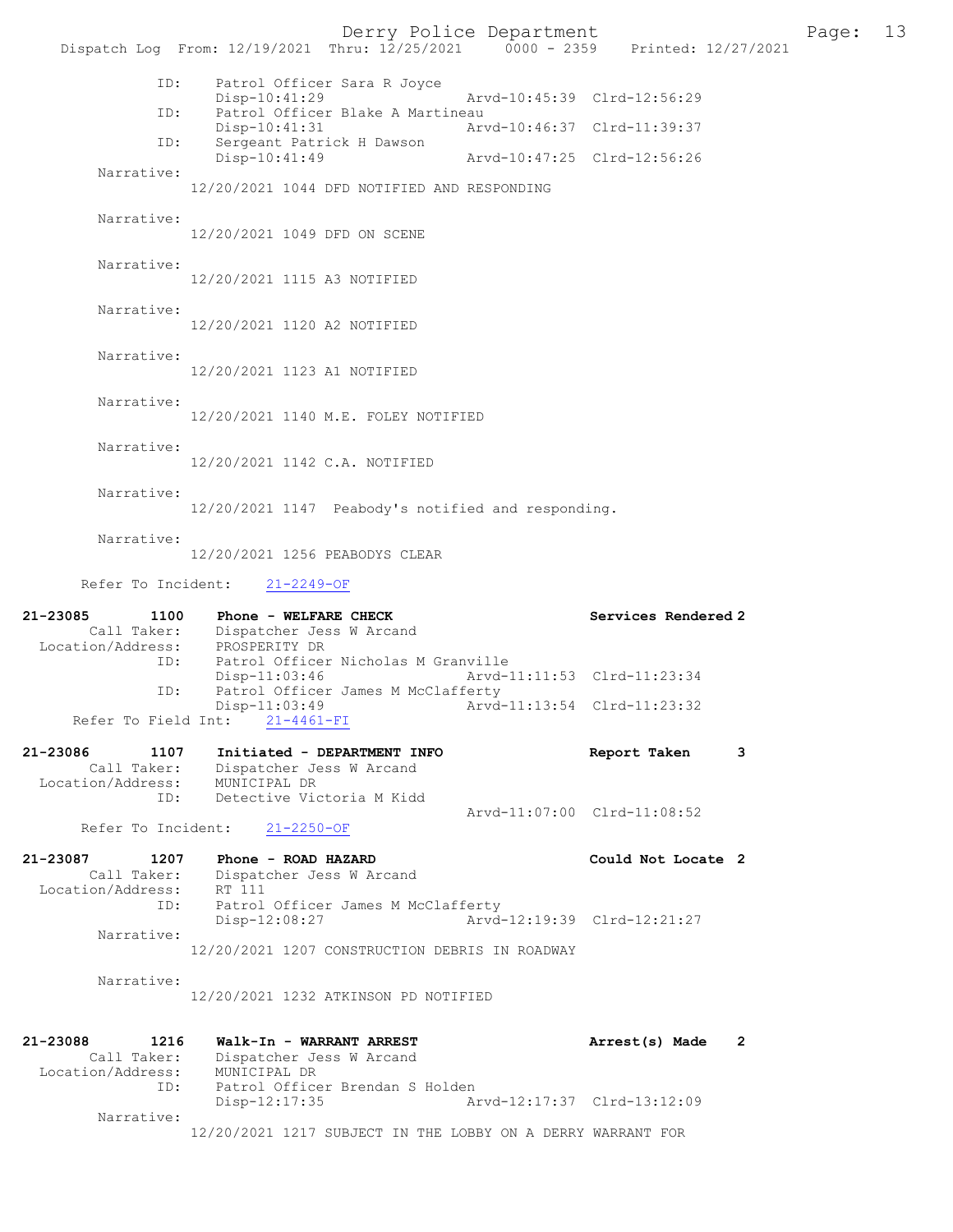```
            ID:    Patrol Officer Sara R Joyce
                   Disp-10:41:29               Arvd-10:45:39  Clrd-12:56:29
            ID:    Patrol Officer Blake A Martineau
                   Disp-10:41:31               Arvd-10:46:37  Clrd-11:39:37
            ID:    Sergeant Patrick H Dawson
                   Disp-10:41:49               Arvd-10:47:25  Clrd-12:56:26
       Narrative:
                 12/20/2021 1044 DFD NOTIFIED AND RESPONDING

       Narrative:
                 12/20/2021 1049 DFD ON SCENE

       Narrative:
                 12/20/2021 1115 A3 NOTIFIED

       Narrative:
                 12/20/2021 1120 A2 NOTIFIED

       Narrative:
                 12/20/2021 1123 A1 NOTIFIED

       Narrative:
                 12/20/2021 1140 M.E. FOLEY NOTIFIED

       Narrative:
                 12/20/2021 1142 C.A. NOTIFIED

       Narrative:
                 12/20/2021 1147  Peabody's notified and responding.

       Narrative:
                 12/20/2021 1256 PEABODYS CLEAR

      Refer To Incident:    21-2249-OF

21-23085        1100    Phone - WELFARE CHECK                     Services Rendered 2
        Call Taker:    Dispatcher Jess W Arcand
  Location/Address:    PROSPERITY DR
            ID:    Patrol Officer Nicholas M Granville
                   Disp-11:03:46               Arvd-11:11:53  Clrd-11:23:34
            ID:    Patrol Officer James M McClafferty
                   Disp-11:03:49               Arvd-11:13:54  Clrd-11:23:32
     Refer To Field Int:    21-4461-FI

21-23086        1107    Initiated - DEPARTMENT INFO               Report Taken      3
        Call Taker:    Dispatcher Jess W Arcand
  Location/Address:    MUNICIPAL DR
            ID:    Detective Victoria M Kidd
                                               Arvd-11:07:00  Clrd-11:08:52
      Refer To Incident:    21-2250-OF

21-23087        1207    Phone - ROAD HAZARD                       Could Not Locate 2
        Call Taker:    Dispatcher Jess W Arcand
  Location/Address:    RT 111
            ID:    Patrol Officer James M McClafferty
                   Disp-12:08:27               Arvd-12:19:39  Clrd-12:21:27
       Narrative:
                 12/20/2021 1207 CONSTRUCTION DEBRIS IN ROADWAY

       Narrative:
                 12/20/2021 1232 ATKINSON PD NOTIFIED


21-23088        1216    Walk-In - WARRANT ARREST                  Arrest(s) Made    2
        Call Taker:    Dispatcher Jess W Arcand
  Location/Address:    MUNICIPAL DR
            ID:    Patrol Officer Brendan S Holden
                   Disp-12:17:35               Arvd-12:17:37  Clrd-13:12:09
       Narrative:
                 12/20/2021 1217 SUBJECT IN THE LOBBY ON A DERRY WARRANT FOR
```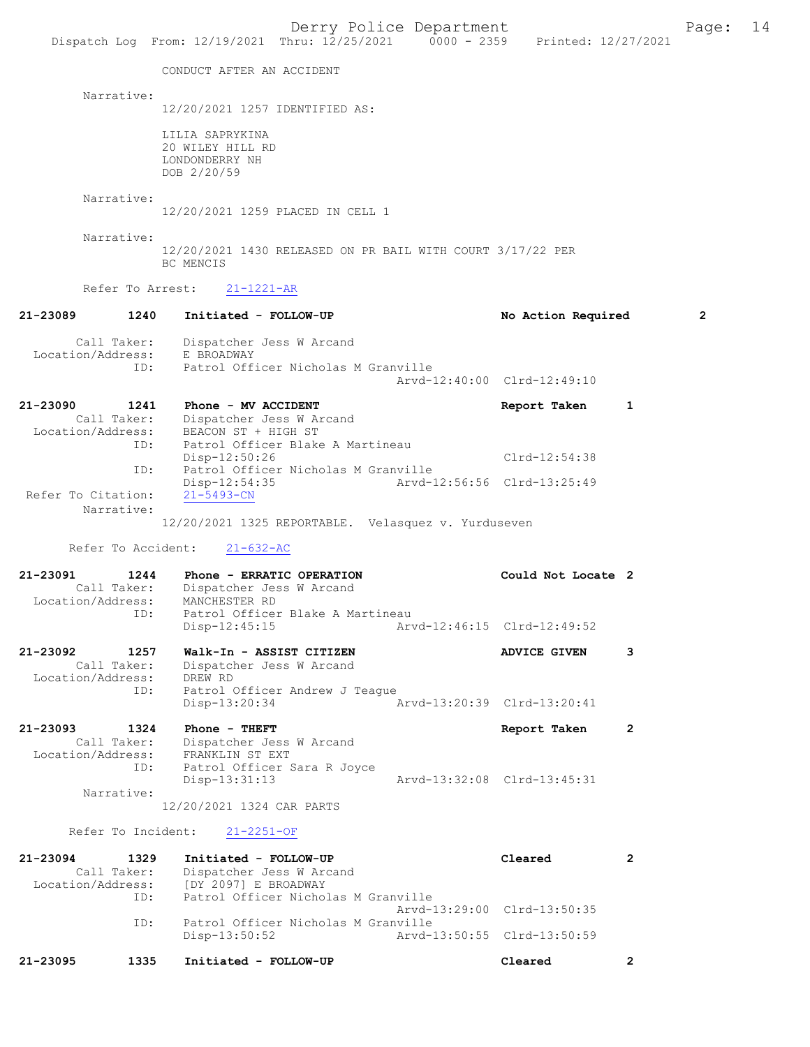CONDUCT AFTER AN ACCIDENT

Narrative:
12/20/2021 1257 IDENTIFIED AS:

LILIA SAPRYKINA
20 WILEY HILL RD
LONDONDERRY NH
DOB 2/20/59

Narrative:
12/20/2021 1259 PLACED IN CELL 1

Narrative:
12/20/2021 1430 RELEASED ON PR BAIL WITH COURT 3/17/22 PER BC MENCIS

Refer To Arrest: 21-1221-AR

**21-23089 1240 Initiated - FOLLOW-UP** — **No Action Required** — 2

Call Taker: Dispatcher Jess W Arcand
Location/Address: E BROADWAY
ID: Patrol Officer Nicholas M Granville
Arvd-12:40:00 Clrd-12:49:10

**21-23090 1241 Phone - MV ACCIDENT** — **Report Taken** — 1

Call Taker: Dispatcher Jess W Arcand
Location/Address: BEACON ST + HIGH ST
ID: Patrol Officer Blake A Martineau
Disp-12:50:26 Clrd-12:54:38
ID: Patrol Officer Nicholas M Granville
Disp-12:54:35 Arvd-12:56:56 Clrd-13:25:49
Refer To Citation: 21-5493-CN
Narrative:
12/20/2021 1325 REPORTABLE. Velasquez v. Yurduseven

Refer To Accident: 21-632-AC

**21-23091 1244 Phone - ERRATIC OPERATION** — **Could Not Locate** — 2

Call Taker: Dispatcher Jess W Arcand
Location/Address: MANCHESTER RD
ID: Patrol Officer Blake A Martineau
Disp-12:45:15 Arvd-12:46:15 Clrd-12:49:52

**21-23092 1257 Walk-In - ASSIST CITIZEN** — **ADVICE GIVEN** — 3

Call Taker: Dispatcher Jess W Arcand
Location/Address: DREW RD
ID: Patrol Officer Andrew J Teague
Disp-13:20:34 Arvd-13:20:39 Clrd-13:20:41

**21-23093 1324 Phone - THEFT** — **Report Taken** — 2

Call Taker: Dispatcher Jess W Arcand
Location/Address: FRANKLIN ST EXT
ID: Patrol Officer Sara R Joyce
Disp-13:31:13 Arvd-13:32:08 Clrd-13:45:31
Narrative:
12/20/2021 1324 CAR PARTS

Refer To Incident: 21-2251-OF

**21-23094 1329 Initiated - FOLLOW-UP** — **Cleared** — 2

Call Taker: Dispatcher Jess W Arcand
Location/Address: [DY 2097] E BROADWAY
ID: Patrol Officer Nicholas M Granville
Arvd-13:29:00 Clrd-13:50:35
ID: Patrol Officer Nicholas M Granville
Disp-13:50:52 Arvd-13:50:55 Clrd-13:50:59

**21-23095 1335 Initiated - FOLLOW-UP** — **Cleared** — 2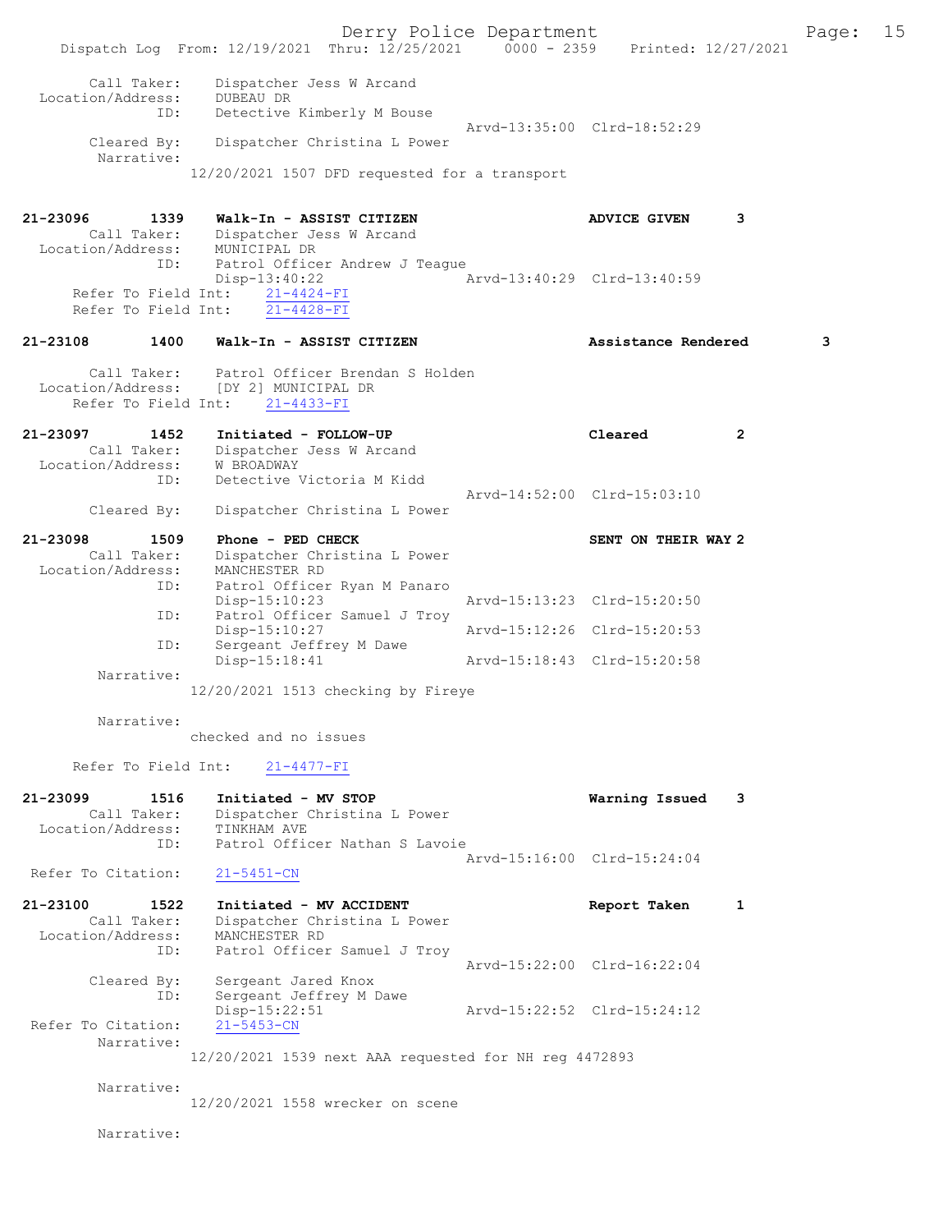Call Taker: Dispatcher Jess W Arcand
Location/Address: DUBEAU DR
ID: Detective Kimberly M Bouse
Arvd-13:35:00 Clrd-18:52:29
Cleared By: Dispatcher Christina L Power
Narrative:
12/20/2021 1507 DFD requested for a transport

**21-23096 1339 Walk-In - ASSIST CITIZEN — ADVICE GIVEN 3**
Call Taker: Dispatcher Jess W Arcand
Location/Address: MUNICIPAL DR
ID: Patrol Officer Andrew J Teague
Disp-13:40:22 Arvd-13:40:29 Clrd-13:40:59
Refer To Field Int: 21-4424-FI
Refer To Field Int: 21-4428-FI

**21-23108 1400 Walk-In - ASSIST CITIZEN — Assistance Rendered 3**
Call Taker: Patrol Officer Brendan S Holden
Location/Address: [DY 2] MUNICIPAL DR
Refer To Field Int: 21-4433-FI

**21-23097 1452 Initiated - FOLLOW-UP — Cleared 2**
Call Taker: Dispatcher Jess W Arcand
Location/Address: W BROADWAY
ID: Detective Victoria M Kidd
Arvd-14:52:00 Clrd-15:03:10
Cleared By: Dispatcher Christina L Power

**21-23098 1509 Phone - PED CHECK — SENT ON THEIR WAY 2**
Call Taker: Dispatcher Christina L Power
Location/Address: MANCHESTER RD
ID: Patrol Officer Ryan M Panaro
Disp-15:10:23 Arvd-15:13:23 Clrd-15:20:50
ID: Patrol Officer Samuel J Troy
Disp-15:10:27 Arvd-15:12:26 Clrd-15:20:53
ID: Sergeant Jeffrey M Dawe
Disp-15:18:41 Arvd-15:18:43 Clrd-15:20:58
Narrative:
12/20/2021 1513 checking by Fireye

Narrative:
checked and no issues

Refer To Field Int: 21-4477-FI

**21-23099 1516 Initiated - MV STOP — Warning Issued 3**
Call Taker: Dispatcher Christina L Power
Location/Address: TINKHAM AVE
ID: Patrol Officer Nathan S Lavoie
Arvd-15:16:00 Clrd-15:24:04
Refer To Citation: 21-5451-CN

**21-23100 1522 Initiated - MV ACCIDENT — Report Taken 1**
Call Taker: Dispatcher Christina L Power
Location/Address: MANCHESTER RD
ID: Patrol Officer Samuel J Troy
Arvd-15:22:00 Clrd-16:22:04
Cleared By: Sergeant Jared Knox
ID: Sergeant Jeffrey M Dawe
Disp-15:22:51 Arvd-15:22:52 Clrd-15:24:12
Refer To Citation: 21-5453-CN
Narrative:
12/20/2021 1539 next AAA requested for NH reg 4472893

Narrative:
12/20/2021 1558 wrecker on scene

Narrative: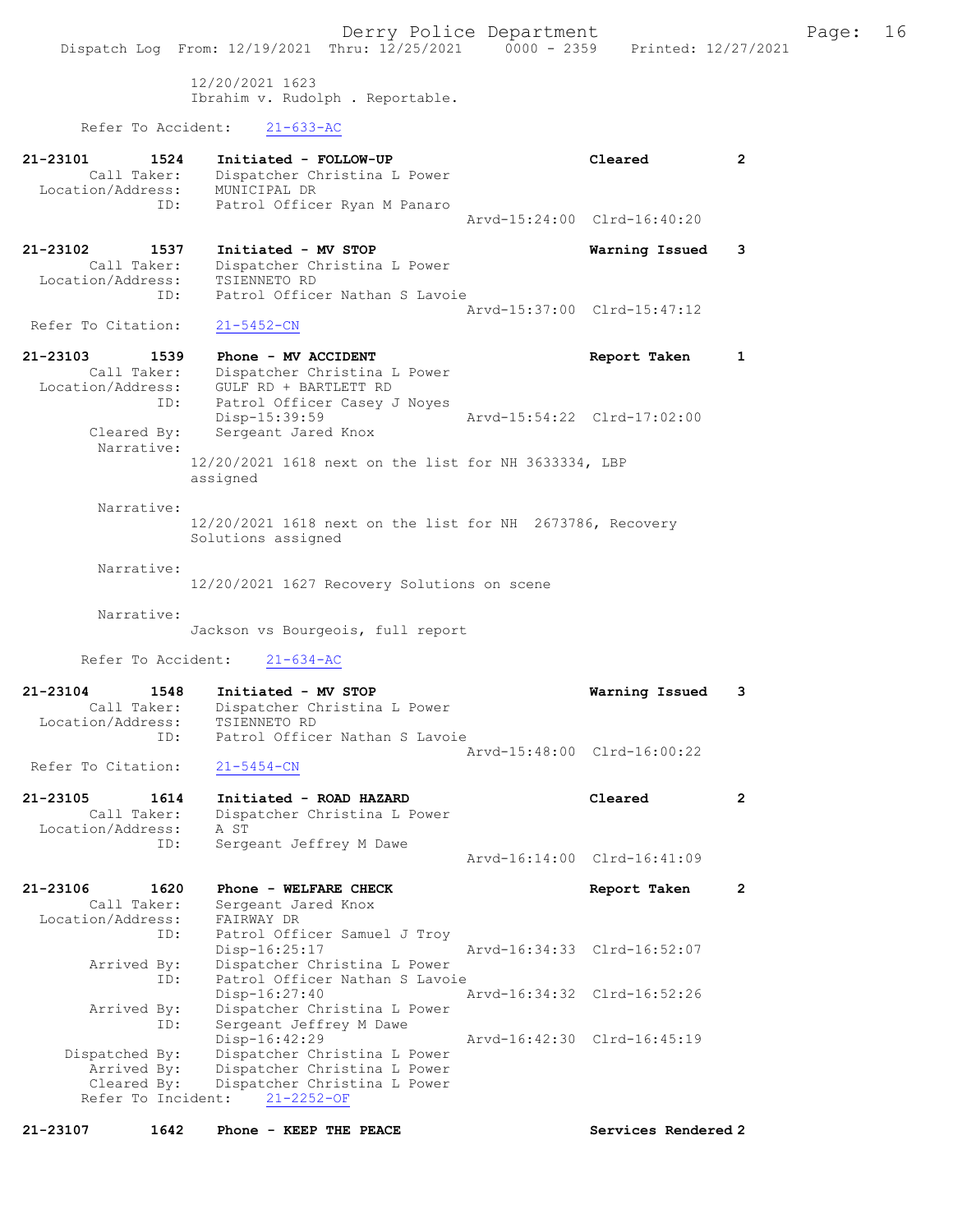12/20/2021 1623
Ibrahim v. Rudolph . Reportable.

Refer To Accident: 21-633-AC

**21-23101 1524 Initiated - FOLLOW-UP** — **Cleared** — **2**
Call Taker: Dispatcher Christina L Power
Location/Address: MUNICIPAL DR
ID: Patrol Officer Ryan M Panaro
Arvd-15:24:00 Clrd-16:40:20

**21-23102 1537 Initiated - MV STOP** — **Warning Issued** — **3**
Call Taker: Dispatcher Christina L Power
Location/Address: TSIENNETO RD
ID: Patrol Officer Nathan S Lavoie
Arvd-15:37:00 Clrd-15:47:12
Refer To Citation: 21-5452-CN

**21-23103 1539 Phone - MV ACCIDENT** — **Report Taken** — **1**
Call Taker: Dispatcher Christina L Power
Location/Address: GULF RD + BARTLETT RD
ID: Patrol Officer Casey J Noyes
Disp-15:39:59 Arvd-15:54:22 Clrd-17:02:00
Cleared By: Sergeant Jared Knox
Narrative:
12/20/2021 1618 next on the list for NH 3633334, LBP assigned

Narrative:
12/20/2021 1618 next on the list for NH 2673786, Recovery Solutions assigned

Narrative:
12/20/2021 1627 Recovery Solutions on scene

Narrative:
Jackson vs Bourgeois, full report

Refer To Accident: 21-634-AC

**21-23104 1548 Initiated - MV STOP** — **Warning Issued** — **3**
Call Taker: Dispatcher Christina L Power
Location/Address: TSIENNETO RD
ID: Patrol Officer Nathan S Lavoie
Arvd-15:48:00 Clrd-16:00:22
Refer To Citation: 21-5454-CN

**21-23105 1614 Initiated - ROAD HAZARD** — **Cleared** — **2**
Call Taker: Dispatcher Christina L Power
Location/Address: A ST
ID: Sergeant Jeffrey M Dawe
Arvd-16:14:00 Clrd-16:41:09

**21-23106 1620 Phone - WELFARE CHECK** — **Report Taken** — **2**
Call Taker: Sergeant Jared Knox
Location/Address: FAIRWAY DR
ID: Patrol Officer Samuel J Troy
Disp-16:25:17 Arvd-16:34:33 Clrd-16:52:07
Arrived By: Dispatcher Christina L Power
ID: Patrol Officer Nathan S Lavoie
Disp-16:27:40 Arvd-16:34:32 Clrd-16:52:26
Arrived By: Dispatcher Christina L Power
ID: Sergeant Jeffrey M Dawe
Disp-16:42:29 Arvd-16:42:30 Clrd-16:45:19
Dispatched By: Dispatcher Christina L Power
Arrived By: Dispatcher Christina L Power
Cleared By: Dispatcher Christina L Power
Refer To Incident: 21-2252-OF

**21-23107 1642 Phone - KEEP THE PEACE** — **Services Rendered** — **2**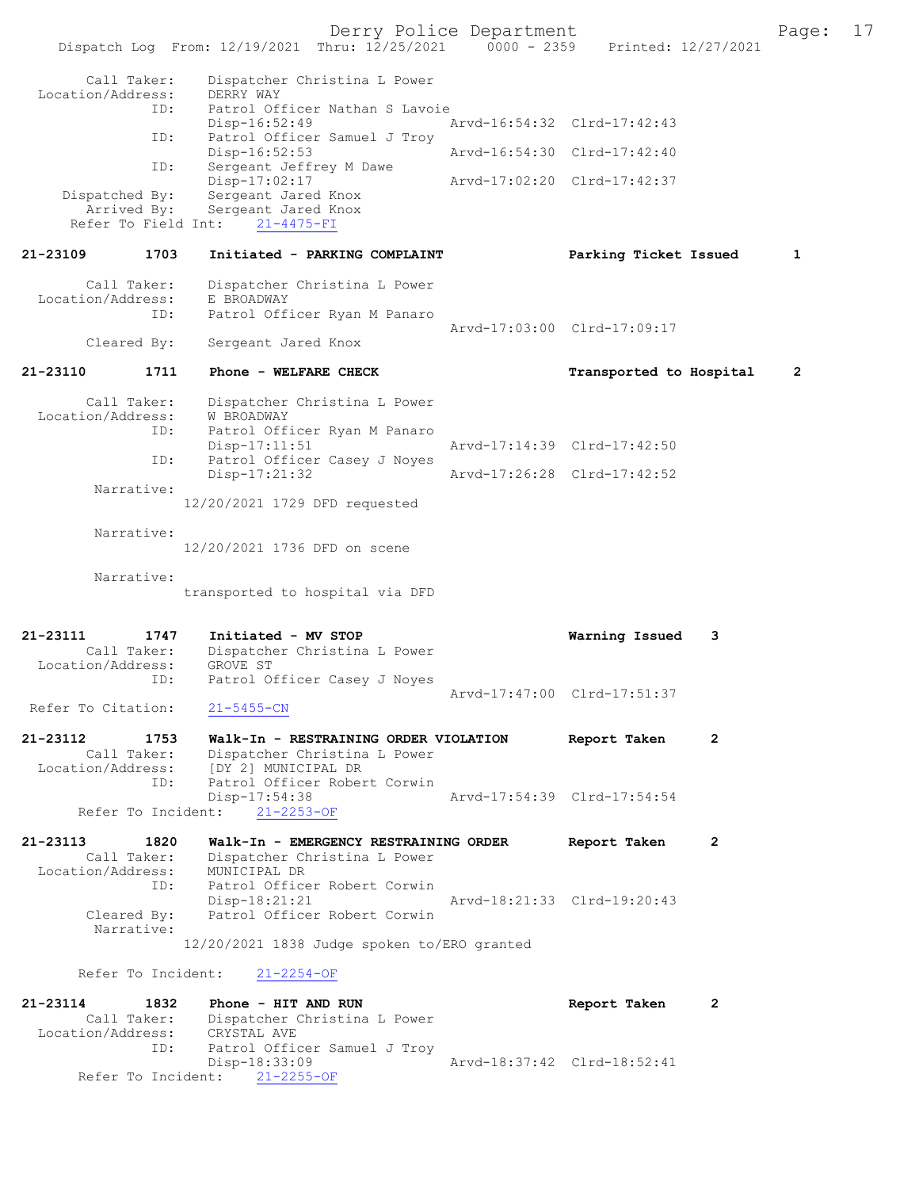```
   Call Taker:    Dispatcher Christina L Power
 Location/Address:    DERRY WAY
            ID:    Patrol Officer Nathan S Lavoie
                   Disp-16:52:49                Arvd-16:54:32  Clrd-17:42:43
            ID:    Patrol Officer Samuel J Troy
                   Disp-16:52:53                Arvd-16:54:30  Clrd-17:42:40
            ID:    Sergeant Jeffrey M Dawe
                   Disp-17:02:17                Arvd-17:02:20  Clrd-17:42:37
 Dispatched By:    Sergeant Jared Knox
    Arrived By:    Sergeant Jared Knox
 Refer To Field Int:    21-4475-FI

21-23109       1703    Initiated - PARKING COMPLAINT            Parking Ticket Issued      1

   Call Taker:    Dispatcher Christina L Power
 Location/Address:    E BROADWAY
            ID:    Patrol Officer Ryan M Panaro
                                                Arvd-17:03:00  Clrd-17:09:17
   Cleared By:    Sergeant Jared Knox

21-23110       1711    Phone - WELFARE CHECK                    Transported to Hospital    2

   Call Taker:    Dispatcher Christina L Power
 Location/Address:    W BROADWAY
            ID:    Patrol Officer Ryan M Panaro
                   Disp-17:11:51                Arvd-17:14:39  Clrd-17:42:50
            ID:    Patrol Officer Casey J Noyes
                   Disp-17:21:32                Arvd-17:26:28  Clrd-17:42:52
    Narrative:
                12/20/2021 1729 DFD requested

    Narrative:
                12/20/2021 1736 DFD on scene

    Narrative:
                transported to hospital via DFD

21-23111       1747    Initiated - MV STOP                      Warning Issued    3
   Call Taker:    Dispatcher Christina L Power
 Location/Address:    GROVE ST
            ID:    Patrol Officer Casey J Noyes
                                                Arvd-17:47:00  Clrd-17:51:37
 Refer To Citation:    21-5455-CN

21-23112       1753    Walk-In - RESTRAINING ORDER VIOLATION    Report Taken      2
   Call Taker:    Dispatcher Christina L Power
 Location/Address:    [DY 2] MUNICIPAL DR
            ID:    Patrol Officer Robert Corwin
                   Disp-17:54:38                Arvd-17:54:39  Clrd-17:54:54
 Refer To Incident:    21-2253-OF

21-23113       1820    Walk-In - EMERGENCY RESTRAINING ORDER    Report Taken      2
   Call Taker:    Dispatcher Christina L Power
 Location/Address:    MUNICIPAL DR
            ID:    Patrol Officer Robert Corwin
                   Disp-18:21:21                Arvd-18:21:33  Clrd-19:20:43
   Cleared By:    Patrol Officer Robert Corwin
    Narrative:
                12/20/2021 1838 Judge spoken to/ERO granted

 Refer To Incident:    21-2254-OF

21-23114       1832    Phone - HIT AND RUN                      Report Taken      2
   Call Taker:    Dispatcher Christina L Power
 Location/Address:    CRYSTAL AVE
            ID:    Patrol Officer Samuel J Troy
                   Disp-18:33:09                Arvd-18:37:42  Clrd-18:52:41
 Refer To Incident:    21-2255-OF
```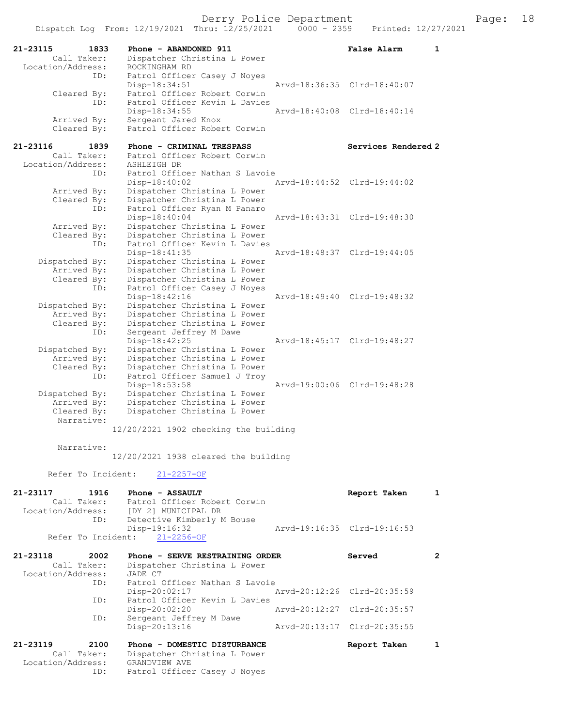```
21-23115        1833    Phone - ABANDONED 911                          False Alarm       1
         Call Taker:    Dispatcher Christina L Power
   Location/Address:    ROCKINGHAM RD
                 ID:    Patrol Officer Casey J Noyes
                        Disp-18:34:51                  Arvd-18:36:35  Clrd-18:40:07
         Cleared By:    Patrol Officer Robert Corwin
                 ID:    Patrol Officer Kevin L Davies
                        Disp-18:34:55                  Arvd-18:40:08  Clrd-18:40:14
         Arrived By:    Sergeant Jared Knox
         Cleared By:    Patrol Officer Robert Corwin

21-23116        1839    Phone - CRIMINAL TRESPASS                      Services Rendered 2
         Call Taker:    Patrol Officer Robert Corwin
   Location/Address:    ASHLEIGH DR
                 ID:    Patrol Officer Nathan S Lavoie
                        Disp-18:40:02                  Arvd-18:44:52  Clrd-19:44:02
         Arrived By:    Dispatcher Christina L Power
         Cleared By:    Dispatcher Christina L Power
                 ID:    Patrol Officer Ryan M Panaro
                        Disp-18:40:04                  Arvd-18:43:31  Clrd-19:48:30
         Arrived By:    Dispatcher Christina L Power
         Cleared By:    Dispatcher Christina L Power
                 ID:    Patrol Officer Kevin L Davies
                        Disp-18:41:35                  Arvd-18:48:37  Clrd-19:44:05
      Dispatched By:    Dispatcher Christina L Power
         Arrived By:    Dispatcher Christina L Power
         Cleared By:    Dispatcher Christina L Power
                 ID:    Patrol Officer Casey J Noyes
                        Disp-18:42:16                  Arvd-18:49:40  Clrd-19:48:32
      Dispatched By:    Dispatcher Christina L Power
         Arrived By:    Dispatcher Christina L Power
         Cleared By:    Dispatcher Christina L Power
                 ID:    Sergeant Jeffrey M Dawe
                        Disp-18:42:25                  Arvd-18:45:17  Clrd-19:48:27
      Dispatched By:    Dispatcher Christina L Power
         Arrived By:    Dispatcher Christina L Power
         Cleared By:    Dispatcher Christina L Power
                 ID:    Patrol Officer Samuel J Troy
                        Disp-18:53:58                  Arvd-19:00:06  Clrd-19:48:28
      Dispatched By:    Dispatcher Christina L Power
         Arrived By:    Dispatcher Christina L Power
         Cleared By:    Dispatcher Christina L Power
          Narrative:
                     12/20/2021 1902 checking the building

          Narrative:
                     12/20/2021 1938 cleared the building

        Refer To Incident:    21-2257-OF

21-23117        1916    Phone - ASSAULT                                Report Taken      1
         Call Taker:    Patrol Officer Robert Corwin
   Location/Address:    [DY 2] MUNICIPAL DR
                 ID:    Detective Kimberly M Bouse
                        Disp-19:16:32                  Arvd-19:16:35  Clrd-19:16:53
        Refer To Incident:    21-2256-OF

21-23118        2002    Phone - SERVE RESTRAINING ORDER                Served            2
         Call Taker:    Dispatcher Christina L Power
   Location/Address:    JADE CT
                 ID:    Patrol Officer Nathan S Lavoie
                        Disp-20:02:17                  Arvd-20:12:26  Clrd-20:35:59
                 ID:    Patrol Officer Kevin L Davies
                        Disp-20:02:20                  Arvd-20:12:27  Clrd-20:35:57
                 ID:    Sergeant Jeffrey M Dawe
                        Disp-20:13:16                  Arvd-20:13:17  Clrd-20:35:55

21-23119        2100    Phone - DOMESTIC DISTURBANCE                   Report Taken      1
         Call Taker:    Dispatcher Christina L Power
   Location/Address:    GRANDVIEW AVE
                 ID:    Patrol Officer Casey J Noyes
```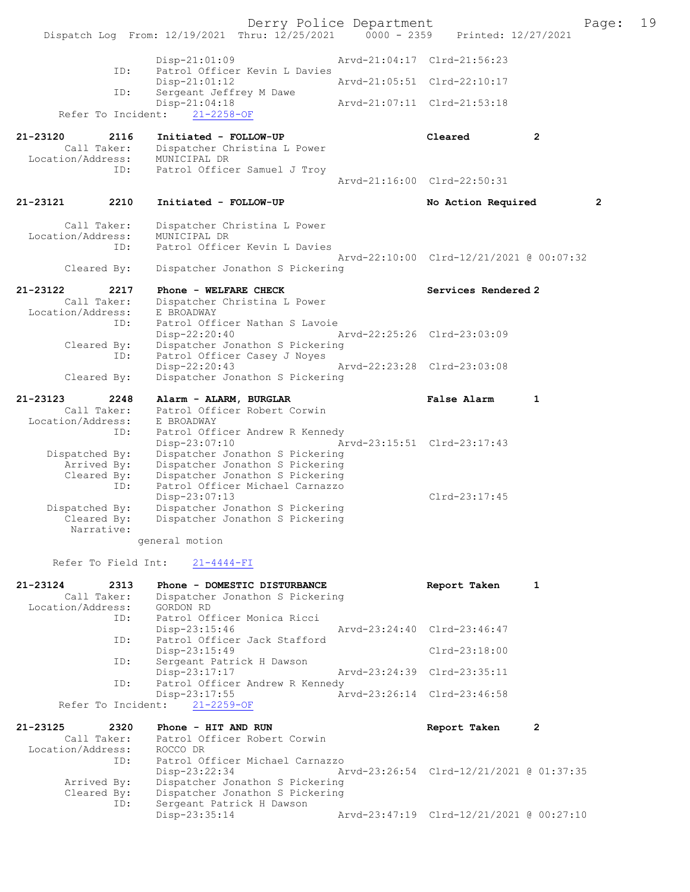```
                Disp-21:01:09                 Arvd-21:04:17  Clrd-21:56:23
          ID:   Patrol Officer Kevin L Davies
                Disp-21:01:12                 Arvd-21:05:51  Clrd-22:10:17
          ID:   Sergeant Jeffrey M Dawe
                Disp-21:04:18                 Arvd-21:07:11  Clrd-21:53:18
   Refer To Incident:   21-2258-OF

21-23120      2116   Initiated - FOLLOW-UP                  Cleared          2
      Call Taker:   Dispatcher Christina L Power
 Location/Address:  MUNICIPAL DR
              ID:   Patrol Officer Samuel J Troy
                                              Arvd-21:16:00  Clrd-22:50:31

21-23121      2210   Initiated - FOLLOW-UP                  No Action Required        2

      Call Taker:   Dispatcher Christina L Power
 Location/Address:  MUNICIPAL DR
              ID:   Patrol Officer Kevin L Davies
                                              Arvd-22:10:00  Clrd-12/21/2021 @ 00:07:32
      Cleared By:   Dispatcher Jonathon S Pickering

21-23122      2217   Phone - WELFARE CHECK                  Services Rendered 2
      Call Taker:   Dispatcher Christina L Power
 Location/Address:  E BROADWAY
              ID:   Patrol Officer Nathan S Lavoie
                    Disp-22:20:40             Arvd-22:25:26  Clrd-23:03:09
      Cleared By:   Dispatcher Jonathon S Pickering
              ID:   Patrol Officer Casey J Noyes
                    Disp-22:20:43             Arvd-22:23:28  Clrd-23:03:08
      Cleared By:   Dispatcher Jonathon S Pickering

21-23123      2248   Alarm - ALARM, BURGLAR                 False Alarm      1
      Call Taker:   Patrol Officer Robert Corwin
 Location/Address:  E BROADWAY
              ID:   Patrol Officer Andrew R Kennedy
                    Disp-23:07:10             Arvd-23:15:51  Clrd-23:17:43
   Dispatched By:   Dispatcher Jonathon S Pickering
      Arrived By:   Dispatcher Jonathon S Pickering
      Cleared By:   Dispatcher Jonathon S Pickering
              ID:   Patrol Officer Michael Carnazzo
                    Disp-23:07:13                            Clrd-23:17:45
   Dispatched By:   Dispatcher Jonathon S Pickering
      Cleared By:   Dispatcher Jonathon S Pickering
       Narrative:
                 general motion

   Refer To Field Int:    21-4444-FI

21-23124      2313   Phone - DOMESTIC DISTURBANCE           Report Taken     1
      Call Taker:   Dispatcher Jonathon S Pickering
 Location/Address:  GORDON RD
              ID:   Patrol Officer Monica Ricci
                    Disp-23:15:46             Arvd-23:24:40  Clrd-23:46:47
              ID:   Patrol Officer Jack Stafford
                    Disp-23:15:49                            Clrd-23:18:00
              ID:   Sergeant Patrick H Dawson
                    Disp-23:17:17             Arvd-23:24:39  Clrd-23:35:11
              ID:   Patrol Officer Andrew R Kennedy
                    Disp-23:17:55             Arvd-23:26:14  Clrd-23:46:58
   Refer To Incident:   21-2259-OF

21-23125      2320   Phone - HIT AND RUN                    Report Taken     2
      Call Taker:   Patrol Officer Robert Corwin
 Location/Address:  ROCCO DR
              ID:   Patrol Officer Michael Carnazzo
                    Disp-23:22:34             Arvd-23:26:54  Clrd-12/21/2021 @ 01:37:35
      Arrived By:   Dispatcher Jonathon S Pickering
      Cleared By:   Dispatcher Jonathon S Pickering
              ID:   Sergeant Patrick H Dawson
                    Disp-23:35:14             Arvd-23:47:19  Clrd-12/21/2021 @ 00:27:10
```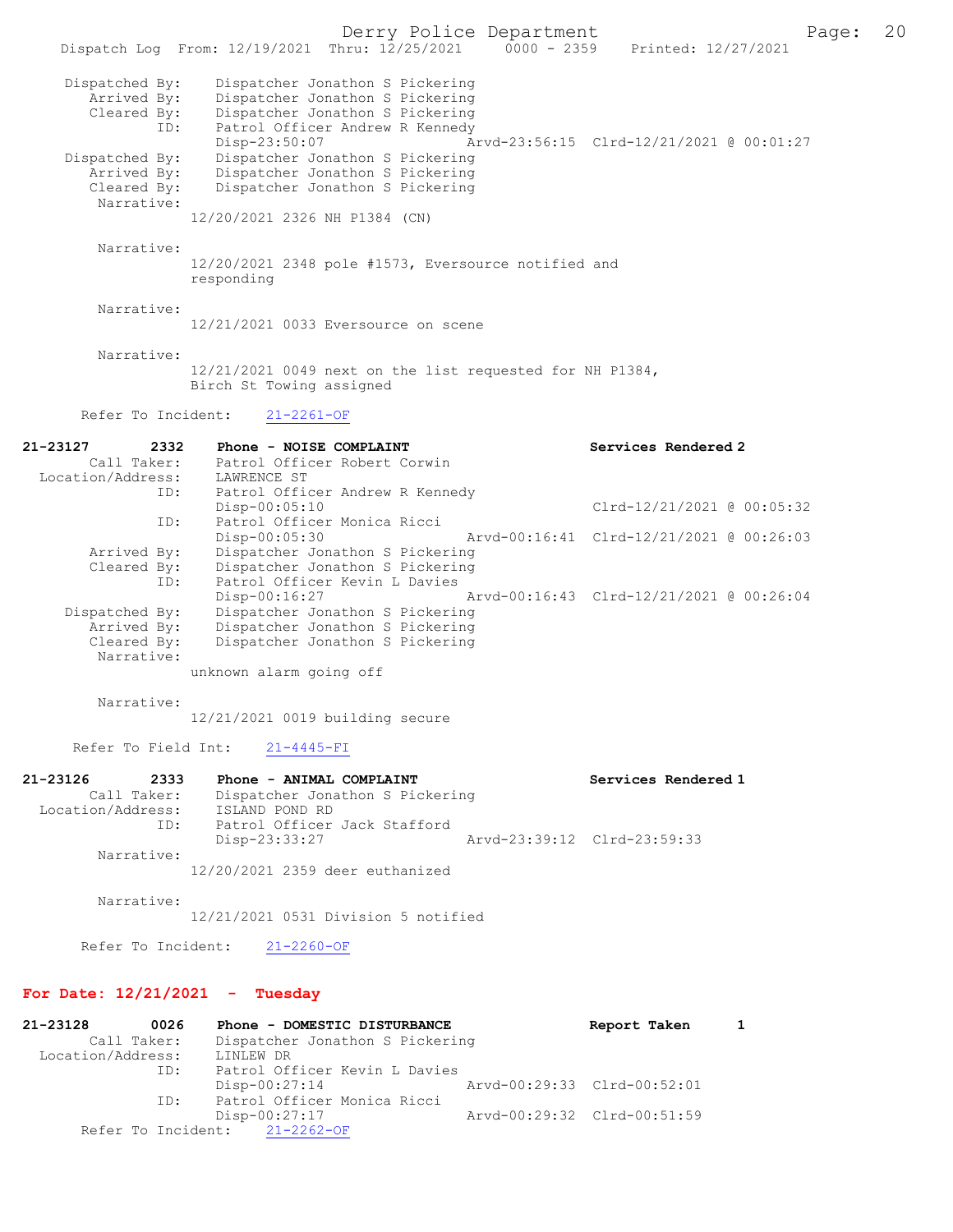```
    Dispatched By:    Dispatcher Jonathon S Pickering
       Arrived By:    Dispatcher Jonathon S Pickering
       Cleared By:    Dispatcher Jonathon S Pickering
              ID:     Patrol Officer Andrew R Kennedy
                      Disp-23:50:07                  Arvd-23:56:15  Clrd-12/21/2021 @ 00:01:27
    Dispatched By:    Dispatcher Jonathon S Pickering
       Arrived By:    Dispatcher Jonathon S Pickering
       Cleared By:    Dispatcher Jonathon S Pickering
        Narrative:
                    12/20/2021 2326 NH P1384 (CN)

        Narrative:
                    12/20/2021 2348 pole #1573, Eversource notified and
                    responding

        Narrative:
                    12/21/2021 0033 Eversource on scene

        Narrative:
                    12/21/2021 0049 next on the list requested for NH P1384,
                    Birch St Towing assigned

      Refer To Incident:    21-2261-OF

21-23127       2332    Phone - NOISE COMPLAINT                     Services Rendered 2
       Call Taker:    Patrol Officer Robert Corwin
  Location/Address:   LAWRENCE ST
              ID:     Patrol Officer Andrew R Kennedy
                      Disp-00:05:10                                 Clrd-12/21/2021 @ 00:05:32
              ID:     Patrol Officer Monica Ricci
                      Disp-00:05:30                  Arvd-00:16:41  Clrd-12/21/2021 @ 00:26:03
       Arrived By:    Dispatcher Jonathon S Pickering
       Cleared By:    Dispatcher Jonathon S Pickering
              ID:     Patrol Officer Kevin L Davies
                      Disp-00:16:27                  Arvd-00:16:43  Clrd-12/21/2021 @ 00:26:04
    Dispatched By:    Dispatcher Jonathon S Pickering
       Arrived By:    Dispatcher Jonathon S Pickering
       Cleared By:    Dispatcher Jonathon S Pickering
        Narrative:
                    unknown alarm going off

        Narrative:
                    12/21/2021 0019 building secure

     Refer To Field Int:    21-4445-FI

21-23126       2333    Phone - ANIMAL COMPLAINT                    Services Rendered 1
       Call Taker:    Dispatcher Jonathon S Pickering
  Location/Address:   ISLAND POND RD
              ID:     Patrol Officer Jack Stafford
                      Disp-23:33:27                  Arvd-23:39:12  Clrd-23:59:33
        Narrative:
                    12/20/2021 2359 deer euthanized

        Narrative:
                    12/21/2021 0531 Division 5 notified

      Refer To Incident:    21-2260-OF
```

## For Date: 12/21/2021 - Tuesday

```
21-23128       0026    Phone - DOMESTIC DISTURBANCE                Report Taken      1
       Call Taker:    Dispatcher Jonathon S Pickering
  Location/Address:   LINLEW DR
              ID:     Patrol Officer Kevin L Davies
                      Disp-00:27:14                  Arvd-00:29:33  Clrd-00:52:01
              ID:     Patrol Officer Monica Ricci
                      Disp-00:27:17                  Arvd-00:29:32  Clrd-00:51:59
      Refer To Incident:    21-2262-OF
```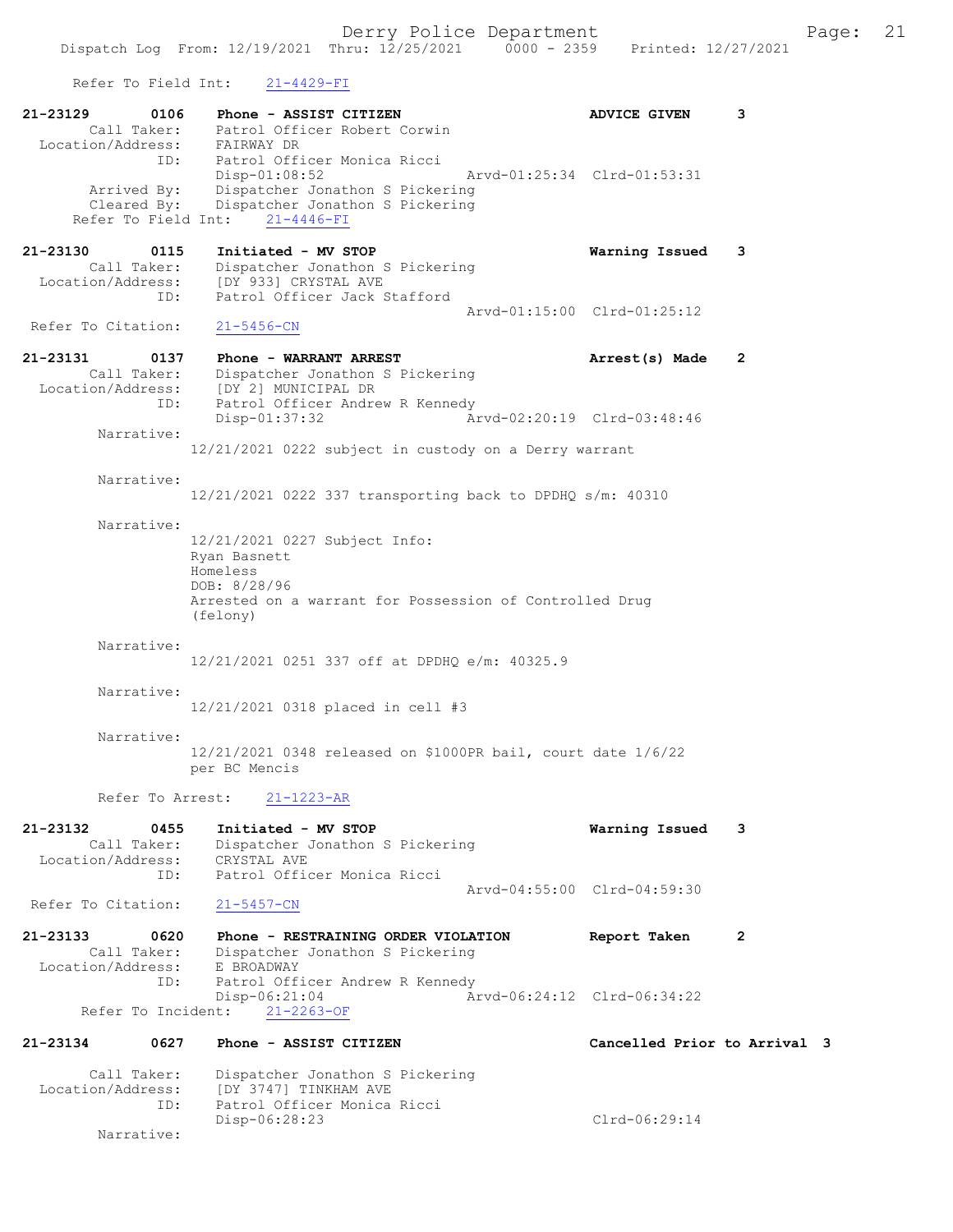Refer To Field Int: 21-4429-FI

**21-23129** 0106 **Phone - ASSIST CITIZEN** **ADVICE GIVEN** 3
Call Taker: Patrol Officer Robert Corwin
Location/Address: FAIRWAY DR
ID: Patrol Officer Monica Ricci
Disp-01:08:52 Arvd-01:25:34 Clrd-01:53:31
Arrived By: Dispatcher Jonathon S Pickering
Cleared By: Dispatcher Jonathon S Pickering
Refer To Field Int: 21-4446-FI

**21-23130** 0115 **Initiated - MV STOP** **Warning Issued** 3
Call Taker: Dispatcher Jonathon S Pickering
Location/Address: [DY 933] CRYSTAL AVE
ID: Patrol Officer Jack Stafford
Arvd-01:15:00 Clrd-01:25:12
Refer To Citation: 21-5456-CN

**21-23131** 0137 **Phone - WARRANT ARREST** **Arrest(s) Made** 2
Call Taker: Dispatcher Jonathon S Pickering
Location/Address: [DY 2] MUNICIPAL DR
ID: Patrol Officer Andrew R Kennedy
Disp-01:37:32 Arvd-02:20:19 Clrd-03:48:46
Narrative:
12/21/2021 0222 subject in custody on a Derry warrant

Narrative:
12/21/2021 0222 337 transporting back to DPDHQ s/m: 40310

Narrative:
12/21/2021 0227 Subject Info:
Ryan Basnett
Homeless
DOB: 8/28/96
Arrested on a warrant for Possession of Controlled Drug (felony)

Narrative:
12/21/2021 0251 337 off at DPDHQ e/m: 40325.9

Narrative:
12/21/2021 0318 placed in cell #3

Narrative:
12/21/2021 0348 released on $1000PR bail, court date 1/6/22 per BC Mencis

Refer To Arrest: 21-1223-AR

**21-23132** 0455 **Initiated - MV STOP** **Warning Issued** 3
Call Taker: Dispatcher Jonathon S Pickering
Location/Address: CRYSTAL AVE
ID: Patrol Officer Monica Ricci
Arvd-04:55:00 Clrd-04:59:30
Refer To Citation: 21-5457-CN

**21-23133** 0620 **Phone - RESTRAINING ORDER VIOLATION** **Report Taken** 2
Call Taker: Dispatcher Jonathon S Pickering
Location/Address: E BROADWAY
ID: Patrol Officer Andrew R Kennedy
Disp-06:21:04 Arvd-06:24:12 Clrd-06:34:22
Refer To Incident: 21-2263-OF

**21-23134** 0627 **Phone - ASSIST CITIZEN** **Cancelled Prior to Arrival** 3
Call Taker: Dispatcher Jonathon S Pickering
Location/Address: [DY 3747] TINKHAM AVE
ID: Patrol Officer Monica Ricci
Disp-06:28:23 Clrd-06:29:14
Narrative: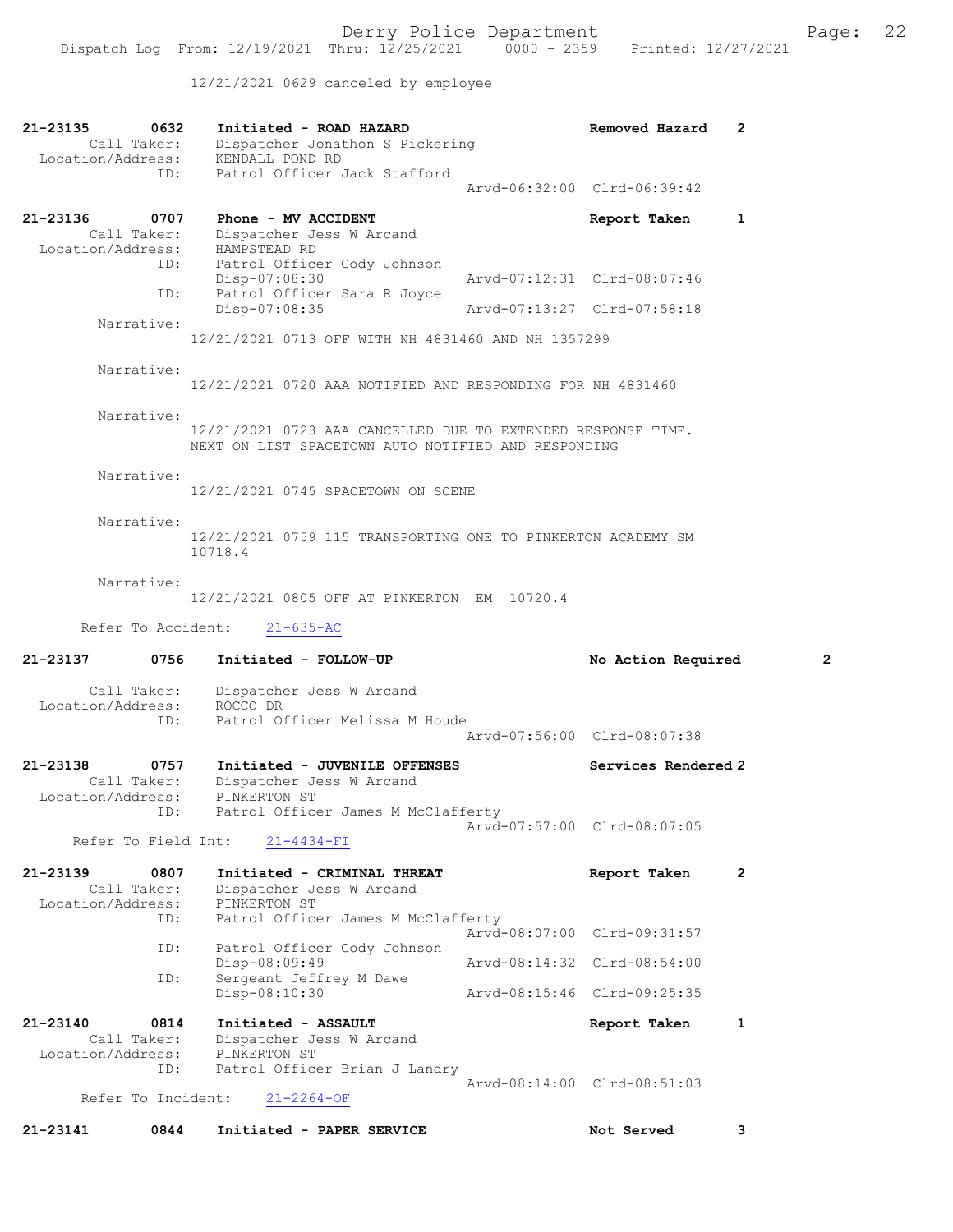12/21/2021 0629 canceled by employee

**21-23135 0632 Initiated - ROAD HAZARD** — Removed Hazard 2
Call Taker: Dispatcher Jonathon S Pickering
Location/Address: KENDALL POND RD
ID: Patrol Officer Jack Stafford
Arvd-06:32:00 Clrd-06:39:42

**21-23136 0707 Phone - MV ACCIDENT** — Report Taken 1
Call Taker: Dispatcher Jess W Arcand
Location/Address: HAMPSTEAD RD
ID: Patrol Officer Cody Johnson
Disp-07:08:30 Arvd-07:12:31 Clrd-08:07:46
ID: Patrol Officer Sara R Joyce
Disp-07:08:35 Arvd-07:13:27 Clrd-07:58:18

Narrative:
12/21/2021 0713 OFF WITH NH 4831460 AND NH 1357299

Narrative:
12/21/2021 0720 AAA NOTIFIED AND RESPONDING FOR NH 4831460

Narrative:
12/21/2021 0723 AAA CANCELLED DUE TO EXTENDED RESPONSE TIME. NEXT ON LIST SPACETOWN AUTO NOTIFIED AND RESPONDING

Narrative:
12/21/2021 0745 SPACETOWN ON SCENE

Narrative:
12/21/2021 0759 115 TRANSPORTING ONE TO PINKERTON ACADEMY SM 10718.4

Narrative:
12/21/2021 0805 OFF AT PINKERTON EM 10720.4

Refer To Accident: 21-635-AC

**21-23137 0756 Initiated - FOLLOW-UP** — No Action Required 2
Call Taker: Dispatcher Jess W Arcand
Location/Address: ROCCO DR
ID: Patrol Officer Melissa M Houde
Arvd-07:56:00 Clrd-08:07:38

**21-23138 0757 Initiated - JUVENILE OFFENSES** — Services Rendered 2
Call Taker: Dispatcher Jess W Arcand
Location/Address: PINKERTON ST
ID: Patrol Officer James M McClafferty
Arvd-07:57:00 Clrd-08:07:05
Refer To Field Int: 21-4434-FI

**21-23139 0807 Initiated - CRIMINAL THREAT** — Report Taken 2
Call Taker: Dispatcher Jess W Arcand
Location/Address: PINKERTON ST
ID: Patrol Officer James M McClafferty
Arvd-08:07:00 Clrd-09:31:57
ID: Patrol Officer Cody Johnson
Disp-08:09:49 Arvd-08:14:32 Clrd-08:54:00
ID: Sergeant Jeffrey M Dawe
Disp-08:10:30 Arvd-08:15:46 Clrd-09:25:35

**21-23140 0814 Initiated - ASSAULT** — Report Taken 1
Call Taker: Dispatcher Jess W Arcand
Location/Address: PINKERTON ST
ID: Patrol Officer Brian J Landry
Arvd-08:14:00 Clrd-08:51:03
Refer To Incident: 21-2264-OF

**21-23141 0844 Initiated - PAPER SERVICE** — Not Served 3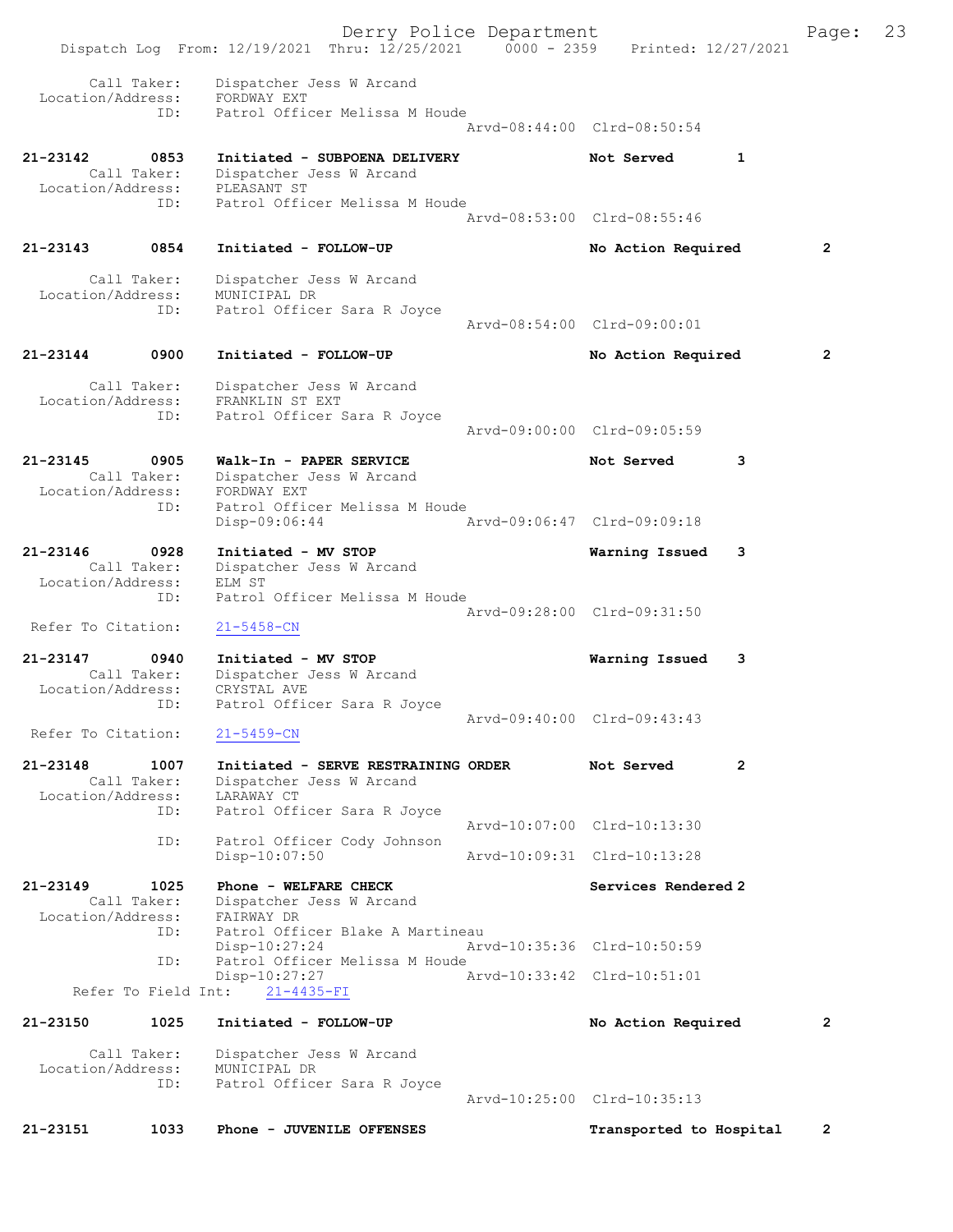```
    Call Taker:    Dispatcher Jess W Arcand
 Location/Address:    FORDWAY EXT
          ID:    Patrol Officer Melissa M Houde
                                             Arvd-08:44:00  Clrd-08:50:54

21-23142      0853    Initiated - SUBPOENA DELIVERY          Not Served       1
    Call Taker:    Dispatcher Jess W Arcand
 Location/Address:    PLEASANT ST
          ID:    Patrol Officer Melissa M Houde
                                             Arvd-08:53:00  Clrd-08:55:46

21-23143      0854    Initiated - FOLLOW-UP                  No Action Required       2

    Call Taker:    Dispatcher Jess W Arcand
 Location/Address:    MUNICIPAL DR
          ID:    Patrol Officer Sara R Joyce
                                             Arvd-08:54:00  Clrd-09:00:01

21-23144      0900    Initiated - FOLLOW-UP                  No Action Required       2

    Call Taker:    Dispatcher Jess W Arcand
 Location/Address:    FRANKLIN ST EXT
          ID:    Patrol Officer Sara R Joyce
                                             Arvd-09:00:00  Clrd-09:05:59

21-23145      0905    Walk-In - PAPER SERVICE                Not Served       3
    Call Taker:    Dispatcher Jess W Arcand
 Location/Address:    FORDWAY EXT
          ID:    Patrol Officer Melissa M Houde
                 Disp-09:06:44               Arvd-09:06:47  Clrd-09:09:18

21-23146      0928    Initiated - MV STOP                    Warning Issued   3
    Call Taker:    Dispatcher Jess W Arcand
 Location/Address:    ELM ST
          ID:    Patrol Officer Melissa M Houde
                                             Arvd-09:28:00  Clrd-09:31:50
 Refer To Citation:    21-5458-CN

21-23147      0940    Initiated - MV STOP                    Warning Issued   3
    Call Taker:    Dispatcher Jess W Arcand
 Location/Address:    CRYSTAL AVE
          ID:    Patrol Officer Sara R Joyce
                                             Arvd-09:40:00  Clrd-09:43:43
 Refer To Citation:    21-5459-CN

21-23148      1007    Initiated - SERVE RESTRAINING ORDER    Not Served       2
    Call Taker:    Dispatcher Jess W Arcand
 Location/Address:    LARAWAY CT
          ID:    Patrol Officer Sara R Joyce
                                             Arvd-10:07:00  Clrd-10:13:30
          ID:    Patrol Officer Cody Johnson
                 Disp-10:07:50               Arvd-10:09:31  Clrd-10:13:28

21-23149      1025    Phone - WELFARE CHECK                  Services Rendered 2
    Call Taker:    Dispatcher Jess W Arcand
 Location/Address:    FAIRWAY DR
          ID:    Patrol Officer Blake A Martineau
                 Disp-10:27:24               Arvd-10:35:36  Clrd-10:50:59
          ID:    Patrol Officer Melissa M Houde
                 Disp-10:27:27               Arvd-10:33:42  Clrd-10:51:01
    Refer To Field Int:    21-4435-FI

21-23150      1025    Initiated - FOLLOW-UP                  No Action Required       2

    Call Taker:    Dispatcher Jess W Arcand
 Location/Address:    MUNICIPAL DR
          ID:    Patrol Officer Sara R Joyce
                                             Arvd-10:25:00  Clrd-10:35:13

21-23151      1033    Phone - JUVENILE OFFENSES              Transported to Hospital      2
```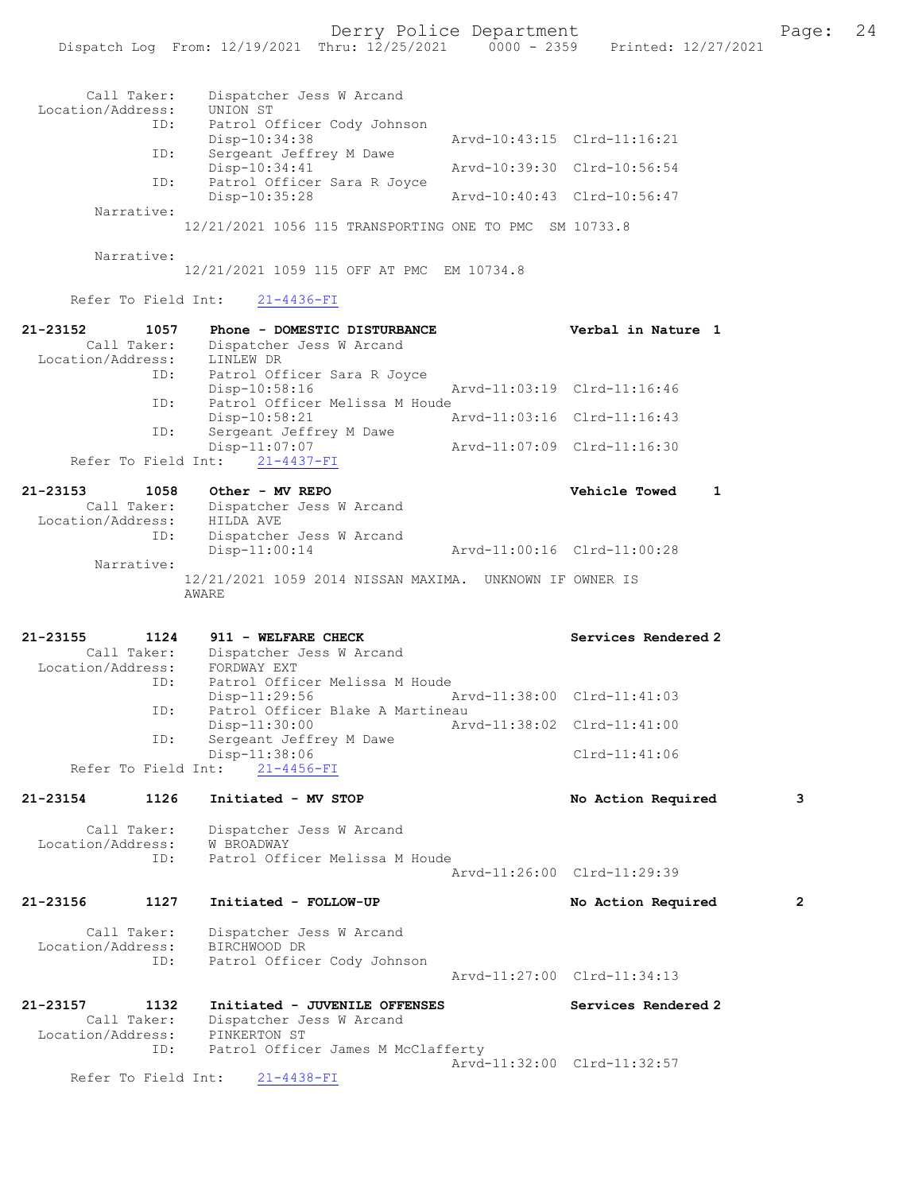Call Taker: Dispatcher Jess W Arcand
Location/Address: UNION ST
ID: Patrol Officer Cody Johnson
Disp-10:34:38 Arvd-10:43:15 Clrd-11:16:21
ID: Sergeant Jeffrey M Dawe
Disp-10:34:41 Arvd-10:39:30 Clrd-10:56:54
ID: Patrol Officer Sara R Joyce
Disp-10:35:28 Arvd-10:40:43 Clrd-10:56:47
Narrative:
12/21/2021 1056 115 TRANSPORTING ONE TO PMC SM 10733.8

Narrative:
12/21/2021 1059 115 OFF AT PMC EM 10734.8

Refer To Field Int: 21-4436-FI

**21-23152 1057 Phone - DOMESTIC DISTURBANCE Verbal in Nature 1**
Call Taker: Dispatcher Jess W Arcand
Location/Address: LINLEW DR
ID: Patrol Officer Sara R Joyce
Disp-10:58:16 Arvd-11:03:19 Clrd-11:16:46
ID: Patrol Officer Melissa M Houde
Disp-10:58:21 Arvd-11:03:16 Clrd-11:16:43
ID: Sergeant Jeffrey M Dawe
Disp-11:07:07 Arvd-11:07:09 Clrd-11:16:30
Refer To Field Int: 21-4437-FI

**21-23153 1058 Other - MV REPO Vehicle Towed 1**
Call Taker: Dispatcher Jess W Arcand
Location/Address: HILDA AVE
ID: Dispatcher Jess W Arcand
Disp-11:00:14 Arvd-11:00:16 Clrd-11:00:28
Narrative:
12/21/2021 1059 2014 NISSAN MAXIMA. UNKNOWN IF OWNER IS AWARE

**21-23155 1124 911 - WELFARE CHECK Services Rendered 2**
Call Taker: Dispatcher Jess W Arcand
Location/Address: FORDWAY EXT
ID: Patrol Officer Melissa M Houde
Disp-11:29:56 Arvd-11:38:00 Clrd-11:41:03
ID: Patrol Officer Blake A Martineau
Disp-11:30:00 Arvd-11:38:02 Clrd-11:41:00
ID: Sergeant Jeffrey M Dawe
Disp-11:38:06 Clrd-11:41:06
Refer To Field Int: 21-4456-FI

**21-23154 1126 Initiated - MV STOP No Action Required 3**
Call Taker: Dispatcher Jess W Arcand
Location/Address: W BROADWAY
ID: Patrol Officer Melissa M Houde
Arvd-11:26:00 Clrd-11:29:39

**21-23156 1127 Initiated - FOLLOW-UP No Action Required 2**
Call Taker: Dispatcher Jess W Arcand
Location/Address: BIRCHWOOD DR
ID: Patrol Officer Cody Johnson
Arvd-11:27:00 Clrd-11:34:13

**21-23157 1132 Initiated - JUVENILE OFFENSES Services Rendered 2**
Call Taker: Dispatcher Jess W Arcand
Location/Address: PINKERTON ST
ID: Patrol Officer James M McClafferty
Arvd-11:32:00 Clrd-11:32:57
Refer To Field Int: 21-4438-FI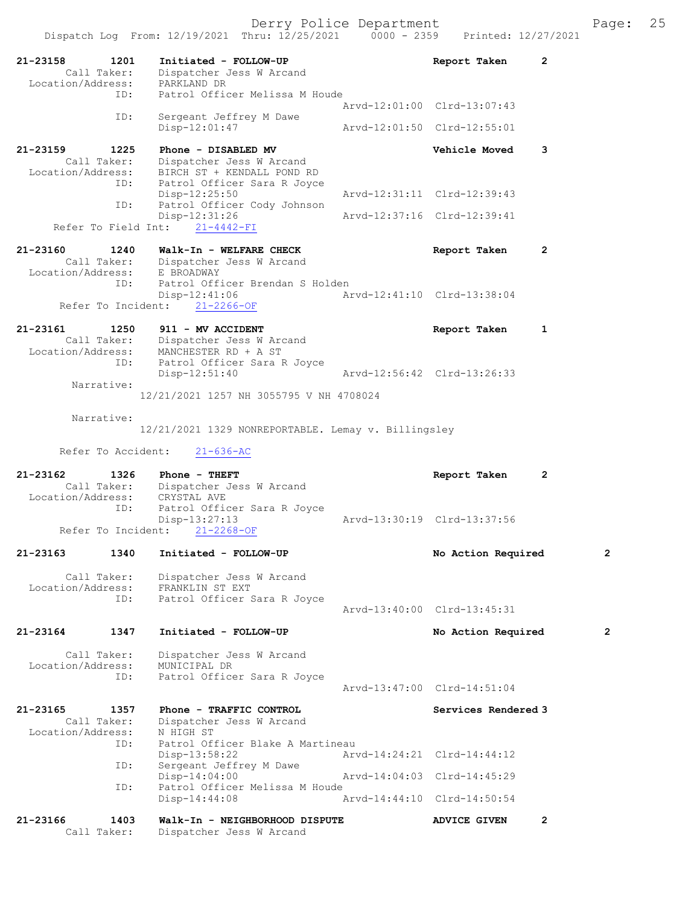Derry Police Department

Dispatch Log From: 12/19/2021 Thru: 12/25/2021 0000 - 2359 Printed: 12/27/2021

```
21-23158        1201    Initiated - FOLLOW-UP                        Report Taken       2
        Call Taker:     Dispatcher Jess W Arcand
  Location/Address:     PARKLAND DR
                ID:     Patrol Officer Melissa M Houde
                                                     Arvd-12:01:00  Clrd-13:07:43
                ID:     Sergeant Jeffrey M Dawe
                        Disp-12:01:47                Arvd-12:01:50  Clrd-12:55:01

21-23159        1225    Phone - DISABLED MV                          Vehicle Moved      3
        Call Taker:     Dispatcher Jess W Arcand
  Location/Address:     BIRCH ST + KENDALL POND RD
                ID:     Patrol Officer Sara R Joyce
                        Disp-12:25:50                Arvd-12:31:11  Clrd-12:39:43
                ID:     Patrol Officer Cody Johnson
                        Disp-12:31:26                Arvd-12:37:16  Clrd-12:39:41
    Refer To Field Int:     21-4442-FI

21-23160        1240    Walk-In - WELFARE CHECK                      Report Taken       2
        Call Taker:     Dispatcher Jess W Arcand
  Location/Address:     E BROADWAY
                ID:     Patrol Officer Brendan S Holden
                        Disp-12:41:06                Arvd-12:41:10  Clrd-13:38:04
     Refer To Incident:     21-2266-OF

21-23161        1250    911 - MV ACCIDENT                            Report Taken       1
        Call Taker:     Dispatcher Jess W Arcand
  Location/Address:     MANCHESTER RD + A ST
                ID:     Patrol Officer Sara R Joyce
                        Disp-12:51:40                Arvd-12:56:42  Clrd-13:26:33
         Narrative:
                    12/21/2021 1257 NH 3055795 V NH 4708024

         Narrative:
                    12/21/2021 1329 NONREPORTABLE. Lemay v. Billingsley

      Refer To Accident:     21-636-AC

21-23162        1326    Phone - THEFT                                Report Taken       2
        Call Taker:     Dispatcher Jess W Arcand
  Location/Address:     CRYSTAL AVE
                ID:     Patrol Officer Sara R Joyce
                        Disp-13:27:13                Arvd-13:30:19  Clrd-13:37:56
     Refer To Incident:     21-2268-OF

21-23163        1340    Initiated - FOLLOW-UP                        No Action Required         2

        Call Taker:     Dispatcher Jess W Arcand
  Location/Address:     FRANKLIN ST EXT
                ID:     Patrol Officer Sara R Joyce
                                                     Arvd-13:40:00  Clrd-13:45:31

21-23164        1347    Initiated - FOLLOW-UP                        No Action Required         2

        Call Taker:     Dispatcher Jess W Arcand
  Location/Address:     MUNICIPAL DR
                ID:     Patrol Officer Sara R Joyce
                                                     Arvd-13:47:00  Clrd-14:51:04

21-23165        1357    Phone - TRAFFIC CONTROL                      Services Rendered 3
        Call Taker:     Dispatcher Jess W Arcand
  Location/Address:     N HIGH ST
                ID:     Patrol Officer Blake A Martineau
                        Disp-13:58:22                Arvd-14:24:21  Clrd-14:44:12
                ID:     Sergeant Jeffrey M Dawe
                        Disp-14:04:00                Arvd-14:04:03  Clrd-14:45:29
                ID:     Patrol Officer Melissa M Houde
                        Disp-14:44:08                Arvd-14:44:10  Clrd-14:50:54

21-23166        1403    Walk-In - NEIGHBORHOOD DISPUTE               ADVICE GIVEN       2
        Call Taker:     Dispatcher Jess W Arcand
```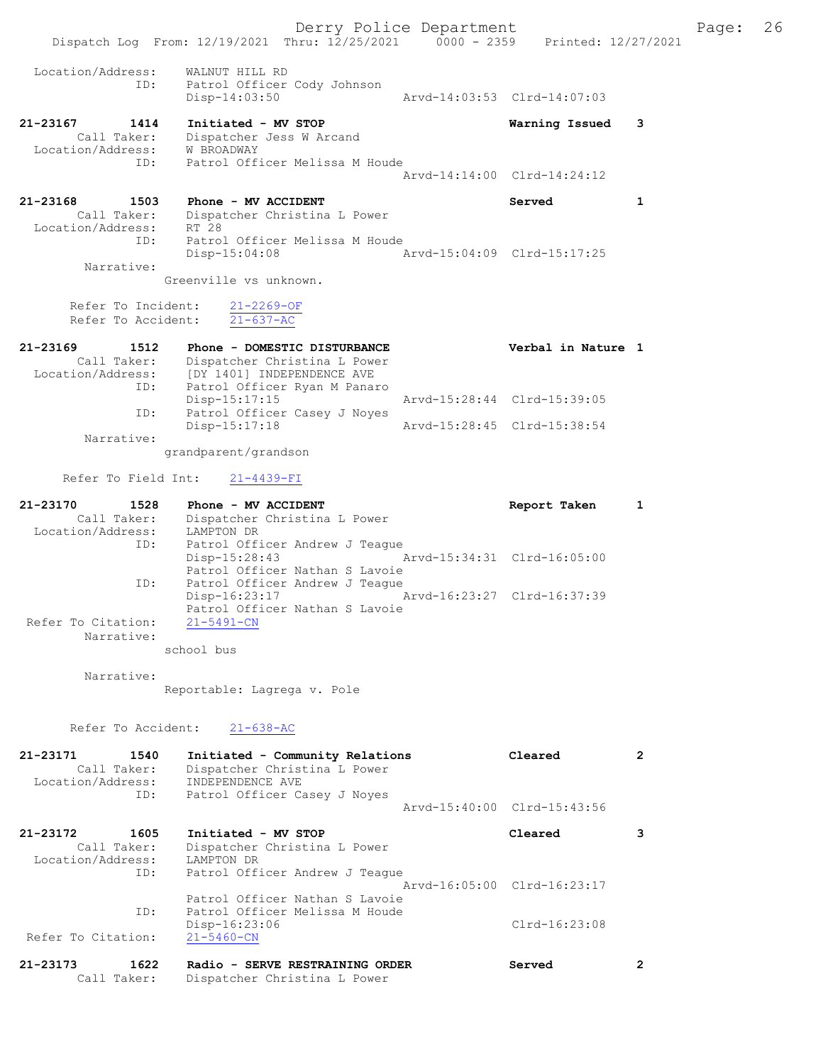```
 Location/Address:     WALNUT HILL RD
               ID:     Patrol Officer Cody Johnson
                       Disp-14:03:50                Arvd-14:03:53  Clrd-14:07:03

21-23167        1414   Initiated - MV STOP                         Warning Issued    3
       Call Taker:     Dispatcher Jess W Arcand
 Location/Address:     W BROADWAY
               ID:     Patrol Officer Melissa M Houde
                                                    Arvd-14:14:00  Clrd-14:24:12

21-23168        1503   Phone - MV ACCIDENT                         Served            1
       Call Taker:     Dispatcher Christina L Power
 Location/Address:     RT 28
               ID:     Patrol Officer Melissa M Houde
                       Disp-15:04:08                Arvd-15:04:09  Clrd-15:17:25
        Narrative:
                   Greenville vs unknown.

       Refer To Incident:     21-2269-OF
       Refer To Accident:     21-637-AC

21-23169        1512   Phone - DOMESTIC DISTURBANCE                Verbal in Nature  1
       Call Taker:     Dispatcher Christina L Power
 Location/Address:     [DY 1401] INDEPENDENCE AVE
               ID:     Patrol Officer Ryan M Panaro
                       Disp-15:17:15                Arvd-15:28:44  Clrd-15:39:05
               ID:     Patrol Officer Casey J Noyes
                       Disp-15:17:18                Arvd-15:28:45  Clrd-15:38:54
        Narrative:
                   grandparent/grandson

      Refer To Field Int:     21-4439-FI

21-23170        1528   Phone - MV ACCIDENT                         Report Taken      1
       Call Taker:     Dispatcher Christina L Power
 Location/Address:     LAMPTON DR
               ID:     Patrol Officer Andrew J Teague
                       Disp-15:28:43                Arvd-15:34:31  Clrd-16:05:00
                       Patrol Officer Nathan S Lavoie
               ID:     Patrol Officer Andrew J Teague
                       Disp-16:23:17                Arvd-16:23:27  Clrd-16:37:39
                       Patrol Officer Nathan S Lavoie
 Refer To Citation:    21-5491-CN
        Narrative:
                   school bus

        Narrative:
                   Reportable: Lagrega v. Pole


       Refer To Accident:     21-638-AC

21-23171        1540   Initiated - Community Relations             Cleared           2
       Call Taker:     Dispatcher Christina L Power
 Location/Address:     INDEPENDENCE AVE
               ID:     Patrol Officer Casey J Noyes
                                                    Arvd-15:40:00  Clrd-15:43:56

21-23172        1605   Initiated - MV STOP                         Cleared           3
       Call Taker:     Dispatcher Christina L Power
 Location/Address:     LAMPTON DR
               ID:     Patrol Officer Andrew J Teague
                                                    Arvd-16:05:00  Clrd-16:23:17
                       Patrol Officer Nathan S Lavoie
               ID:     Patrol Officer Melissa M Houde
                       Disp-16:23:06                               Clrd-16:23:08
 Refer To Citation:    21-5460-CN

21-23173        1622   Radio - SERVE RESTRAINING ORDER             Served            2
       Call Taker:     Dispatcher Christina L Power
```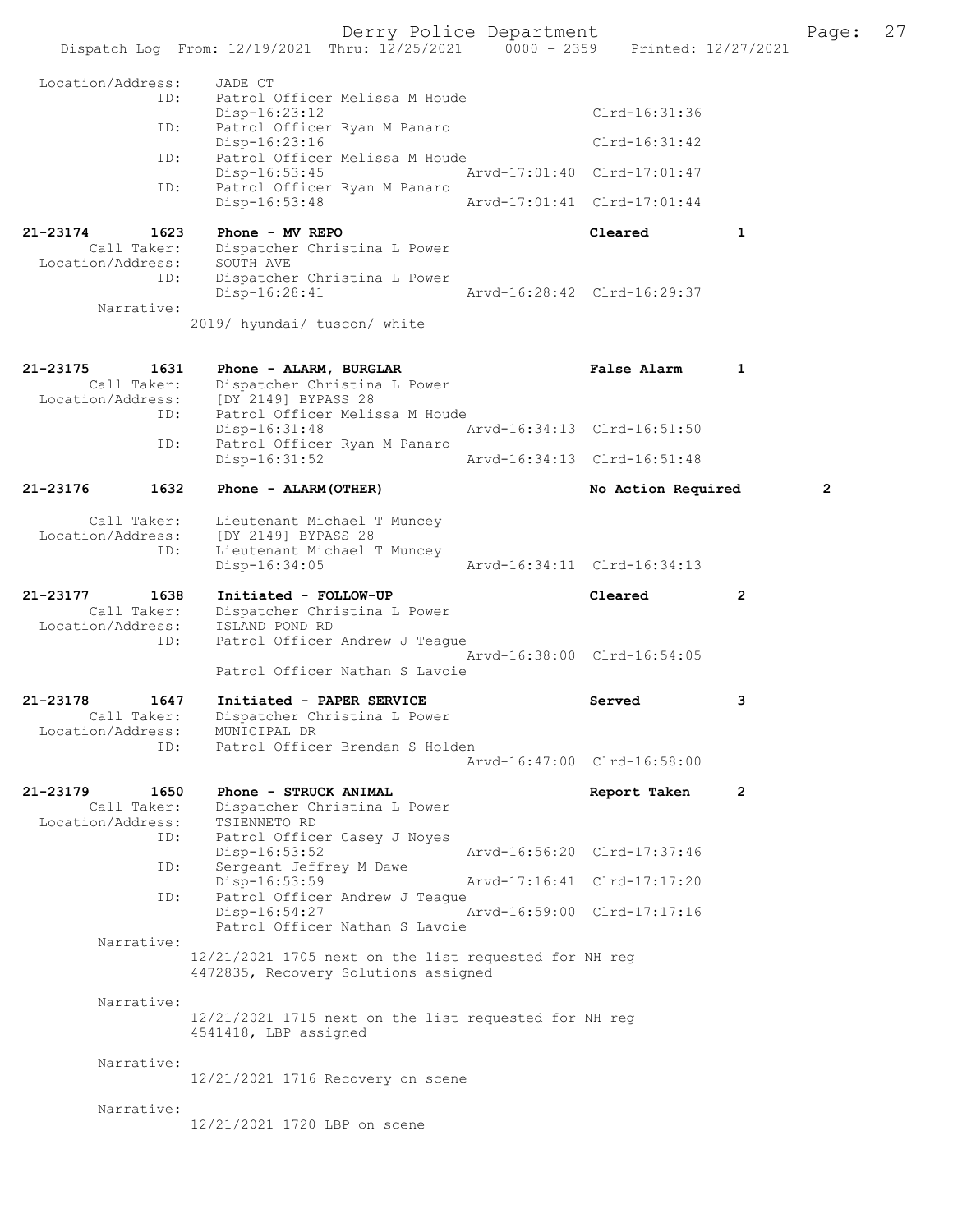```
Location/Address:     JADE CT
              ID:     Patrol Officer Melissa M Houde
                      Disp-16:23:12                              Clrd-16:31:36
              ID:     Patrol Officer Ryan M Panaro
                      Disp-16:23:16                              Clrd-16:31:42
              ID:     Patrol Officer Melissa M Houde
                      Disp-16:53:45               Arvd-17:01:40  Clrd-17:01:47
              ID:     Patrol Officer Ryan M Panaro
                      Disp-16:53:48               Arvd-17:01:41  Clrd-17:01:44

21-23174        1623  Phone - MV REPO                            Cleared         1
     Call Taker:      Dispatcher Christina L Power
 Location/Address:    SOUTH AVE
              ID:     Dispatcher Christina L Power
                      Disp-16:28:41               Arvd-16:28:42  Clrd-16:29:37
       Narrative:
                      2019/ hyundai/ tuscon/ white


21-23175        1631  Phone - ALARM, BURGLAR                     False Alarm     1
     Call Taker:      Dispatcher Christina L Power
 Location/Address:    [DY 2149] BYPASS 28
              ID:     Patrol Officer Melissa M Houde
                      Disp-16:31:48               Arvd-16:34:13  Clrd-16:51:50
              ID:     Patrol Officer Ryan M Panaro
                      Disp-16:31:52               Arvd-16:34:13  Clrd-16:51:48

21-23176        1632  Phone - ALARM(OTHER)                       No Action Required      2

     Call Taker:      Lieutenant Michael T Muncey
 Location/Address:    [DY 2149] BYPASS 28
              ID:     Lieutenant Michael T Muncey
                      Disp-16:34:05               Arvd-16:34:11  Clrd-16:34:13

21-23177        1638  Initiated - FOLLOW-UP                      Cleared         2
     Call Taker:      Dispatcher Christina L Power
 Location/Address:    ISLAND POND RD
              ID:     Patrol Officer Andrew J Teague
                                                  Arvd-16:38:00  Clrd-16:54:05
                      Patrol Officer Nathan S Lavoie

21-23178        1647  Initiated - PAPER SERVICE                  Served          3
     Call Taker:      Dispatcher Christina L Power
 Location/Address:    MUNICIPAL DR
              ID:     Patrol Officer Brendan S Holden
                                                  Arvd-16:47:00  Clrd-16:58:00

21-23179        1650  Phone - STRUCK ANIMAL                      Report Taken    2
     Call Taker:      Dispatcher Christina L Power
 Location/Address:    TSIENNETO RD
              ID:     Patrol Officer Casey J Noyes
                      Disp-16:53:52               Arvd-16:56:20  Clrd-17:37:46
              ID:     Sergeant Jeffrey M Dawe
                      Disp-16:53:59               Arvd-17:16:41  Clrd-17:17:20
              ID:     Patrol Officer Andrew J Teague
                      Disp-16:54:27               Arvd-16:59:00  Clrd-17:17:16
                      Patrol Officer Nathan S Lavoie
       Narrative:
                      12/21/2021 1705 next on the list requested for NH reg
                      4472835, Recovery Solutions assigned

       Narrative:
                      12/21/2021 1715 next on the list requested for NH reg
                      4541418, LBP assigned

       Narrative:
                      12/21/2021 1716 Recovery on scene

       Narrative:
                      12/21/2021 1720 LBP on scene
```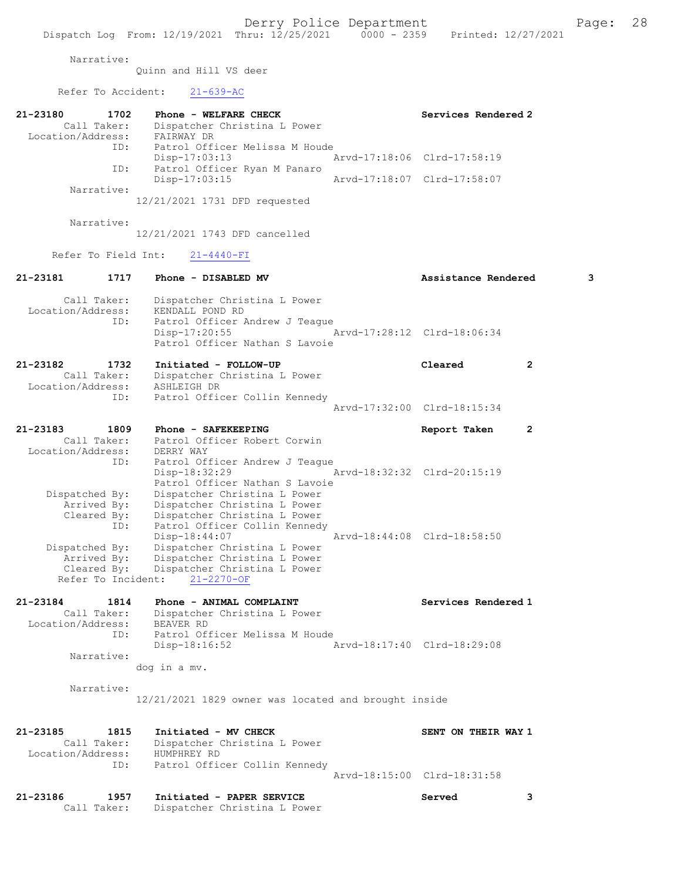Narrative:
Quinn and Hill VS deer

Refer To Accident: 21-639-AC

```
21-23180        1702    Phone - WELFARE CHECK                      Services Rendered 2
        Call Taker:     Dispatcher Christina L Power
  Location/Address:     FAIRWAY DR
                ID:     Patrol Officer Melissa M Houde
                        Disp-17:03:13                 Arvd-17:18:06  Clrd-17:58:19
                ID:     Patrol Officer Ryan M Panaro
                        Disp-17:03:15                 Arvd-17:18:07  Clrd-17:58:07
         Narrative:
                      12/21/2021 1731 DFD requested

         Narrative:
                      12/21/2021 1743 DFD cancelled

      Refer To Field Int:    21-4440-FI

21-23181        1717    Phone - DISABLED MV                        Assistance Rendered        3

        Call Taker:     Dispatcher Christina L Power
  Location/Address:     KENDALL POND RD
                ID:     Patrol Officer Andrew J Teague
                        Disp-17:20:55                 Arvd-17:28:12  Clrd-18:06:34
                        Patrol Officer Nathan S Lavoie

21-23182        1732    Initiated - FOLLOW-UP                      Cleared            2
        Call Taker:     Dispatcher Christina L Power
  Location/Address:     ASHLEIGH DR
                ID:     Patrol Officer Collin Kennedy
                                                      Arvd-17:32:00  Clrd-18:15:34

21-23183        1809    Phone - SAFEKEEPING                        Report Taken       2
        Call Taker:     Patrol Officer Robert Corwin
  Location/Address:     DERRY WAY
                ID:     Patrol Officer Andrew J Teague
                        Disp-18:32:29                 Arvd-18:32:32  Clrd-20:15:19
                        Patrol Officer Nathan S Lavoie
     Dispatched By:     Dispatcher Christina L Power
        Arrived By:     Dispatcher Christina L Power
        Cleared By:     Dispatcher Christina L Power
                ID:     Patrol Officer Collin Kennedy
                        Disp-18:44:07                 Arvd-18:44:08  Clrd-18:58:50
     Dispatched By:     Dispatcher Christina L Power
        Arrived By:     Dispatcher Christina L Power
        Cleared By:     Dispatcher Christina L Power
      Refer To Incident:    21-2270-OF

21-23184        1814    Phone - ANIMAL COMPLAINT                   Services Rendered 1
        Call Taker:     Dispatcher Christina L Power
  Location/Address:     BEAVER RD
                ID:     Patrol Officer Melissa M Houde
                        Disp-18:16:52                 Arvd-18:17:40  Clrd-18:29:08
         Narrative:
                      dog in a mv.

         Narrative:
                      12/21/2021 1829 owner was located and brought inside


21-23185        1815    Initiated - MV CHECK                       SENT ON THEIR WAY 1
        Call Taker:     Dispatcher Christina L Power
  Location/Address:     HUMPHREY RD
                ID:     Patrol Officer Collin Kennedy
                                                      Arvd-18:15:00  Clrd-18:31:58

21-23186        1957    Initiated - PAPER SERVICE                  Served             3
        Call Taker:     Dispatcher Christina L Power
```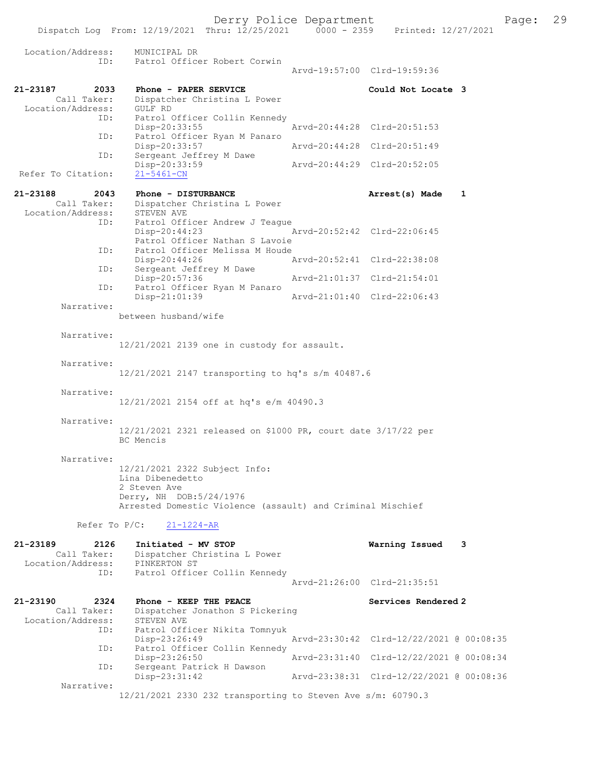```
Location/Address:     MUNICIPAL DR
              ID:     Patrol Officer Robert Corwin
                                                  Arvd-19:57:00  Clrd-19:59:36

21-23187        2033     Phone - PAPER SERVICE                            Could Not Locate  3
        Call Taker:     Dispatcher Christina L Power
  Location/Address:     GULF RD
              ID:     Patrol Officer Collin Kennedy
                      Disp-20:33:55               Arvd-20:44:28  Clrd-20:51:53
              ID:     Patrol Officer Ryan M Panaro
                      Disp-20:33:57               Arvd-20:44:28  Clrd-20:51:49
              ID:     Sergeant Jeffrey M Dawe
                      Disp-20:33:59               Arvd-20:44:29  Clrd-20:52:05
 Refer To Citation:   21-5461-CN

21-23188        2043     Phone - DISTURBANCE                              Arrest(s) Made    1
        Call Taker:     Dispatcher Christina L Power
  Location/Address:     STEVEN AVE
              ID:     Patrol Officer Andrew J Teague
                      Disp-20:44:23               Arvd-20:52:42  Clrd-22:06:45
                      Patrol Officer Nathan S Lavoie
              ID:     Patrol Officer Melissa M Houde
                      Disp-20:44:26               Arvd-20:52:41  Clrd-22:38:08
              ID:     Sergeant Jeffrey M Dawe
                      Disp-20:57:36               Arvd-21:01:37  Clrd-21:54:01
              ID:     Patrol Officer Ryan M Panaro
                      Disp-21:01:39               Arvd-21:01:40  Clrd-22:06:43
        Narrative:
                    between husband/wife

        Narrative:
                    12/21/2021 2139 one in custody for assault.

        Narrative:
                    12/21/2021 2147 transporting to hq's s/m 40487.6

        Narrative:
                    12/21/2021 2154 off at hq's e/m 40490.3

        Narrative:
                    12/21/2021 2321 released on $1000 PR, court date 3/17/22 per
                    BC Mencis

        Narrative:
                    12/21/2021 2322 Subject Info:
                    Lina Dibenedetto
                    2 Steven Ave
                    Derry, NH  DOB:5/24/1976
                    Arrested Domestic Violence (assault) and Criminal Mischief

          Refer To P/C:    21-1224-AR

21-23189        2126     Initiated - MV STOP                              Warning Issued    3
        Call Taker:     Dispatcher Christina L Power
  Location/Address:     PINKERTON ST
              ID:     Patrol Officer Collin Kennedy
                                                  Arvd-21:26:00  Clrd-21:35:51

21-23190        2324     Phone - KEEP THE PEACE                           Services Rendered 2
        Call Taker:     Dispatcher Jonathon S Pickering
  Location/Address:     STEVEN AVE
              ID:     Patrol Officer Nikita Tomnyuk
                      Disp-23:26:49               Arvd-23:30:42  Clrd-12/22/2021 @ 00:08:35
              ID:     Patrol Officer Collin Kennedy
                      Disp-23:26:50               Arvd-23:31:40  Clrd-12/22/2021 @ 00:08:34
              ID:     Sergeant Patrick H Dawson
                      Disp-23:31:42               Arvd-23:38:31  Clrd-12/22/2021 @ 00:08:36
        Narrative:
                    12/21/2021 2330 232 transporting to Steven Ave s/m: 60790.3
```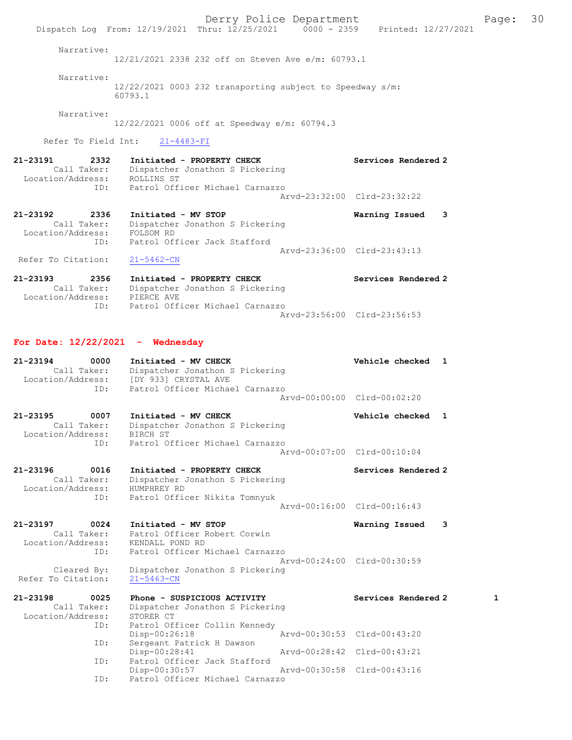Narrative:
12/21/2021 2338 232 off on Steven Ave e/m: 60793.1

Narrative:
12/22/2021 0003 232 transporting subject to Speedway s/m: 60793.1

Narrative:
12/22/2021 0006 off at Speedway e/m: 60794.3

Refer To Field Int: 21-4483-FI

**21-23191 2332 Initiated - PROPERTY CHECK** — Services Rendered 2
Call Taker: Dispatcher Jonathon S Pickering
Location/Address: ROLLINS ST
ID: Patrol Officer Michael Carnazzo
Arvd-23:32:00 Clrd-23:32:22

**21-23192 2336 Initiated - MV STOP** — Warning Issued 3
Call Taker: Dispatcher Jonathon S Pickering
Location/Address: FOLSOM RD
ID: Patrol Officer Jack Stafford
Arvd-23:36:00 Clrd-23:43:13
Refer To Citation: 21-5462-CN

**21-23193 2356 Initiated - PROPERTY CHECK** — Services Rendered 2
Call Taker: Dispatcher Jonathon S Pickering
Location/Address: PIERCE AVE
ID: Patrol Officer Michael Carnazzo
Arvd-23:56:00 Clrd-23:56:53

## For Date: 12/22/2021 - Wednesday

**21-23194 0000 Initiated - MV CHECK** — Vehicle checked 1
Call Taker: Dispatcher Jonathon S Pickering
Location/Address: [DY 933] CRYSTAL AVE
ID: Patrol Officer Michael Carnazzo
Arvd-00:00:00 Clrd-00:02:20

**21-23195 0007 Initiated - MV CHECK** — Vehicle checked 1
Call Taker: Dispatcher Jonathon S Pickering
Location/Address: BIRCH ST
ID: Patrol Officer Michael Carnazzo
Arvd-00:07:00 Clrd-00:10:04

**21-23196 0016 Initiated - PROPERTY CHECK** — Services Rendered 2
Call Taker: Dispatcher Jonathon S Pickering
Location/Address: HUMPHREY RD
ID: Patrol Officer Nikita Tomnyuk
Arvd-00:16:00 Clrd-00:16:43

**21-23197 0024 Initiated - MV STOP** — Warning Issued 3
Call Taker: Patrol Officer Robert Corwin
Location/Address: KENDALL POND RD
ID: Patrol Officer Michael Carnazzo
Arvd-00:24:00 Clrd-00:30:59
Cleared By: Dispatcher Jonathon S Pickering
Refer To Citation: 21-5463-CN

**21-23198 0025 Phone - SUSPICIOUS ACTIVITY** — Services Rendered 2 — 1
Call Taker: Dispatcher Jonathon S Pickering
Location/Address: STORER CT
ID: Patrol Officer Collin Kennedy
Disp-00:26:18 Arvd-00:30:53 Clrd-00:43:20
ID: Sergeant Patrick H Dawson
Disp-00:28:41 Arvd-00:28:42 Clrd-00:43:21
ID: Patrol Officer Jack Stafford
Disp-00:30:57 Arvd-00:30:58 Clrd-00:43:16
ID: Patrol Officer Michael Carnazzo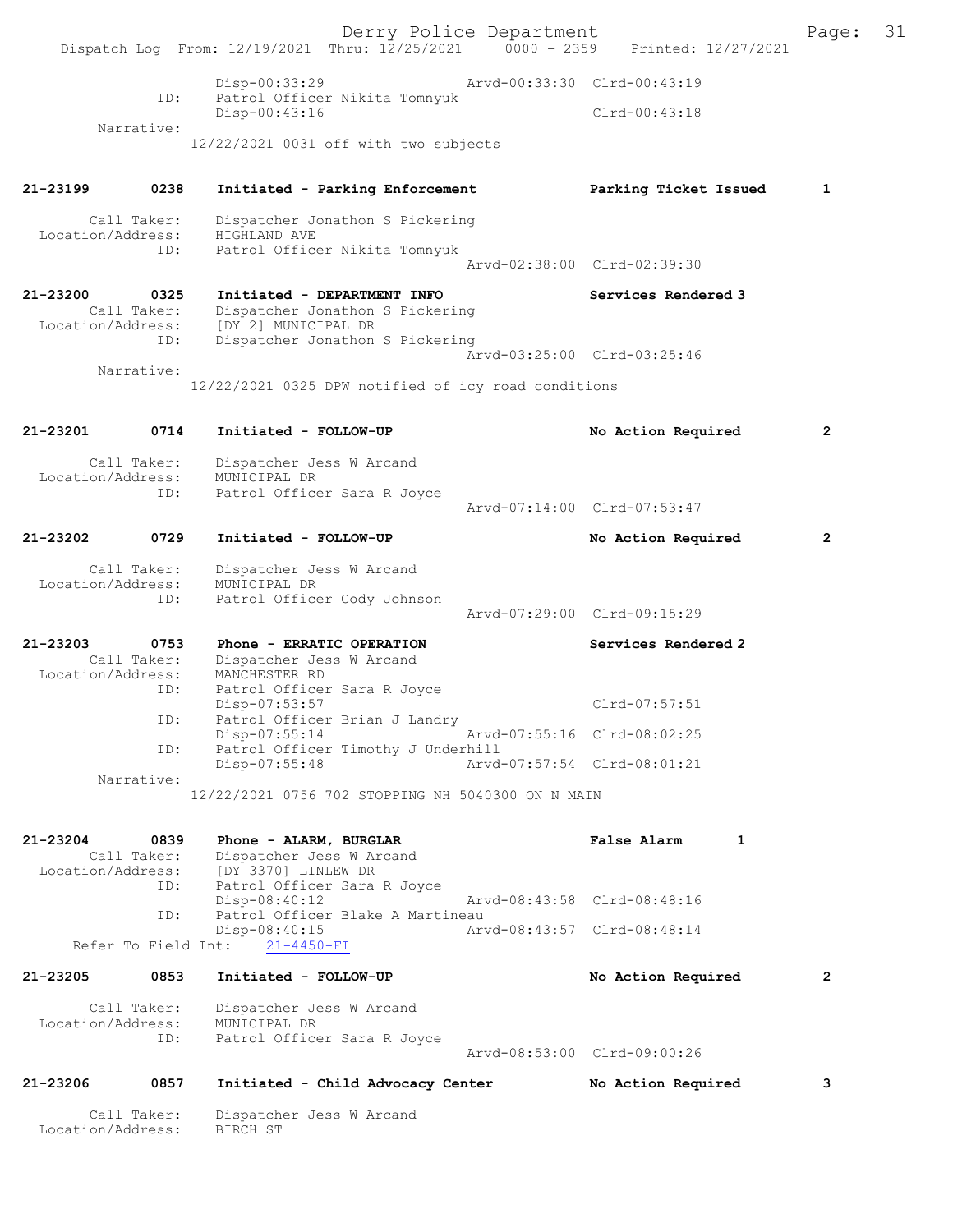```
                Disp-00:33:29                 Arvd-00:33:30  Clrd-00:43:19
           ID:  Patrol Officer Nikita Tomnyuk
                Disp-00:43:16                                Clrd-00:43:18
    Narrative:
                12/22/2021 0031 off with two subjects


21-23199      0238   Initiated - Parking Enforcement           Parking Ticket Issued      1

       Call Taker:   Dispatcher Jonathon S Pickering
 Location/Address:   HIGHLAND AVE
              ID:    Patrol Officer Nikita Tomnyuk
                                               Arvd-02:38:00  Clrd-02:39:30

21-23200      0325   Initiated - DEPARTMENT INFO               Services Rendered 3
       Call Taker:   Dispatcher Jonathon S Pickering
 Location/Address:   [DY 2] MUNICIPAL DR
              ID:    Dispatcher Jonathon S Pickering
                                               Arvd-03:25:00  Clrd-03:25:46
        Narrative:
                     12/22/2021 0325 DPW notified of icy road conditions


21-23201      0714   Initiated - FOLLOW-UP                     No Action Required         2

       Call Taker:   Dispatcher Jess W Arcand
 Location/Address:   MUNICIPAL DR
              ID:    Patrol Officer Sara R Joyce
                                               Arvd-07:14:00  Clrd-07:53:47

21-23202      0729   Initiated - FOLLOW-UP                     No Action Required         2

       Call Taker:   Dispatcher Jess W Arcand
 Location/Address:   MUNICIPAL DR
              ID:    Patrol Officer Cody Johnson
                                               Arvd-07:29:00  Clrd-09:15:29

21-23203      0753   Phone - ERRATIC OPERATION                 Services Rendered 2
       Call Taker:   Dispatcher Jess W Arcand
 Location/Address:   MANCHESTER RD
              ID:    Patrol Officer Sara R Joyce
                     Disp-07:53:57                             Clrd-07:57:51
              ID:    Patrol Officer Brian J Landry
                     Disp-07:55:14             Arvd-07:55:16  Clrd-08:02:25
              ID:    Patrol Officer Timothy J Underhill
                     Disp-07:55:48             Arvd-07:57:54  Clrd-08:01:21
        Narrative:
                     12/22/2021 0756 702 STOPPING NH 5040300 ON N MAIN


21-23204      0839   Phone - ALARM, BURGLAR                    False Alarm      1
       Call Taker:   Dispatcher Jess W Arcand
 Location/Address:   [DY 3370] LINLEW DR
              ID:    Patrol Officer Sara R Joyce
                     Disp-08:40:12             Arvd-08:43:58  Clrd-08:48:16
              ID:    Patrol Officer Blake A Martineau
                     Disp-08:40:15             Arvd-08:43:57  Clrd-08:48:14
   Refer To Field Int:    21-4450-FI

21-23205      0853   Initiated - FOLLOW-UP                     No Action Required         2

       Call Taker:   Dispatcher Jess W Arcand
 Location/Address:   MUNICIPAL DR
              ID:    Patrol Officer Sara R Joyce
                                               Arvd-08:53:00  Clrd-09:00:26

21-23206      0857   Initiated - Child Advocacy Center         No Action Required         3

       Call Taker:   Dispatcher Jess W Arcand
 Location/Address:   BIRCH ST
```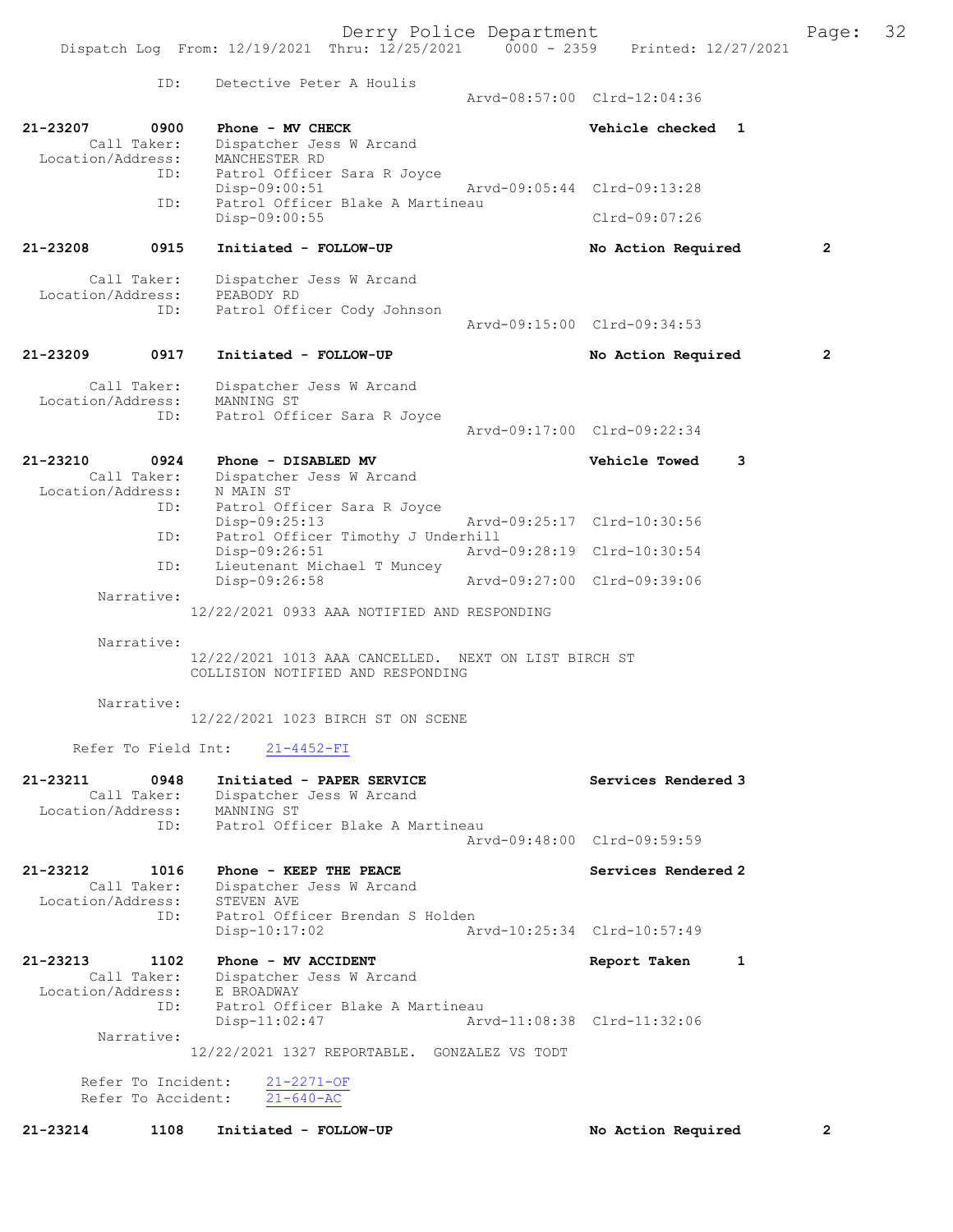ID: Detective Peter A Houlis
Arvd-08:57:00 Clrd-12:04:36

**21-23207 0900 Phone - MV CHECK** — Vehicle checked 1
Call Taker: Dispatcher Jess W Arcand
Location/Address: MANCHESTER RD
ID: Patrol Officer Sara R Joyce
Disp-09:00:51 Arvd-09:05:44 Clrd-09:13:28
ID: Patrol Officer Blake A Martineau
Disp-09:00:55 Clrd-09:07:26

**21-23208 0915 Initiated - FOLLOW-UP** — No Action Required 2
Call Taker: Dispatcher Jess W Arcand
Location/Address: PEABODY RD
ID: Patrol Officer Cody Johnson
Arvd-09:15:00 Clrd-09:34:53

**21-23209 0917 Initiated - FOLLOW-UP** — No Action Required 2
Call Taker: Dispatcher Jess W Arcand
Location/Address: MANNING ST
ID: Patrol Officer Sara R Joyce
Arvd-09:17:00 Clrd-09:22:34

**21-23210 0924 Phone - DISABLED MV** — Vehicle Towed 3
Call Taker: Dispatcher Jess W Arcand
Location/Address: N MAIN ST
ID: Patrol Officer Sara R Joyce
Disp-09:25:13 Arvd-09:25:17 Clrd-10:30:56
ID: Patrol Officer Timothy J Underhill
Disp-09:26:51 Arvd-09:28:19 Clrd-10:30:54
ID: Lieutenant Michael T Muncey
Disp-09:26:58 Arvd-09:27:00 Clrd-09:39:06
Narrative:
12/22/2021 0933 AAA NOTIFIED AND RESPONDING

Narrative:
12/22/2021 1013 AAA CANCELLED. NEXT ON LIST BIRCH ST COLLISION NOTIFIED AND RESPONDING

Narrative:
12/22/2021 1023 BIRCH ST ON SCENE

Refer To Field Int: 21-4452-FI

**21-23211 0948 Initiated - PAPER SERVICE** — Services Rendered 3
Call Taker: Dispatcher Jess W Arcand
Location/Address: MANNING ST
ID: Patrol Officer Blake A Martineau
Arvd-09:48:00 Clrd-09:59:59

**21-23212 1016 Phone - KEEP THE PEACE** — Services Rendered 2
Call Taker: Dispatcher Jess W Arcand
Location/Address: STEVEN AVE
ID: Patrol Officer Brendan S Holden
Disp-10:17:02 Arvd-10:25:34 Clrd-10:57:49

**21-23213 1102 Phone - MV ACCIDENT** — Report Taken 1
Call Taker: Dispatcher Jess W Arcand
Location/Address: E BROADWAY
ID: Patrol Officer Blake A Martineau
Disp-11:02:47 Arvd-11:08:38 Clrd-11:32:06
Narrative:
12/22/2021 1327 REPORTABLE. GONZALEZ VS TODT

Refer To Incident: 21-2271-OF
Refer To Accident: 21-640-AC

**21-23214 1108 Initiated - FOLLOW-UP** — No Action Required 2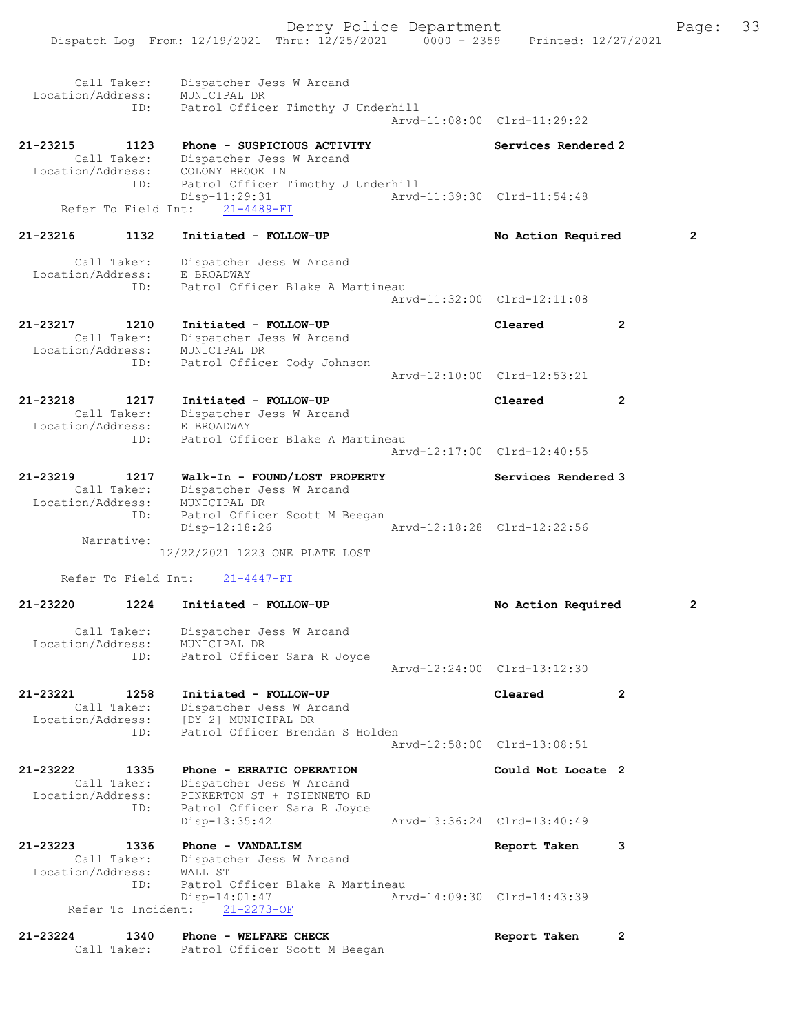```
 Call Taker:    Dispatcher Jess W Arcand
 Location/Address:    MUNICIPAL DR
 ID:    Patrol Officer Timothy J Underhill
                                          Arvd-11:08:00  Clrd-11:29:22

21-23215     1123    Phone - SUSPICIOUS ACTIVITY              Services Rendered 2
 Call Taker:    Dispatcher Jess W Arcand
 Location/Address:    COLONY BROOK LN
 ID:    Patrol Officer Timothy J Underhill
        Disp-11:29:31                  Arvd-11:39:30  Clrd-11:54:48
 Refer To Field Int:    21-4489-FI

21-23216     1132    Initiated - FOLLOW-UP                    No Action Required    2

 Call Taker:    Dispatcher Jess W Arcand
 Location/Address:    E BROADWAY
 ID:    Patrol Officer Blake A Martineau
                                          Arvd-11:32:00  Clrd-12:11:08

21-23217     1210    Initiated - FOLLOW-UP                    Cleared          2
 Call Taker:    Dispatcher Jess W Arcand
 Location/Address:    MUNICIPAL DR
 ID:    Patrol Officer Cody Johnson
                                          Arvd-12:10:00  Clrd-12:53:21

21-23218     1217    Initiated - FOLLOW-UP                    Cleared          2
 Call Taker:    Dispatcher Jess W Arcand
 Location/Address:    E BROADWAY
 ID:    Patrol Officer Blake A Martineau
                                          Arvd-12:17:00  Clrd-12:40:55

21-23219     1217    Walk-In - FOUND/LOST PROPERTY            Services Rendered 3
 Call Taker:    Dispatcher Jess W Arcand
 Location/Address:    MUNICIPAL DR
 ID:    Patrol Officer Scott M Beegan
        Disp-12:18:26                  Arvd-12:18:28  Clrd-12:22:56
 Narrative:
        12/22/2021 1223 ONE PLATE LOST

 Refer To Field Int:    21-4447-FI

21-23220     1224    Initiated - FOLLOW-UP                    No Action Required    2

 Call Taker:    Dispatcher Jess W Arcand
 Location/Address:    MUNICIPAL DR
 ID:    Patrol Officer Sara R Joyce
                                          Arvd-12:24:00  Clrd-13:12:30

21-23221     1258    Initiated - FOLLOW-UP                    Cleared          2
 Call Taker:    Dispatcher Jess W Arcand
 Location/Address:    [DY 2] MUNICIPAL DR
 ID:    Patrol Officer Brendan S Holden
                                          Arvd-12:58:00  Clrd-13:08:51

21-23222     1335    Phone - ERRATIC OPERATION                Could Not Locate 2
 Call Taker:    Dispatcher Jess W Arcand
 Location/Address:    PINKERTON ST + TSIENNETO RD
 ID:    Patrol Officer Sara R Joyce
        Disp-13:35:42                  Arvd-13:36:24  Clrd-13:40:49

21-23223     1336    Phone - VANDALISM                        Report Taken     3
 Call Taker:    Dispatcher Jess W Arcand
 Location/Address:    WALL ST
 ID:    Patrol Officer Blake A Martineau
        Disp-14:01:47                  Arvd-14:09:30  Clrd-14:43:39
 Refer To Incident:    21-2273-OF

21-23224     1340    Phone - WELFARE CHECK                    Report Taken     2
 Call Taker:    Patrol Officer Scott M Beegan
```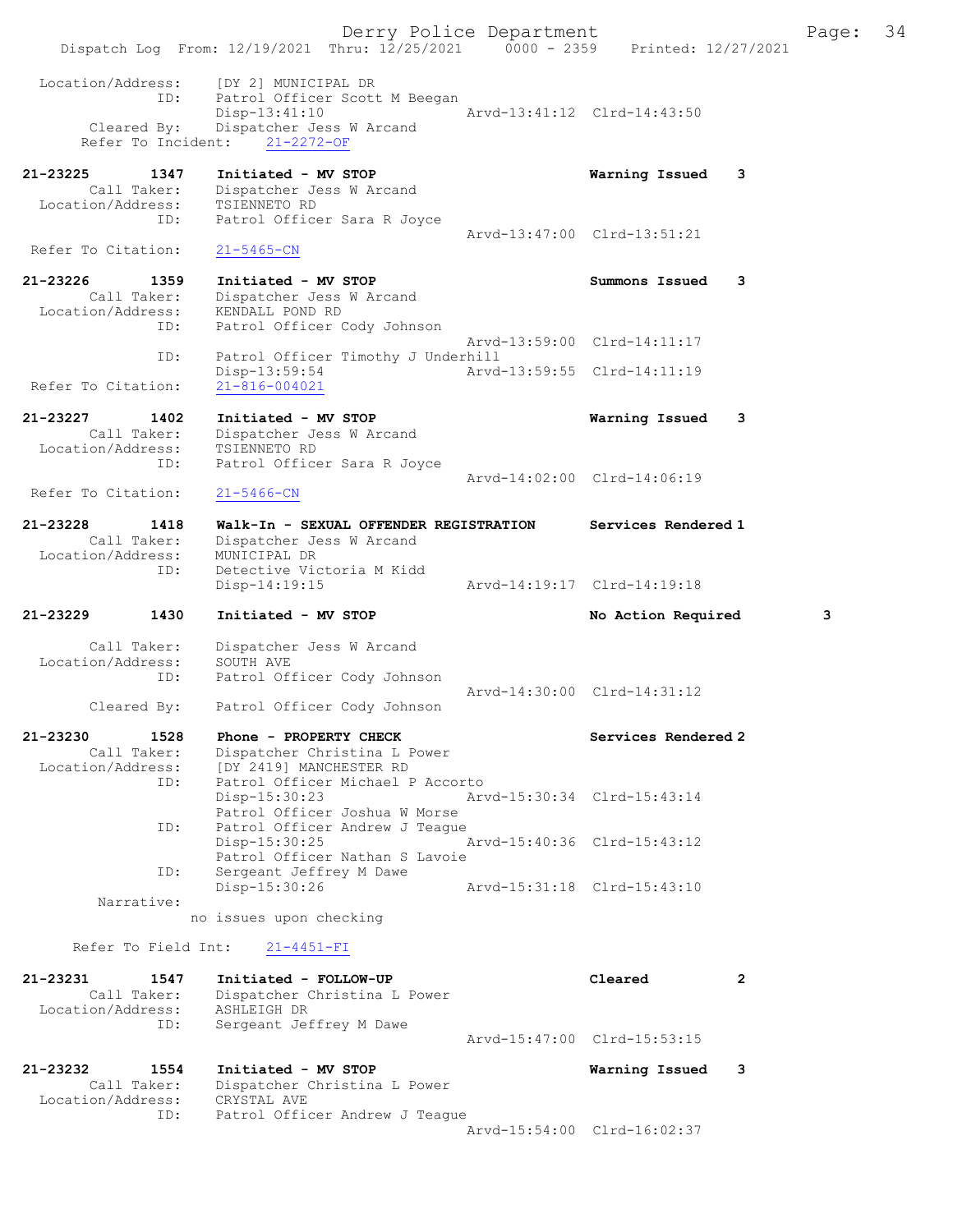```
Location/Address:     [DY 2] MUNICIPAL DR
              ID:     Patrol Officer Scott M Beegan
                      Disp-13:41:10              Arvd-13:41:12  Clrd-14:43:50
       Cleared By:    Dispatcher Jess W Arcand
     Refer To Incident:    21-2272-OF

21-23225        1347  Initiated - MV STOP                    Warning Issued    3
         Call Taker:  Dispatcher Jess W Arcand
  Location/Address:   TSIENNETO RD
                 ID:  Patrol Officer Sara R Joyce
                                                 Arvd-13:47:00  Clrd-13:51:21
 Refer To Citation:   21-5465-CN

21-23226        1359  Initiated - MV STOP                    Summons Issued    3
         Call Taker:  Dispatcher Jess W Arcand
  Location/Address:   KENDALL POND RD
                 ID:  Patrol Officer Cody Johnson
                                                 Arvd-13:59:00  Clrd-14:11:17
                 ID:  Patrol Officer Timothy J Underhill
                      Disp-13:59:54              Arvd-13:59:55  Clrd-14:11:19
 Refer To Citation:   21-816-004021

21-23227        1402  Initiated - MV STOP                    Warning Issued    3
         Call Taker:  Dispatcher Jess W Arcand
  Location/Address:   TSIENNETO RD
                 ID:  Patrol Officer Sara R Joyce
                                                 Arvd-14:02:00  Clrd-14:06:19
 Refer To Citation:   21-5466-CN

21-23228        1418  Walk-In - SEXUAL OFFENDER REGISTRATION  Services Rendered 1
         Call Taker:  Dispatcher Jess W Arcand
  Location/Address:   MUNICIPAL DR
                 ID:  Detective Victoria M Kidd
                      Disp-14:19:15              Arvd-14:19:17  Clrd-14:19:18

21-23229        1430  Initiated - MV STOP                    No Action Required         3

         Call Taker:  Dispatcher Jess W Arcand
  Location/Address:   SOUTH AVE
                 ID:  Patrol Officer Cody Johnson
                                                 Arvd-14:30:00  Clrd-14:31:12
        Cleared By:   Patrol Officer Cody Johnson

21-23230        1528  Phone - PROPERTY CHECK                 Services Rendered 2
         Call Taker:  Dispatcher Christina L Power
  Location/Address:   [DY 2419] MANCHESTER RD
                 ID:  Patrol Officer Michael P Accorto
                      Disp-15:30:23              Arvd-15:30:34  Clrd-15:43:14
                      Patrol Officer Joshua W Morse
                 ID:  Patrol Officer Andrew J Teague
                      Disp-15:30:25              Arvd-15:40:36  Clrd-15:43:12
                      Patrol Officer Nathan S Lavoie
                 ID:  Sergeant Jeffrey M Dawe
                      Disp-15:30:26              Arvd-15:31:18  Clrd-15:43:10
          Narrative:
                    no issues upon checking

     Refer To Field Int:    21-4451-FI

21-23231        1547  Initiated - FOLLOW-UP                  Cleared           2
         Call Taker:  Dispatcher Christina L Power
  Location/Address:   ASHLEIGH DR
                 ID:  Sergeant Jeffrey M Dawe
                                                 Arvd-15:47:00  Clrd-15:53:15

21-23232        1554  Initiated - MV STOP                    Warning Issued    3
         Call Taker:  Dispatcher Christina L Power
  Location/Address:   CRYSTAL AVE
                 ID:  Patrol Officer Andrew J Teague
                                                 Arvd-15:54:00  Clrd-16:02:37
```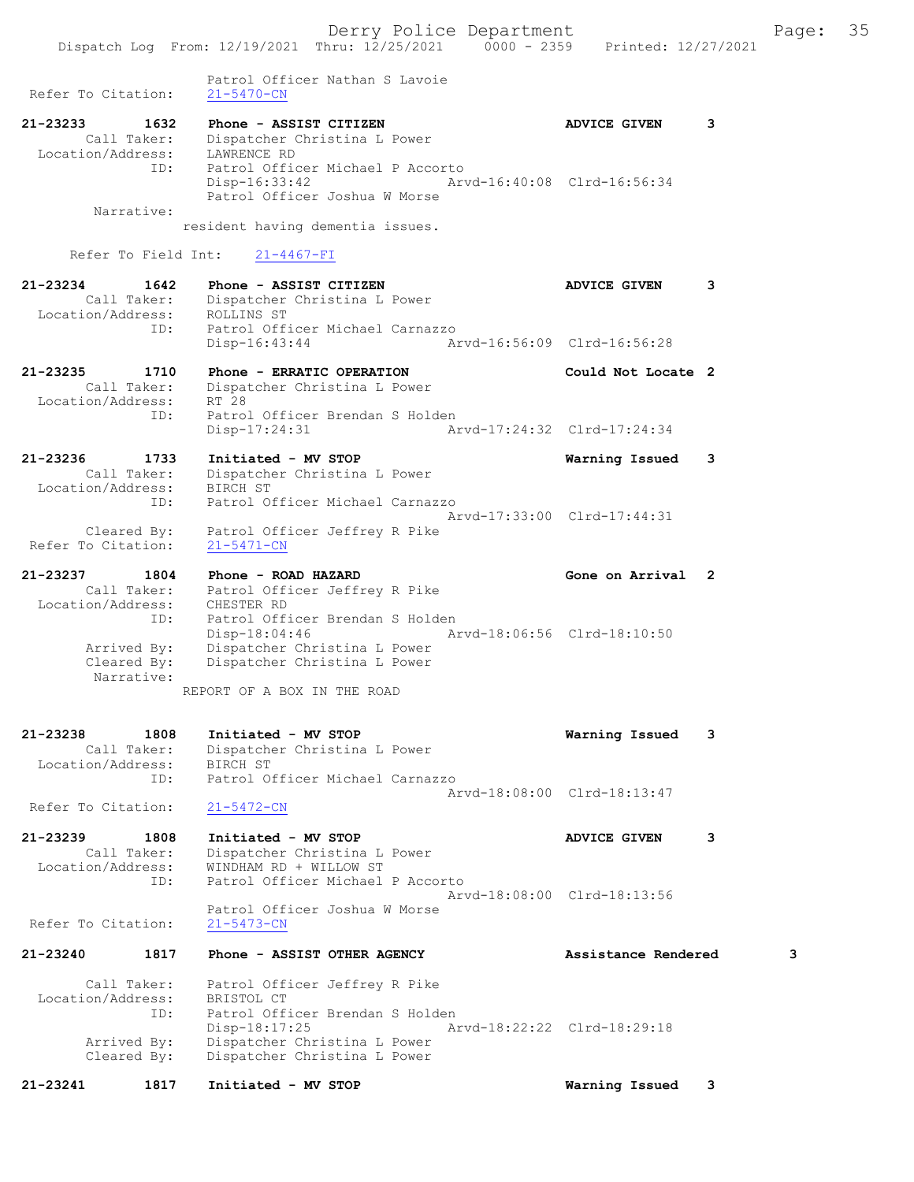Patrol Officer Nathan S Lavoie
Refer To Citation: 21-5470-CN

**21-23233 1632 Phone - ASSIST CITIZEN — ADVICE GIVEN 3**
Call Taker: Dispatcher Christina L Power
Location/Address: LAWRENCE RD
ID: Patrol Officer Michael P Accorto
Disp-16:33:42 Arvd-16:40:08 Clrd-16:56:34
Patrol Officer Joshua W Morse
Narrative:
resident having dementia issues.

Refer To Field Int: 21-4467-FI

**21-23234 1642 Phone - ASSIST CITIZEN — ADVICE GIVEN 3**
Call Taker: Dispatcher Christina L Power
Location/Address: ROLLINS ST
ID: Patrol Officer Michael Carnazzo
Disp-16:43:44 Arvd-16:56:09 Clrd-16:56:28

**21-23235 1710 Phone - ERRATIC OPERATION — Could Not Locate 2**
Call Taker: Dispatcher Christina L Power
Location/Address: RT 28
ID: Patrol Officer Brendan S Holden
Disp-17:24:31 Arvd-17:24:32 Clrd-17:24:34

**21-23236 1733 Initiated - MV STOP — Warning Issued 3**
Call Taker: Dispatcher Christina L Power
Location/Address: BIRCH ST
ID: Patrol Officer Michael Carnazzo
Arvd-17:33:00 Clrd-17:44:31
Cleared By: Patrol Officer Jeffrey R Pike
Refer To Citation: 21-5471-CN

**21-23237 1804 Phone - ROAD HAZARD — Gone on Arrival 2**
Call Taker: Patrol Officer Jeffrey R Pike
Location/Address: CHESTER RD
ID: Patrol Officer Brendan S Holden
Disp-18:04:46 Arvd-18:06:56 Clrd-18:10:50
Arrived By: Dispatcher Christina L Power
Cleared By: Dispatcher Christina L Power
Narrative:
REPORT OF A BOX IN THE ROAD

**21-23238 1808 Initiated - MV STOP — Warning Issued 3**
Call Taker: Dispatcher Christina L Power
Location/Address: BIRCH ST
ID: Patrol Officer Michael Carnazzo
Arvd-18:08:00 Clrd-18:13:47
Refer To Citation: 21-5472-CN

**21-23239 1808 Initiated - MV STOP — ADVICE GIVEN 3**
Call Taker: Dispatcher Christina L Power
Location/Address: WINDHAM RD + WILLOW ST
ID: Patrol Officer Michael P Accorto
Arvd-18:08:00 Clrd-18:13:56
Patrol Officer Joshua W Morse
Refer To Citation: 21-5473-CN

**21-23240 1817 Phone - ASSIST OTHER AGENCY — Assistance Rendered 3**
Call Taker: Patrol Officer Jeffrey R Pike
Location/Address: BRISTOL CT
ID: Patrol Officer Brendan S Holden
Disp-18:17:25 Arvd-18:22:22 Clrd-18:29:18
Arrived By: Dispatcher Christina L Power
Cleared By: Dispatcher Christina L Power

**21-23241 1817 Initiated - MV STOP — Warning Issued 3**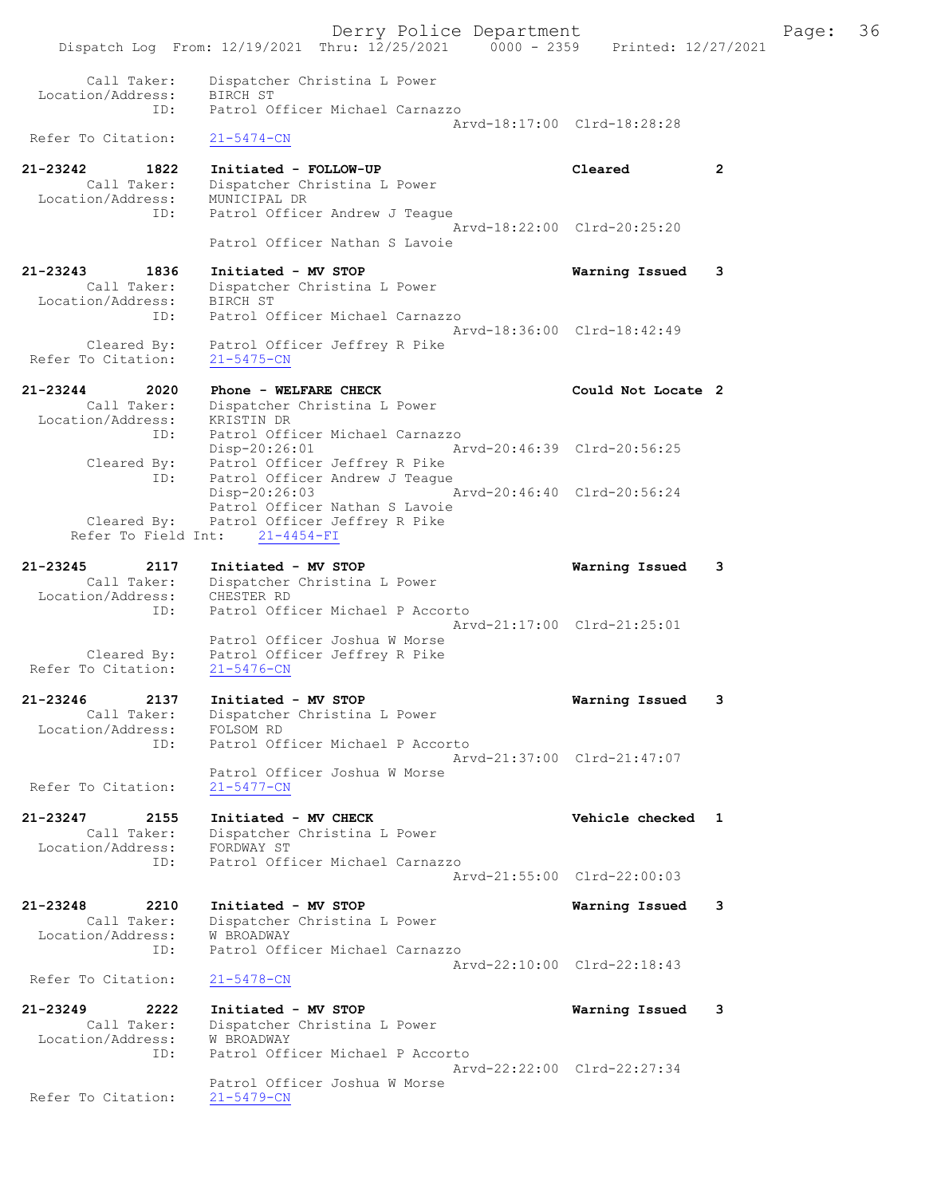```
    Call Taker:    Dispatcher Christina L Power
  Location/Address:    BIRCH ST
          ID:    Patrol Officer Michael Carnazzo
                                        Arvd-18:17:00  Clrd-18:28:28
 Refer To Citation:    21-5474-CN

21-23242        1822    Initiated - FOLLOW-UP                    Cleared         2
    Call Taker:    Dispatcher Christina L Power
  Location/Address:    MUNICIPAL DR
          ID:    Patrol Officer Andrew J Teague
                                        Arvd-18:22:00  Clrd-20:25:20
                 Patrol Officer Nathan S Lavoie

21-23243        1836    Initiated - MV STOP                      Warning Issued  3
    Call Taker:    Dispatcher Christina L Power
  Location/Address:    BIRCH ST
          ID:    Patrol Officer Michael Carnazzo
                                        Arvd-18:36:00  Clrd-18:42:49
    Cleared By:    Patrol Officer Jeffrey R Pike
 Refer To Citation:    21-5475-CN

21-23244        2020    Phone - WELFARE CHECK                    Could Not Locate 2
    Call Taker:    Dispatcher Christina L Power
  Location/Address:    KRISTIN DR
          ID:    Patrol Officer Michael Carnazzo
                 Disp-20:26:01           Arvd-20:46:39  Clrd-20:56:25
    Cleared By:    Patrol Officer Jeffrey R Pike
          ID:    Patrol Officer Andrew J Teague
                 Disp-20:26:03           Arvd-20:46:40  Clrd-20:56:24
                 Patrol Officer Nathan S Lavoie
    Cleared By:    Patrol Officer Jeffrey R Pike
 Refer To Field Int:    21-4454-FI

21-23245        2117    Initiated - MV STOP                      Warning Issued  3
    Call Taker:    Dispatcher Christina L Power
  Location/Address:    CHESTER RD
          ID:    Patrol Officer Michael P Accorto
                                        Arvd-21:17:00  Clrd-21:25:01
                 Patrol Officer Joshua W Morse
    Cleared By:    Patrol Officer Jeffrey R Pike
 Refer To Citation:    21-5476-CN

21-23246        2137    Initiated - MV STOP                      Warning Issued  3
    Call Taker:    Dispatcher Christina L Power
  Location/Address:    FOLSOM RD
          ID:    Patrol Officer Michael P Accorto
                                        Arvd-21:37:00  Clrd-21:47:07
                 Patrol Officer Joshua W Morse
 Refer To Citation:    21-5477-CN

21-23247        2155    Initiated - MV CHECK                     Vehicle checked 1
    Call Taker:    Dispatcher Christina L Power
  Location/Address:    FORDWAY ST
          ID:    Patrol Officer Michael Carnazzo
                                        Arvd-21:55:00  Clrd-22:00:03

21-23248        2210    Initiated - MV STOP                      Warning Issued  3
    Call Taker:    Dispatcher Christina L Power
  Location/Address:    W BROADWAY
          ID:    Patrol Officer Michael Carnazzo
                                        Arvd-22:10:00  Clrd-22:18:43
 Refer To Citation:    21-5478-CN

21-23249        2222    Initiated - MV STOP                      Warning Issued  3
    Call Taker:    Dispatcher Christina L Power
  Location/Address:    W BROADWAY
          ID:    Patrol Officer Michael P Accorto
                                        Arvd-22:22:00  Clrd-22:27:34
                 Patrol Officer Joshua W Morse
 Refer To Citation:    21-5479-CN
```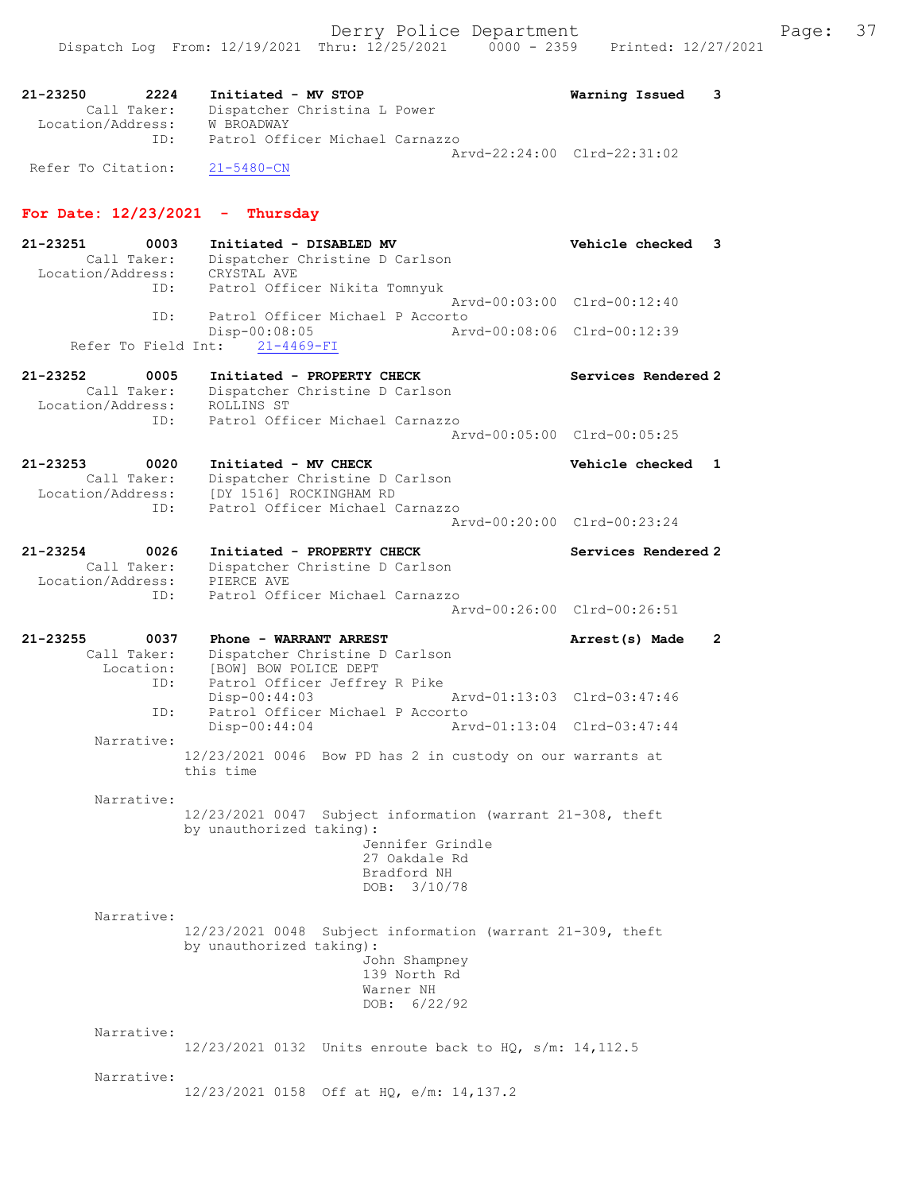```
21-23250        2224    Initiated - MV STOP                          Warning Issued    3
         Call Taker:    Dispatcher Christina L Power
   Location/Address:    W BROADWAY
                 ID:    Patrol Officer Michael Carnazzo
                                                    Arvd-22:24:00  Clrd-22:31:02
  Refer To Citation:    21-5480-CN
```

## For Date: 12/23/2021 - Thursday

```
21-23251        0003    Initiated - DISABLED MV                      Vehicle checked   3
         Call Taker:    Dispatcher Christine D Carlson
   Location/Address:    CRYSTAL AVE
                 ID:    Patrol Officer Nikita Tomnyuk
                                                    Arvd-00:03:00  Clrd-00:12:40
                 ID:    Patrol Officer Michael P Accorto
                        Disp-00:08:05               Arvd-00:08:06  Clrd-00:12:39
      Refer To Field Int:    21-4469-FI

21-23252        0005    Initiated - PROPERTY CHECK                   Services Rendered 2
         Call Taker:    Dispatcher Christine D Carlson
   Location/Address:    ROLLINS ST
                 ID:    Patrol Officer Michael Carnazzo
                                                    Arvd-00:05:00  Clrd-00:05:25

21-23253        0020    Initiated - MV CHECK                         Vehicle checked   1
         Call Taker:    Dispatcher Christine D Carlson
   Location/Address:    [DY 1516] ROCKINGHAM RD
                 ID:    Patrol Officer Michael Carnazzo
                                                    Arvd-00:20:00  Clrd-00:23:24

21-23254        0026    Initiated - PROPERTY CHECK                   Services Rendered 2
         Call Taker:    Dispatcher Christine D Carlson
   Location/Address:    PIERCE AVE
                 ID:    Patrol Officer Michael Carnazzo
                                                    Arvd-00:26:00  Clrd-00:26:51

21-23255        0037    Phone - WARRANT ARREST                       Arrest(s) Made    2
         Call Taker:    Dispatcher Christine D Carlson
           Location:    [BOW] BOW POLICE DEPT
                 ID:    Patrol Officer Jeffrey R Pike
                        Disp-00:44:03               Arvd-01:13:03  Clrd-03:47:46
                 ID:    Patrol Officer Michael P Accorto
                        Disp-00:44:04               Arvd-01:13:04  Clrd-03:47:44
          Narrative:
                    12/23/2021 0046  Bow PD has 2 in custody on our warrants at
                    this time

          Narrative:
                    12/23/2021 0047  Subject information (warrant 21-308, theft
                    by unauthorized taking):
                                  Jennifer Grindle
                                  27 Oakdale Rd
                                  Bradford NH
                                  DOB:  3/10/78

          Narrative:
                    12/23/2021 0048  Subject information (warrant 21-309, theft
                    by unauthorized taking):
                                  John Shampney
                                  139 North Rd
                                  Warner NH
                                  DOB:  6/22/92

          Narrative:
                    12/23/2021 0132  Units enroute back to HQ, s/m: 14,112.5

          Narrative:
                    12/23/2021 0158  Off at HQ, e/m: 14,137.2
```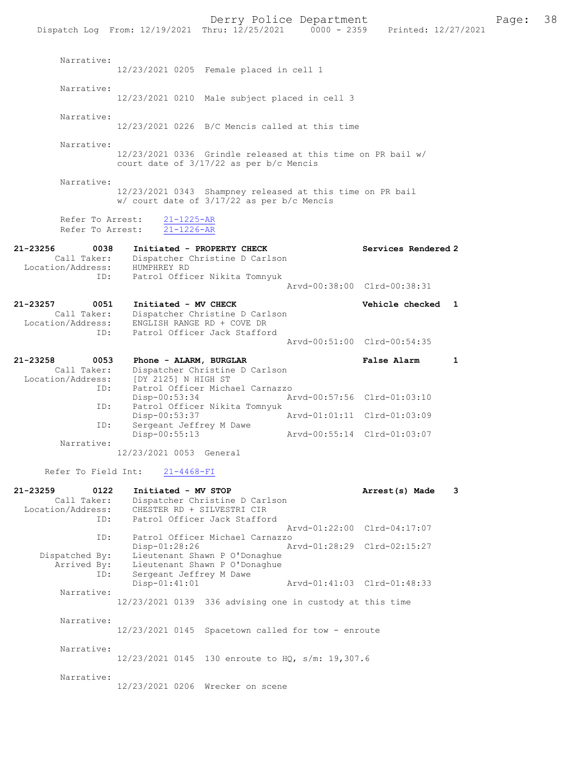Narrative:
12/23/2021 0205 Female placed in cell 1

Narrative:
12/23/2021 0210 Male subject placed in cell 3

Narrative:
12/23/2021 0226 B/C Mencis called at this time

Narrative:
12/23/2021 0336 Grindle released at this time on PR bail w/ court date of 3/17/22 as per b/c Mencis

Narrative:
12/23/2021 0343 Shampney released at this time on PR bail w/ court date of 3/17/22 as per b/c Mencis

Refer To Arrest: 21-1225-AR
Refer To Arrest: 21-1226-AR

**21-23256 0038 Initiated - PROPERTY CHECK** — Services Rendered 2
Call Taker: Dispatcher Christine D Carlson
Location/Address: HUMPHREY RD
ID: Patrol Officer Nikita Tomnyuk
Arvd-00:38:00 Clrd-00:38:31

**21-23257 0051 Initiated - MV CHECK** — Vehicle checked 1
Call Taker: Dispatcher Christine D Carlson
Location/Address: ENGLISH RANGE RD + COVE DR
ID: Patrol Officer Jack Stafford
Arvd-00:51:00 Clrd-00:54:35

**21-23258 0053 Phone - ALARM, BURGLAR** — False Alarm 1
Call Taker: Dispatcher Christine D Carlson
Location/Address: [DY 2125] N HIGH ST
ID: Patrol Officer Michael Carnazzo
Disp-00:53:34 Arvd-00:57:56 Clrd-01:03:10
ID: Patrol Officer Nikita Tomnyuk
Disp-00:53:37 Arvd-01:01:11 Clrd-01:03:09
ID: Sergeant Jeffrey M Dawe
Disp-00:55:13 Arvd-00:55:14 Clrd-01:03:07
Narrative:
12/23/2021 0053 General

Refer To Field Int: 21-4468-FI

**21-23259 0122 Initiated - MV STOP** — Arrest(s) Made 3
Call Taker: Dispatcher Christine D Carlson
Location/Address: CHESTER RD + SILVESTRI CIR
ID: Patrol Officer Jack Stafford
Arvd-01:22:00 Clrd-04:17:07
ID: Patrol Officer Michael Carnazzo
Disp-01:28:26 Arvd-01:28:29 Clrd-02:15:27
Dispatched By: Lieutenant Shawn P O'Donaghue
Arrived By: Lieutenant Shawn P O'Donaghue
ID: Sergeant Jeffrey M Dawe
Disp-01:41:01 Arvd-01:41:03 Clrd-01:48:33
Narrative:
12/23/2021 0139 336 advising one in custody at this time

Narrative:
12/23/2021 0145 Spacetown called for tow - enroute

Narrative:
12/23/2021 0145 130 enroute to HQ, s/m: 19,307.6

Narrative:
12/23/2021 0206 Wrecker on scene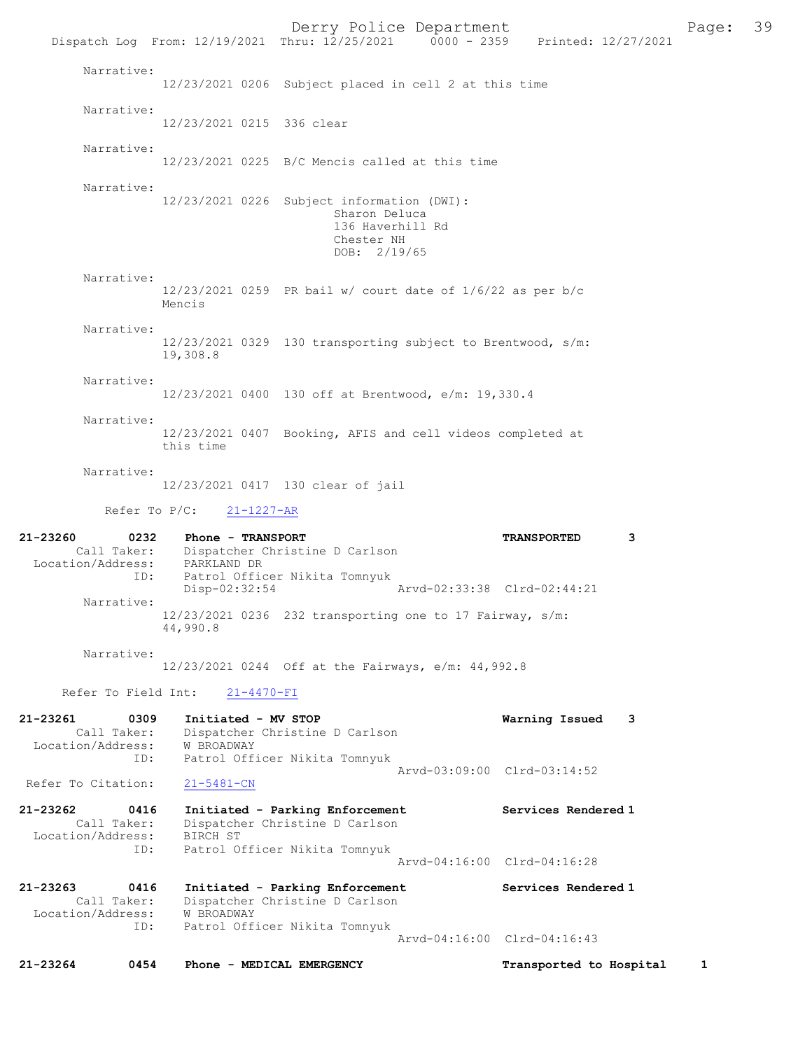Narrative:
12/23/2021 0206 Subject placed in cell 2 at this time

Narrative:
12/23/2021 0215 336 clear

Narrative:
12/23/2021 0225 B/C Mencis called at this time

Narrative:
12/23/2021 0226 Subject information (DWI):
Sharon Deluca
136 Haverhill Rd
Chester NH
DOB: 2/19/65

Narrative:
12/23/2021 0259 PR bail w/ court date of 1/6/22 as per b/c Mencis

Narrative:
12/23/2021 0329 130 transporting subject to Brentwood, s/m: 19,308.8

Narrative:
12/23/2021 0400 130 off at Brentwood, e/m: 19,330.4

Narrative:
12/23/2021 0407 Booking, AFIS and cell videos completed at this time

Narrative:
12/23/2021 0417 130 clear of jail

Refer To P/C: 21-1227-AR

**21-23260 0232 Phone - TRANSPORT** — **TRANSPORTED 3**
Call Taker: Dispatcher Christine D Carlson
Location/Address: PARKLAND DR
ID: Patrol Officer Nikita Tomnyuk
Disp-02:32:54 Arvd-02:33:38 Clrd-02:44:21
Narrative:
12/23/2021 0236 232 transporting one to 17 Fairway, s/m: 44,990.8

Narrative:
12/23/2021 0244 Off at the Fairways, e/m: 44,992.8

Refer To Field Int: 21-4470-FI

**21-23261 0309 Initiated - MV STOP** — **Warning Issued 3**
Call Taker: Dispatcher Christine D Carlson
Location/Address: W BROADWAY
ID: Patrol Officer Nikita Tomnyuk
Arvd-03:09:00 Clrd-03:14:52
Refer To Citation: 21-5481-CN

**21-23262 0416 Initiated - Parking Enforcement** — **Services Rendered 1**
Call Taker: Dispatcher Christine D Carlson
Location/Address: BIRCH ST
ID: Patrol Officer Nikita Tomnyuk
Arvd-04:16:00 Clrd-04:16:28

**21-23263 0416 Initiated - Parking Enforcement** — **Services Rendered 1**
Call Taker: Dispatcher Christine D Carlson
Location/Address: W BROADWAY
ID: Patrol Officer Nikita Tomnyuk
Arvd-04:16:00 Clrd-04:16:43

**21-23264 0454 Phone - MEDICAL EMERGENCY** — **Transported to Hospital 1**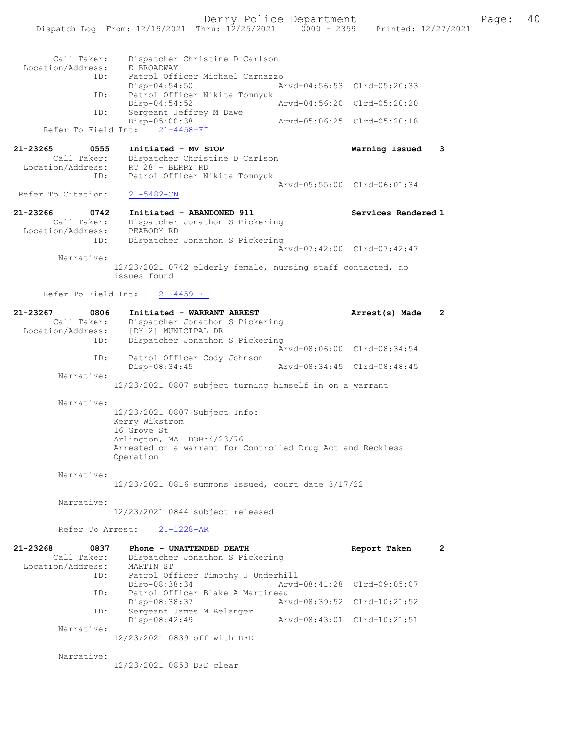```
 Call Taker:    Dispatcher Christine D Carlson
 Location/Address:    E BROADWAY
 ID:    Patrol Officer Michael Carnazzo
 Disp-04:54:50    Arvd-04:56:53  Clrd-05:20:33
 ID:    Patrol Officer Nikita Tomnyuk
 Disp-04:54:52    Arvd-04:56:20  Clrd-05:20:20
 ID:    Sergeant Jeffrey M Dawe
 Disp-05:00:38    Arvd-05:06:25  Clrd-05:20:18
 Refer To Field Int:    21-4458-FI

21-23265    0555    Initiated - MV STOP    Warning Issued    3
 Call Taker:    Dispatcher Christine D Carlson
 Location/Address:    RT 28 + BERRY RD
 ID:    Patrol Officer Nikita Tomnyuk
 Arvd-05:55:00  Clrd-06:01:34
 Refer To Citation:    21-5482-CN

21-23266    0742    Initiated - ABANDONED 911    Services Rendered 1
 Call Taker:    Dispatcher Jonathon S Pickering
 Location/Address:    PEABODY RD
 ID:    Dispatcher Jonathon S Pickering
 Arvd-07:42:00  Clrd-07:42:47
 Narrative:
 12/23/2021 0742 elderly female, nursing staff contacted, no
 issues found

 Refer To Field Int:    21-4459-FI

21-23267    0806    Initiated - WARRANT ARREST    Arrest(s) Made    2
 Call Taker:    Dispatcher Jonathon S Pickering
 Location/Address:    [DY 2] MUNICIPAL DR
 ID:    Dispatcher Jonathon S Pickering
 Arvd-08:06:00  Clrd-08:34:54
 ID:    Patrol Officer Cody Johnson
 Disp-08:34:45    Arvd-08:34:45  Clrd-08:48:45
 Narrative:
 12/23/2021 0807 subject turning himself in on a warrant

 Narrative:
 12/23/2021 0807 Subject Info:
 Kerry Wikstrom
 16 Grove St
 Arlington, MA  DOB:4/23/76
 Arrested on a warrant for Controlled Drug Act and Reckless
 Operation

 Narrative:
 12/23/2021 0816 summons issued, court date 3/17/22

 Narrative:
 12/23/2021 0844 subject released

 Refer To Arrest:    21-1228-AR

21-23268    0837    Phone - UNATTENDED DEATH    Report Taken    2
 Call Taker:    Dispatcher Jonathon S Pickering
 Location/Address:    MARTIN ST
 ID:    Patrol Officer Timothy J Underhill
 Disp-08:38:34    Arvd-08:41:28  Clrd-09:05:07
 ID:    Patrol Officer Blake A Martineau
 Disp-08:38:37    Arvd-08:39:52  Clrd-10:21:52
 ID:    Sergeant James M Belanger
 Disp-08:42:49    Arvd-08:43:01  Clrd-10:21:51
 Narrative:
 12/23/2021 0839 off with DFD

 Narrative:
 12/23/2021 0853 DFD clear
```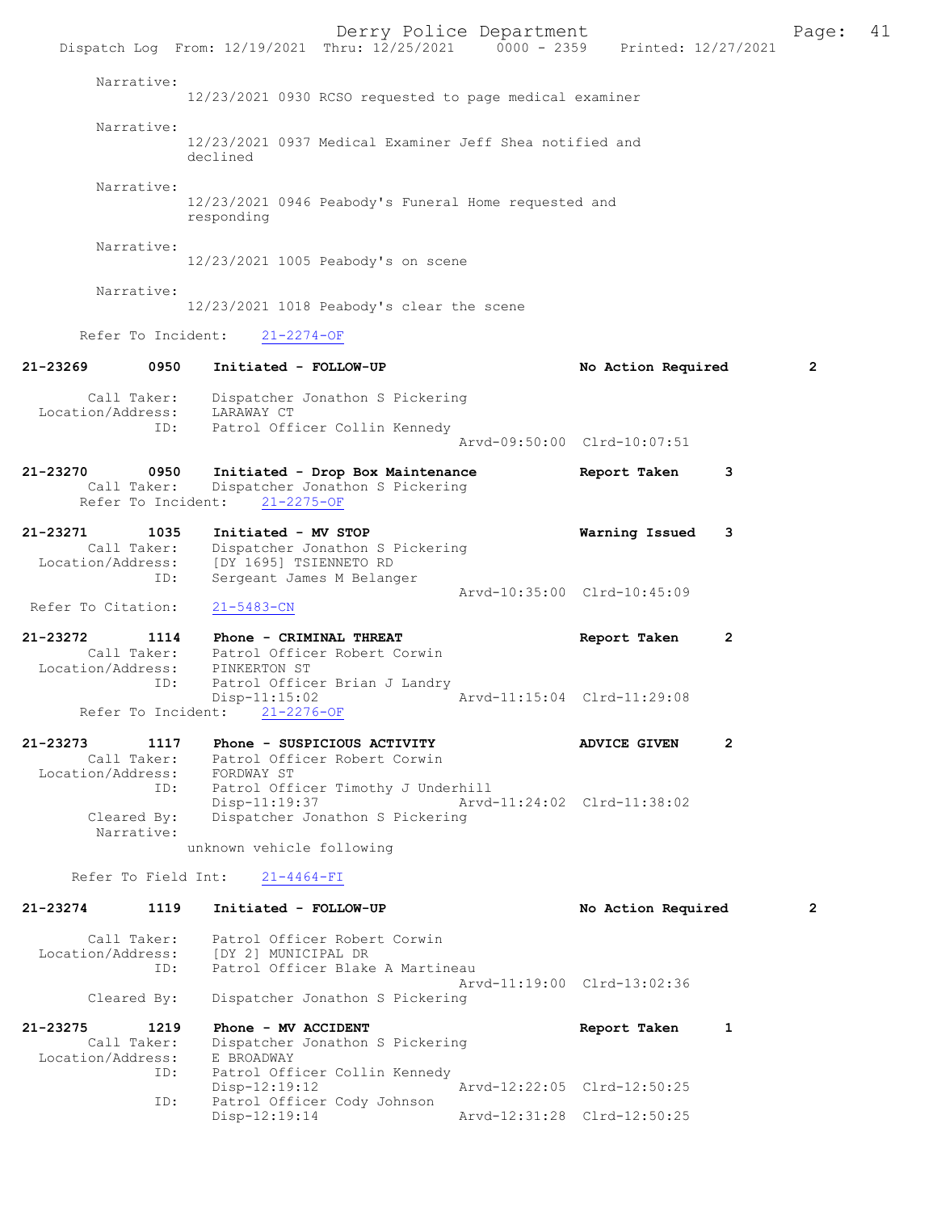Narrative:
12/23/2021 0930 RCSO requested to page medical examiner

Narrative:
12/23/2021 0937 Medical Examiner Jeff Shea notified and declined

Narrative:
12/23/2021 0946 Peabody's Funeral Home requested and responding

Narrative:
12/23/2021 1005 Peabody's on scene

Narrative:
12/23/2021 1018 Peabody's clear the scene

Refer To Incident: 21-2274-OF

**21-23269 0950 Initiated - FOLLOW-UP — No Action Required 2**

Call Taker: Dispatcher Jonathon S Pickering
Location/Address: LARAWAY CT
ID: Patrol Officer Collin Kennedy
Arvd-09:50:00 Clrd-10:07:51

**21-23270 0950 Initiated - Drop Box Maintenance — Report Taken 3**

Call Taker: Dispatcher Jonathon S Pickering
Refer To Incident: 21-2275-OF

**21-23271 1035 Initiated - MV STOP — Warning Issued 3**

Call Taker: Dispatcher Jonathon S Pickering
Location/Address: [DY 1695] TSIENNETO RD
ID: Sergeant James M Belanger
Arvd-10:35:00 Clrd-10:45:09
Refer To Citation: 21-5483-CN

**21-23272 1114 Phone - CRIMINAL THREAT — Report Taken 2**

Call Taker: Patrol Officer Robert Corwin
Location/Address: PINKERTON ST
ID: Patrol Officer Brian J Landry
Disp-11:15:02 Arvd-11:15:04 Clrd-11:29:08
Refer To Incident: 21-2276-OF

**21-23273 1117 Phone - SUSPICIOUS ACTIVITY — ADVICE GIVEN 2**

Call Taker: Patrol Officer Robert Corwin
Location/Address: FORDWAY ST
ID: Patrol Officer Timothy J Underhill
Disp-11:19:37 Arvd-11:24:02 Clrd-11:38:02
Cleared By: Dispatcher Jonathon S Pickering
Narrative:
unknown vehicle following

Refer To Field Int: 21-4464-FI

**21-23274 1119 Initiated - FOLLOW-UP — No Action Required 2**

Call Taker: Patrol Officer Robert Corwin
Location/Address: [DY 2] MUNICIPAL DR
ID: Patrol Officer Blake A Martineau
Arvd-11:19:00 Clrd-13:02:36
Cleared By: Dispatcher Jonathon S Pickering

**21-23275 1219 Phone - MV ACCIDENT — Report Taken 1**

Call Taker: Dispatcher Jonathon S Pickering
Location/Address: E BROADWAY
ID: Patrol Officer Collin Kennedy
Disp-12:19:12 Arvd-12:22:05 Clrd-12:50:25
ID: Patrol Officer Cody Johnson
Disp-12:19:14 Arvd-12:31:28 Clrd-12:50:25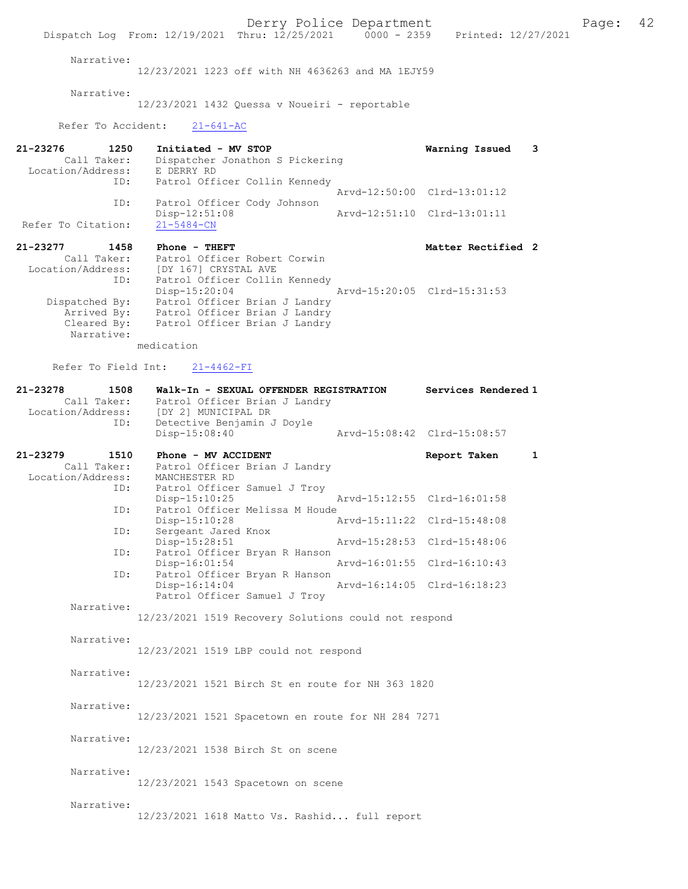Narrative:
12/23/2021 1223 off with NH 4636263 and MA 1EJY59

Narrative:
12/23/2021 1432 Quessa v Noueiri - reportable

Refer To Accident: 21-641-AC

**21-23276 1250 Initiated - MV STOP** — **Warning Issued 3**
Call Taker: Dispatcher Jonathon S Pickering
Location/Address: E DERRY RD
ID: Patrol Officer Collin Kennedy
Arvd-12:50:00 Clrd-13:01:12
ID: Patrol Officer Cody Johnson
Disp-12:51:08 Arvd-12:51:10 Clrd-13:01:11
Refer To Citation: 21-5484-CN

**21-23277 1458 Phone - THEFT** — **Matter Rectified 2**
Call Taker: Patrol Officer Robert Corwin
Location/Address: [DY 167] CRYSTAL AVE
ID: Patrol Officer Collin Kennedy
Disp-15:20:04 Arvd-15:20:05 Clrd-15:31:53
Dispatched By: Patrol Officer Brian J Landry
Arrived By: Patrol Officer Brian J Landry
Cleared By: Patrol Officer Brian J Landry
Narrative:
medication

Refer To Field Int: 21-4462-FI

**21-23278 1508 Walk-In - SEXUAL OFFENDER REGISTRATION** — **Services Rendered 1**
Call Taker: Patrol Officer Brian J Landry
Location/Address: [DY 2] MUNICIPAL DR
ID: Detective Benjamin J Doyle
Disp-15:08:40 Arvd-15:08:42 Clrd-15:08:57

**21-23279 1510 Phone - MV ACCIDENT** — **Report Taken 1**
Call Taker: Patrol Officer Brian J Landry
Location/Address: MANCHESTER RD
ID: Patrol Officer Samuel J Troy
Disp-15:10:25 Arvd-15:12:55 Clrd-16:01:58
ID: Patrol Officer Melissa M Houde
Disp-15:10:28 Arvd-15:11:22 Clrd-15:48:08
ID: Sergeant Jared Knox
Disp-15:28:51 Arvd-15:28:53 Clrd-15:48:06
ID: Patrol Officer Bryan R Hanson
Disp-16:01:54 Arvd-16:01:55 Clrd-16:10:43
ID: Patrol Officer Bryan R Hanson
Disp-16:14:04 Arvd-16:14:05 Clrd-16:18:23
Patrol Officer Samuel J Troy

Narrative:
12/23/2021 1519 Recovery Solutions could not respond

Narrative:
12/23/2021 1519 LBP could not respond

Narrative:
12/23/2021 1521 Birch St en route for NH 363 1820

Narrative:
12/23/2021 1521 Spacetown en route for NH 284 7271

Narrative:
12/23/2021 1538 Birch St on scene

Narrative:
12/23/2021 1543 Spacetown on scene

Narrative:
12/23/2021 1618 Matto Vs. Rashid... full report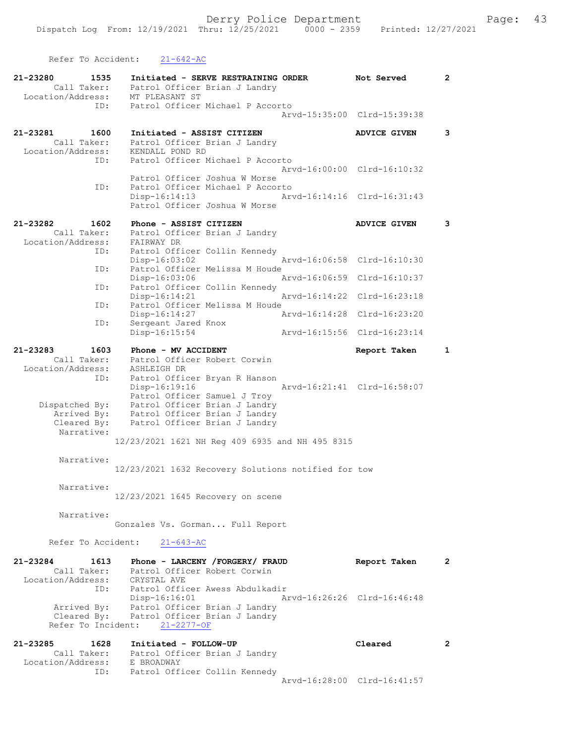Refer To Accident: 21-642-AC

```
21-23280        1535    Initiated - SERVE RESTRAINING ORDER        Not Served        2
         Call Taker:    Patrol Officer Brian J Landry
   Location/Address:    MT PLEASANT ST
                 ID:    Patrol Officer Michael P Accorto
                                               Arvd-15:35:00  Clrd-15:39:38

21-23281        1600    Initiated - ASSIST CITIZEN                 ADVICE GIVEN      3
         Call Taker:    Patrol Officer Brian J Landry
   Location/Address:    KENDALL POND RD
                 ID:    Patrol Officer Michael P Accorto
                                               Arvd-16:00:00  Clrd-16:10:32
                        Patrol Officer Joshua W Morse
                 ID:    Patrol Officer Michael P Accorto
                        Disp-16:14:13          Arvd-16:14:16  Clrd-16:31:43
                        Patrol Officer Joshua W Morse

21-23282        1602    Phone - ASSIST CITIZEN                     ADVICE GIVEN      3
         Call Taker:    Patrol Officer Brian J Landry
   Location/Address:    FAIRWAY DR
                 ID:    Patrol Officer Collin Kennedy
                        Disp-16:03:02          Arvd-16:06:58  Clrd-16:10:30
                 ID:    Patrol Officer Melissa M Houde
                        Disp-16:03:06          Arvd-16:06:59  Clrd-16:10:37
                 ID:    Patrol Officer Collin Kennedy
                        Disp-16:14:21          Arvd-16:14:22  Clrd-16:23:18
                 ID:    Patrol Officer Melissa M Houde
                        Disp-16:14:27          Arvd-16:14:28  Clrd-16:23:20
                 ID:    Sergeant Jared Knox
                        Disp-16:15:54          Arvd-16:15:56  Clrd-16:23:14

21-23283        1603    Phone - MV ACCIDENT                        Report Taken      1
         Call Taker:    Patrol Officer Robert Corwin
   Location/Address:    ASHLEIGH DR
                 ID:    Patrol Officer Bryan R Hanson
                        Disp-16:19:16          Arvd-16:21:41  Clrd-16:58:07
                        Patrol Officer Samuel J Troy
      Dispatched By:    Patrol Officer Brian J Landry
         Arrived By:    Patrol Officer Brian J Landry
         Cleared By:    Patrol Officer Brian J Landry
          Narrative:
                    12/23/2021 1621 NH Reg 409 6935 and NH 495 8315

          Narrative:
                    12/23/2021 1632 Recovery Solutions notified for tow

          Narrative:
                    12/23/2021 1645 Recovery on scene

          Narrative:
                    Gonzales Vs. Gorman... Full Report

      Refer To Accident:   21-643-AC

21-23284        1613    Phone - LARCENY /FORGERY/ FRAUD            Report Taken      2
         Call Taker:    Patrol Officer Robert Corwin
   Location/Address:    CRYSTAL AVE
                 ID:    Patrol Officer Awess Abdulkadir
                        Disp-16:16:01          Arvd-16:26:26  Clrd-16:46:48
         Arrived By:    Patrol Officer Brian J Landry
         Cleared By:    Patrol Officer Brian J Landry
      Refer To Incident:   21-2277-OF

21-23285        1628    Initiated - FOLLOW-UP                      Cleared           2
         Call Taker:    Patrol Officer Brian J Landry
   Location/Address:    E BROADWAY
                 ID:    Patrol Officer Collin Kennedy
                                               Arvd-16:28:00  Clrd-16:41:57
```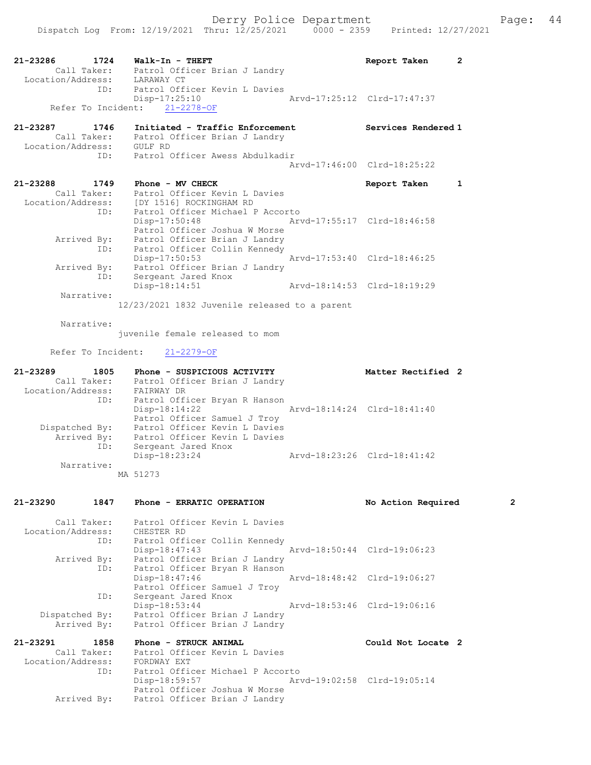```
21-23286        1724    Walk-In - THEFT                              Report Taken      2
        Call Taker:     Patrol Officer Brian J Landry
  Location/Address:     LARAWAY CT
                ID:     Patrol Officer Kevin L Davies
                        Disp-17:25:10                  Arvd-17:25:12  Clrd-17:47:37
      Refer To Incident:    21-2278-OF

21-23287        1746    Initiated - Traffic Enforcement              Services Rendered 1
        Call Taker:     Patrol Officer Brian J Landry
  Location/Address:     GULF RD
                ID:     Patrol Officer Awess Abdulkadir
                                                       Arvd-17:46:00  Clrd-18:25:22

21-23288        1749    Phone - MV CHECK                             Report Taken      1
        Call Taker:     Patrol Officer Kevin L Davies
  Location/Address:     [DY 1516] ROCKINGHAM RD
                ID:     Patrol Officer Michael P Accorto
                        Disp-17:50:48                  Arvd-17:55:17  Clrd-18:46:58
                        Patrol Officer Joshua W Morse
        Arrived By:     Patrol Officer Brian J Landry
                ID:     Patrol Officer Collin Kennedy
                        Disp-17:50:53                  Arvd-17:53:40  Clrd-18:46:25
        Arrived By:     Patrol Officer Brian J Landry
                ID:     Sergeant Jared Knox
                        Disp-18:14:51                  Arvd-18:14:53  Clrd-18:19:29
         Narrative:
                      12/23/2021 1832 Juvenile released to a parent

         Narrative:
                      juvenile female released to mom

      Refer To Incident:    21-2279-OF

21-23289        1805    Phone - SUSPICIOUS ACTIVITY                  Matter Rectified  2
        Call Taker:     Patrol Officer Brian J Landry
  Location/Address:     FAIRWAY DR
                ID:     Patrol Officer Bryan R Hanson
                        Disp-18:14:22                  Arvd-18:14:24  Clrd-18:41:40
                        Patrol Officer Samuel J Troy
     Dispatched By:     Patrol Officer Kevin L Davies
        Arrived By:     Patrol Officer Kevin L Davies
                ID:     Sergeant Jared Knox
                        Disp-18:23:24                  Arvd-18:23:26  Clrd-18:41:42
         Narrative:
                      MA 51273

21-23290        1847    Phone - ERRATIC OPERATION                    No Action Required      2

        Call Taker:     Patrol Officer Kevin L Davies
  Location/Address:     CHESTER RD
                ID:     Patrol Officer Collin Kennedy
                        Disp-18:47:43                  Arvd-18:50:44  Clrd-19:06:23
        Arrived By:     Patrol Officer Brian J Landry
                ID:     Patrol Officer Bryan R Hanson
                        Disp-18:47:46                  Arvd-18:48:42  Clrd-19:06:27
                        Patrol Officer Samuel J Troy
                ID:     Sergeant Jared Knox
                        Disp-18:53:44                  Arvd-18:53:46  Clrd-19:06:16
     Dispatched By:     Patrol Officer Brian J Landry
        Arrived By:     Patrol Officer Brian J Landry

21-23291        1858    Phone - STRUCK ANIMAL                        Could Not Locate  2
        Call Taker:     Patrol Officer Kevin L Davies
  Location/Address:     FORDWAY EXT
                ID:     Patrol Officer Michael P Accorto
                        Disp-18:59:57                  Arvd-19:02:58  Clrd-19:05:14
                        Patrol Officer Joshua W Morse
        Arrived By:     Patrol Officer Brian J Landry
```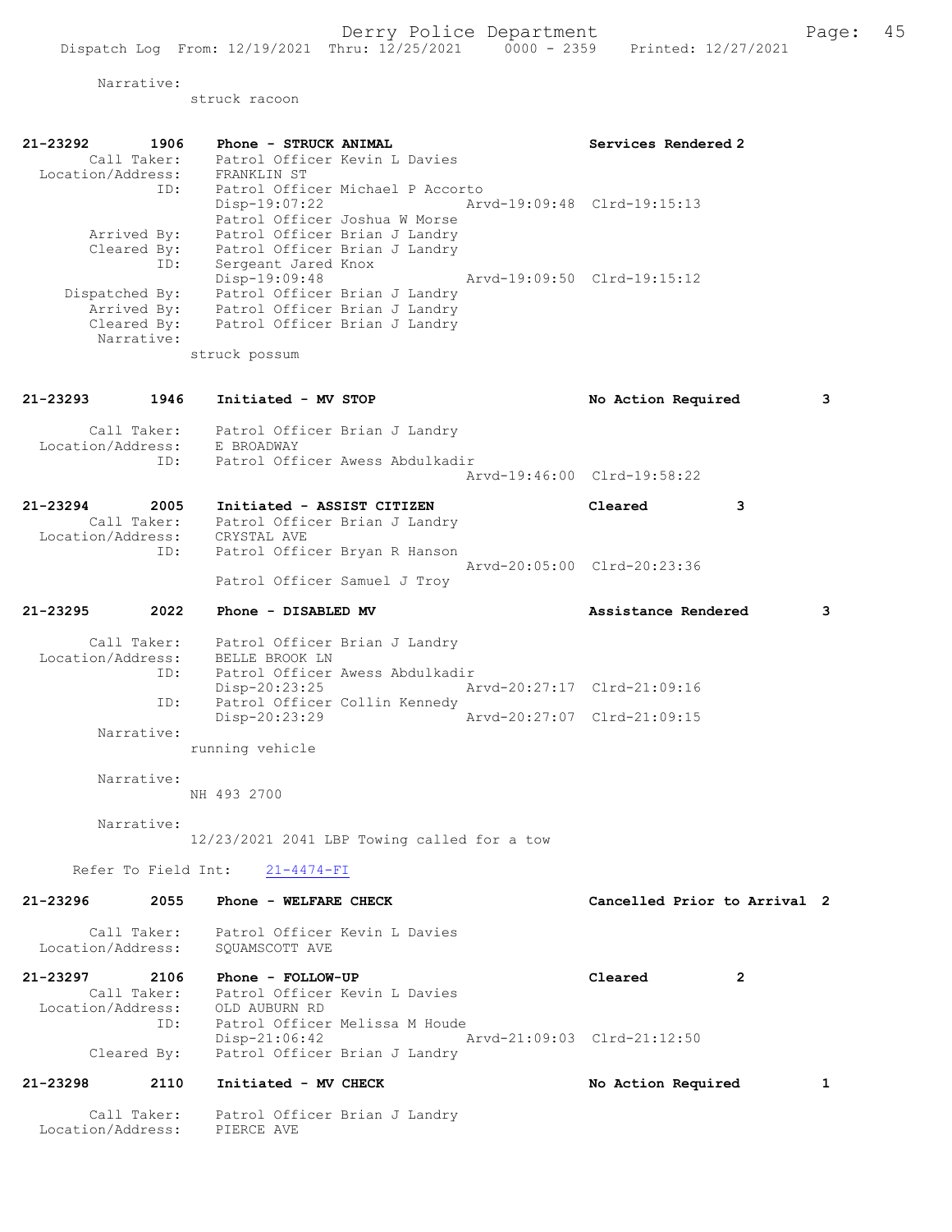Narrative:
struck racoon

**21-23292 1906 Phone - STRUCK ANIMAL** — Services Rendered 2

Call Taker: Patrol Officer Kevin L Davies
Location/Address: FRANKLIN ST
ID: Patrol Officer Michael P Accorto
Disp-19:07:22 Arvd-19:09:48 Clrd-19:15:13
Patrol Officer Joshua W Morse
Arrived By: Patrol Officer Brian J Landry
Cleared By: Patrol Officer Brian J Landry
ID: Sergeant Jared Knox
Disp-19:09:48 Arvd-19:09:50 Clrd-19:15:12
Dispatched By: Patrol Officer Brian J Landry
Arrived By: Patrol Officer Brian J Landry
Cleared By: Patrol Officer Brian J Landry
Narrative:
struck possum

**21-23293 1946 Initiated - MV STOP** — No Action Required 3

Call Taker: Patrol Officer Brian J Landry
Location/Address: E BROADWAY
ID: Patrol Officer Awess Abdulkadir
Arvd-19:46:00 Clrd-19:58:22

**21-23294 2005 Initiated - ASSIST CITIZEN** — Cleared 3

Call Taker: Patrol Officer Brian J Landry
Location/Address: CRYSTAL AVE
ID: Patrol Officer Bryan R Hanson
Arvd-20:05:00 Clrd-20:23:36
Patrol Officer Samuel J Troy

**21-23295 2022 Phone - DISABLED MV** — Assistance Rendered 3

Call Taker: Patrol Officer Brian J Landry
Location/Address: BELLE BROOK LN
ID: Patrol Officer Awess Abdulkadir
Disp-20:23:25 Arvd-20:27:17 Clrd-21:09:16
ID: Patrol Officer Collin Kennedy
Disp-20:23:29 Arvd-20:27:07 Clrd-21:09:15
Narrative:
running vehicle

Narrative:
NH 493 2700

Narrative:
12/23/2021 2041 LBP Towing called for a tow

Refer To Field Int: 21-4474-FI

**21-23296 2055 Phone - WELFARE CHECK** — Cancelled Prior to Arrival 2

Call Taker: Patrol Officer Kevin L Davies
Location/Address: SQUAMSCOTT AVE

**21-23297 2106 Phone - FOLLOW-UP** — Cleared 2

Call Taker: Patrol Officer Kevin L Davies
Location/Address: OLD AUBURN RD
ID: Patrol Officer Melissa M Houde
Disp-21:06:42 Arvd-21:09:03 Clrd-21:12:50
Cleared By: Patrol Officer Brian J Landry

**21-23298 2110 Initiated - MV CHECK** — No Action Required 1

Call Taker: Patrol Officer Brian J Landry
Location/Address: PIERCE AVE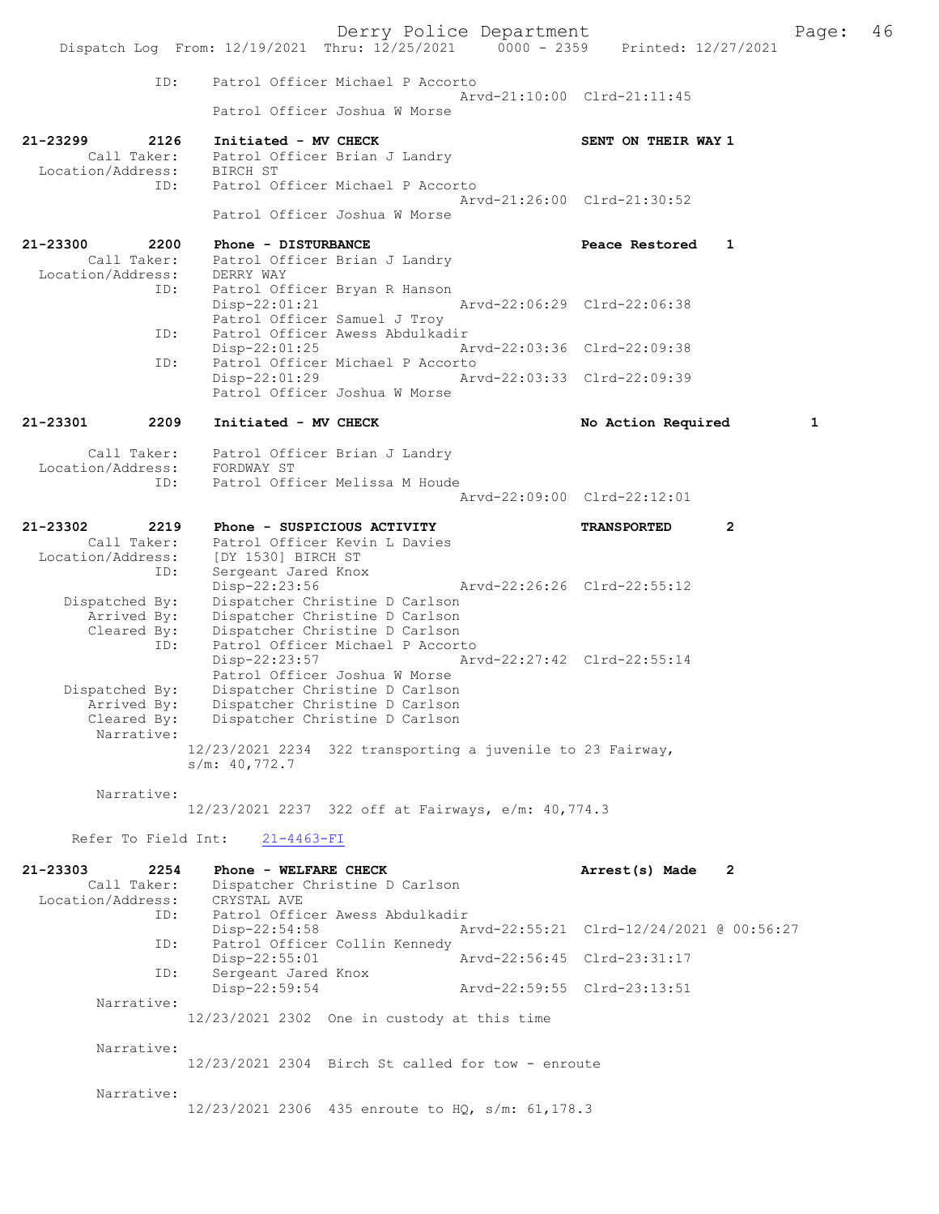```
            ID:     Patrol Officer Michael P Accorto
                                              Arvd-21:10:00  Clrd-21:11:45
                    Patrol Officer Joshua W Morse

21-23299      2126  Initiated - MV CHECK                           SENT ON THEIR WAY 1
      Call Taker:   Patrol Officer Brian J Landry
  Location/Address: BIRCH ST
            ID:     Patrol Officer Michael P Accorto
                                              Arvd-21:26:00  Clrd-21:30:52
                    Patrol Officer Joshua W Morse

21-23300      2200  Phone - DISTURBANCE                            Peace Restored    1
      Call Taker:   Patrol Officer Brian J Landry
  Location/Address: DERRY WAY
            ID:     Patrol Officer Bryan R Hanson
                    Disp-22:01:21             Arvd-22:06:29  Clrd-22:06:38
                    Patrol Officer Samuel J Troy
            ID:     Patrol Officer Awess Abdulkadir
                    Disp-22:01:25             Arvd-22:03:36  Clrd-22:09:38
            ID:     Patrol Officer Michael P Accorto
                    Disp-22:01:29             Arvd-22:03:33  Clrd-22:09:39
                    Patrol Officer Joshua W Morse

21-23301      2209  Initiated - MV CHECK                           No Action Required        1

      Call Taker:   Patrol Officer Brian J Landry
  Location/Address: FORDWAY ST
            ID:     Patrol Officer Melissa M Houde
                                              Arvd-22:09:00  Clrd-22:12:01

21-23302      2219  Phone - SUSPICIOUS ACTIVITY                    TRANSPORTED       2
      Call Taker:   Patrol Officer Kevin L Davies
  Location/Address: [DY 1530] BIRCH ST
            ID:     Sergeant Jared Knox
                    Disp-22:23:56             Arvd-22:26:26  Clrd-22:55:12
    Dispatched By:  Dispatcher Christine D Carlson
      Arrived By:   Dispatcher Christine D Carlson
      Cleared By:   Dispatcher Christine D Carlson
            ID:     Patrol Officer Michael P Accorto
                    Disp-22:23:57             Arvd-22:27:42  Clrd-22:55:14
                    Patrol Officer Joshua W Morse
    Dispatched By:  Dispatcher Christine D Carlson
      Arrived By:   Dispatcher Christine D Carlson
      Cleared By:   Dispatcher Christine D Carlson
       Narrative:
                12/23/2021 2234  322 transporting a juvenile to 23 Fairway,
                s/m: 40,772.7

       Narrative:
                12/23/2021 2237  322 off at Fairways, e/m: 40,774.3

     Refer To Field Int:     21-4463-FI

21-23303      2254  Phone - WELFARE CHECK                          Arrest(s) Made    2
      Call Taker:   Dispatcher Christine D Carlson
  Location/Address: CRYSTAL AVE
            ID:     Patrol Officer Awess Abdulkadir
                    Disp-22:54:58             Arvd-22:55:21  Clrd-12/24/2021 @ 00:56:27
            ID:     Patrol Officer Collin Kennedy
                    Disp-22:55:01             Arvd-22:56:45  Clrd-23:31:17
            ID:     Sergeant Jared Knox
                    Disp-22:59:54             Arvd-22:59:55  Clrd-23:13:51
       Narrative:
                12/23/2021 2302  One in custody at this time

       Narrative:
                12/23/2021 2304  Birch St called for tow - enroute

       Narrative:
                12/23/2021 2306  435 enroute to HQ, s/m: 61,178.3
```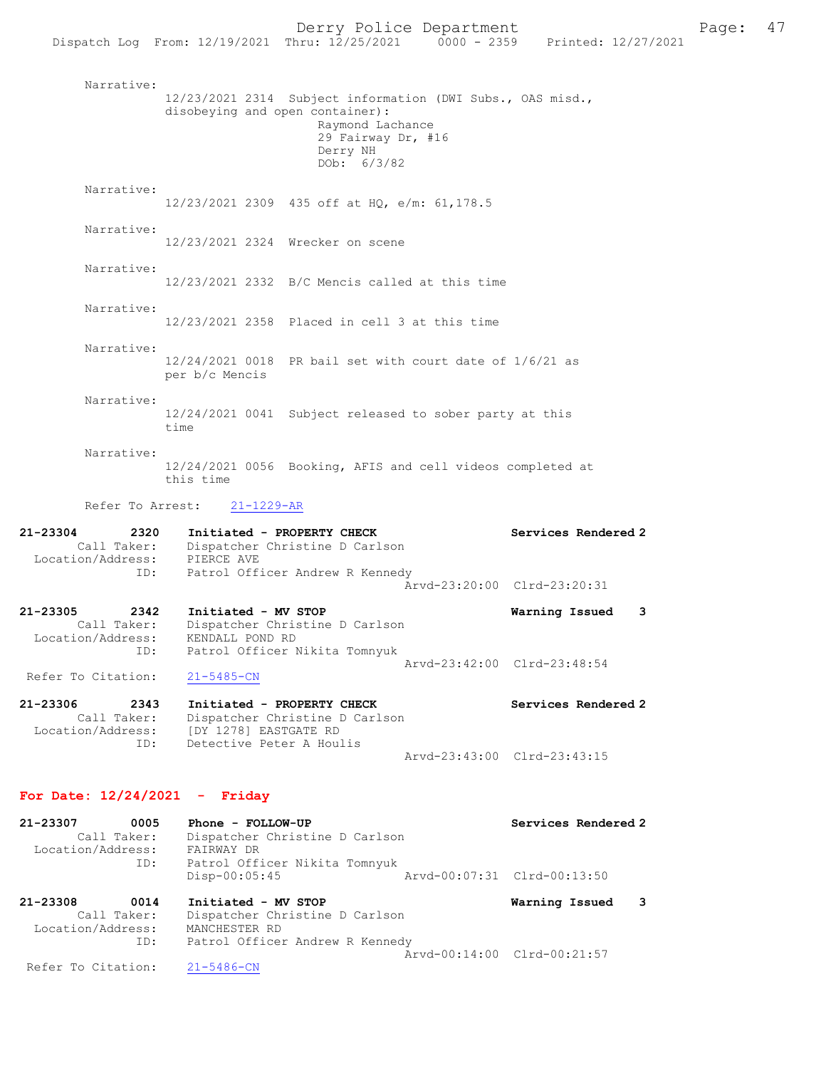Narrative:
12/23/2021 2314 Subject information (DWI Subs., OAS misd., disobeying and open container):
Raymond Lachance
29 Fairway Dr, #16
Derry NH
DOb: 6/3/82

Narrative:
12/23/2021 2309 435 off at HQ, e/m: 61,178.5

Narrative:
12/23/2021 2324 Wrecker on scene

Narrative:
12/23/2021 2332 B/C Mencis called at this time

Narrative:
12/23/2021 2358 Placed in cell 3 at this time

Narrative:
12/24/2021 0018 PR bail set with court date of 1/6/21 as per b/c Mencis

Narrative:
12/24/2021 0041 Subject released to sober party at this time

Narrative:
12/24/2021 0056 Booking, AFIS and cell videos completed at this time

Refer To Arrest: 21-1229-AR

**21-23304 2320 Initiated - PROPERTY CHECK** — **Services Rendered 2**
Call Taker: Dispatcher Christine D Carlson
Location/Address: PIERCE AVE
ID: Patrol Officer Andrew R Kennedy
Arvd-23:20:00 Clrd-23:20:31

**21-23305 2342 Initiated - MV STOP** — **Warning Issued 3**
Call Taker: Dispatcher Christine D Carlson
Location/Address: KENDALL POND RD
ID: Patrol Officer Nikita Tomnyuk
Arvd-23:42:00 Clrd-23:48:54
Refer To Citation: 21-5485-CN

**21-23306 2343 Initiated - PROPERTY CHECK** — **Services Rendered 2**
Call Taker: Dispatcher Christine D Carlson
Location/Address: [DY 1278] EASTGATE RD
ID: Detective Peter A Houlis
Arvd-23:43:00 Clrd-23:43:15

## For Date: 12/24/2021 - Friday

**21-23307 0005 Phone - FOLLOW-UP** — **Services Rendered 2**
Call Taker: Dispatcher Christine D Carlson
Location/Address: FAIRWAY DR
ID: Patrol Officer Nikita Tomnyuk
Disp-00:05:45 Arvd-00:07:31 Clrd-00:13:50

**21-23308 0014 Initiated - MV STOP** — **Warning Issued 3**
Call Taker: Dispatcher Christine D Carlson
Location/Address: MANCHESTER RD
ID: Patrol Officer Andrew R Kennedy
Arvd-00:14:00 Clrd-00:21:57
Refer To Citation: 21-5486-CN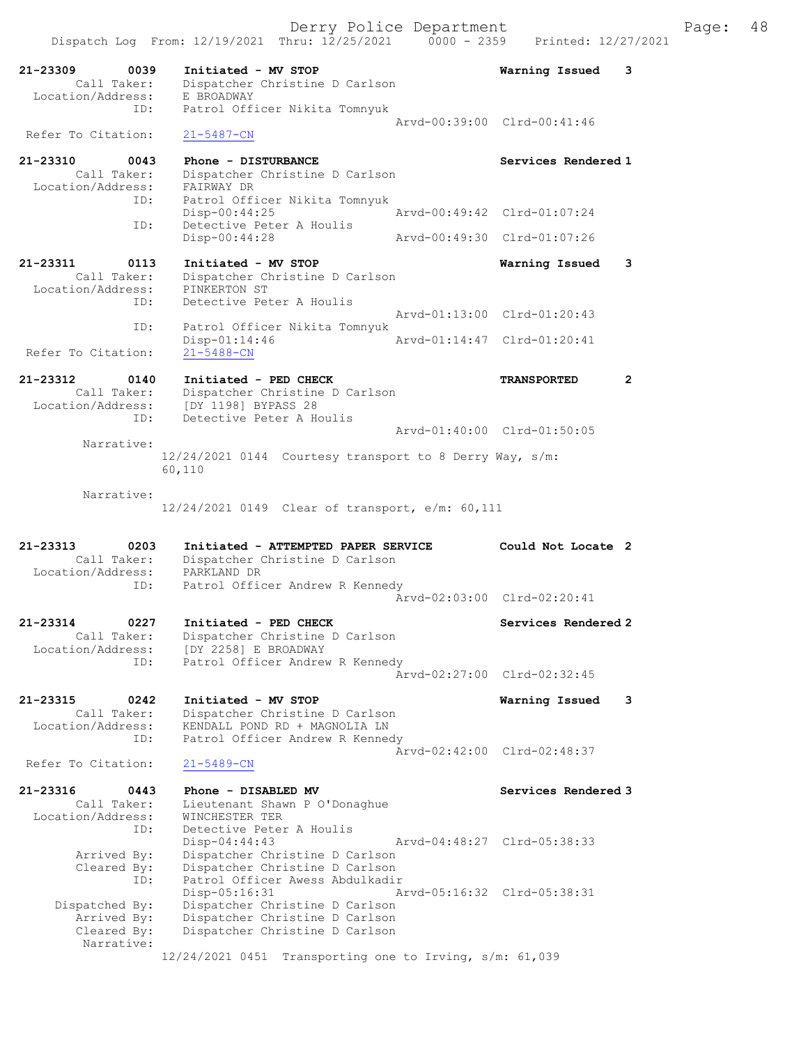Derry Police Department
Dispatch Log From: 12/19/2021 Thru: 12/25/2021 0000 - 2359 Printed: 12/27/2021

```
21-23309        0039    Initiated - MV STOP                          Warning Issued    3
        Call Taker:     Dispatcher Christine D Carlson
  Location/Address:     E BROADWAY
                ID:     Patrol Officer Nikita Tomnyuk
                                                   Arvd-00:39:00  Clrd-00:41:46
 Refer To Citation:     21-5487-CN

21-23310        0043    Phone - DISTURBANCE                          Services Rendered 1
        Call Taker:     Dispatcher Christine D Carlson
  Location/Address:     FAIRWAY DR
                ID:     Patrol Officer Nikita Tomnyuk
                        Disp-00:44:25              Arvd-00:49:42  Clrd-01:07:24
                ID:     Detective Peter A Houlis
                        Disp-00:44:28              Arvd-00:49:30  Clrd-01:07:26

21-23311        0113    Initiated - MV STOP                          Warning Issued    3
        Call Taker:     Dispatcher Christine D Carlson
  Location/Address:     PINKERTON ST
                ID:     Detective Peter A Houlis
                                                   Arvd-01:13:00  Clrd-01:20:43
                ID:     Patrol Officer Nikita Tomnyuk
                        Disp-01:14:46              Arvd-01:14:47  Clrd-01:20:41
 Refer To Citation:     21-5488-CN

21-23312        0140    Initiated - PED CHECK                        TRANSPORTED       2
        Call Taker:     Dispatcher Christine D Carlson
  Location/Address:     [DY 1198] BYPASS 28
                ID:     Detective Peter A Houlis
                                                   Arvd-01:40:00  Clrd-01:50:05
         Narrative:
                      12/24/2021 0144  Courtesy transport to 8 Derry Way, s/m:
                      60,110

         Narrative:
                      12/24/2021 0149  Clear of transport, e/m: 60,111

21-23313        0203    Initiated - ATTEMPTED PAPER SERVICE          Could Not Locate  2
        Call Taker:     Dispatcher Christine D Carlson
  Location/Address:     PARKLAND DR
                ID:     Patrol Officer Andrew R Kennedy
                                                   Arvd-02:03:00  Clrd-02:20:41

21-23314        0227    Initiated - PED CHECK                        Services Rendered 2
        Call Taker:     Dispatcher Christine D Carlson
  Location/Address:     [DY 2258] E BROADWAY
                ID:     Patrol Officer Andrew R Kennedy
                                                   Arvd-02:27:00  Clrd-02:32:45

21-23315        0242    Initiated - MV STOP                          Warning Issued    3
        Call Taker:     Dispatcher Christine D Carlson
  Location/Address:     KENDALL POND RD + MAGNOLIA LN
                ID:     Patrol Officer Andrew R Kennedy
                                                   Arvd-02:42:00  Clrd-02:48:37
 Refer To Citation:     21-5489-CN

21-23316        0443    Phone - DISABLED MV                          Services Rendered 3
        Call Taker:     Lieutenant Shawn P O'Donaghue
  Location/Address:     WINCHESTER TER
                ID:     Detective Peter A Houlis
                        Disp-04:44:43              Arvd-04:48:27  Clrd-05:38:33
        Arrived By:     Dispatcher Christine D Carlson
        Cleared By:     Dispatcher Christine D Carlson
                ID:     Patrol Officer Awess Abdulkadir
                        Disp-05:16:31              Arvd-05:16:32  Clrd-05:38:31
     Dispatched By:     Dispatcher Christine D Carlson
        Arrived By:     Dispatcher Christine D Carlson
        Cleared By:     Dispatcher Christine D Carlson
         Narrative:
                      12/24/2021 0451  Transporting one to Irving, s/m: 61,039
```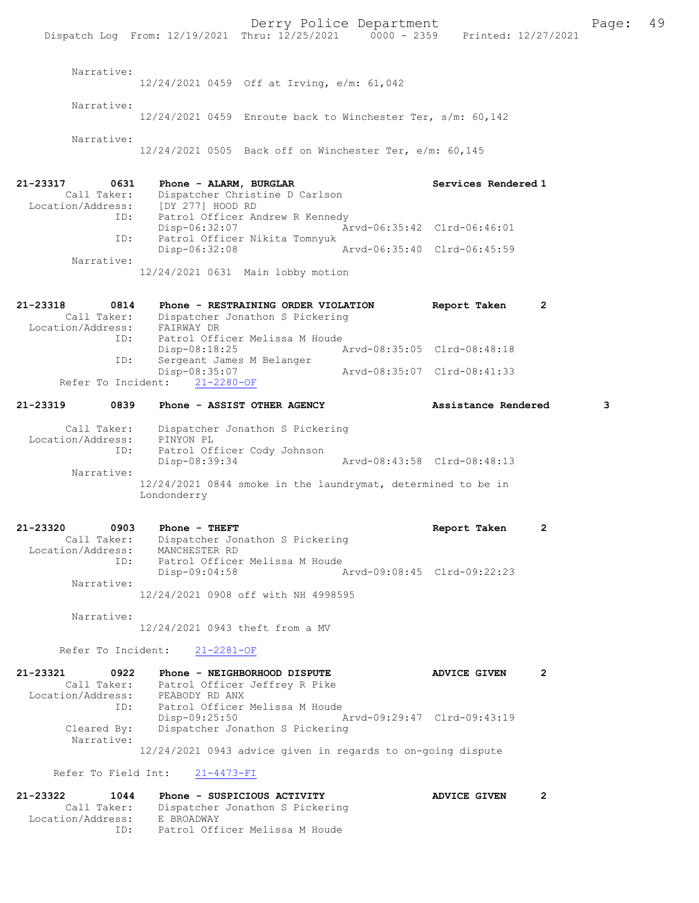Narrative:
12/24/2021 0459 Off at Irving, e/m: 61,042

Narrative:
12/24/2021 0459 Enroute back to Winchester Ter, s/m: 60,142

Narrative:
12/24/2021 0505 Back off on Winchester Ter, e/m: 60,145

**21-23317 0631 Phone - ALARM, BURGLAR** Services Rendered 1
Call Taker: Dispatcher Christine D Carlson
Location/Address: [DY 277] HOOD RD
ID: Patrol Officer Andrew R Kennedy
Disp-06:32:07 Arvd-06:35:42 Clrd-06:46:01
ID: Patrol Officer Nikita Tomnyuk
Disp-06:32:08 Arvd-06:35:40 Clrd-06:45:59
Narrative:
12/24/2021 0631 Main lobby motion

**21-23318 0814 Phone - RESTRAINING ORDER VIOLATION** Report Taken 2
Call Taker: Dispatcher Jonathon S Pickering
Location/Address: FAIRWAY DR
ID: Patrol Officer Melissa M Houde
Disp-08:18:25 Arvd-08:35:05 Clrd-08:48:18
ID: Sergeant James M Belanger
Disp-08:35:07 Arvd-08:35:07 Clrd-08:41:33
Refer To Incident: 21-2280-OF

**21-23319 0839 Phone - ASSIST OTHER AGENCY** Assistance Rendered 3
Call Taker: Dispatcher Jonathon S Pickering
Location/Address: PINYON PL
ID: Patrol Officer Cody Johnson
Disp-08:39:34 Arvd-08:43:58 Clrd-08:48:13
Narrative:
12/24/2021 0844 smoke in the laundrymat, determined to be in Londonderry

**21-23320 0903 Phone - THEFT** Report Taken 2
Call Taker: Dispatcher Jonathon S Pickering
Location/Address: MANCHESTER RD
ID: Patrol Officer Melissa M Houde
Disp-09:04:58 Arvd-09:08:45 Clrd-09:22:23
Narrative:
12/24/2021 0908 off with NH 4998595

Narrative:
12/24/2021 0943 theft from a MV

Refer To Incident: 21-2281-OF

**21-23321 0922 Phone - NEIGHBORHOOD DISPUTE** ADVICE GIVEN 2
Call Taker: Patrol Officer Jeffrey R Pike
Location/Address: PEABODY RD ANX
ID: Patrol Officer Melissa M Houde
Disp-09:25:50 Arvd-09:29:47 Clrd-09:43:19
Cleared By: Dispatcher Jonathon S Pickering
Narrative:
12/24/2021 0943 advice given in regards to on-going dispute

Refer To Field Int: 21-4473-FI

**21-23322 1044 Phone - SUSPICIOUS ACTIVITY** ADVICE GIVEN 2
Call Taker: Dispatcher Jonathon S Pickering
Location/Address: E BROADWAY
ID: Patrol Officer Melissa M Houde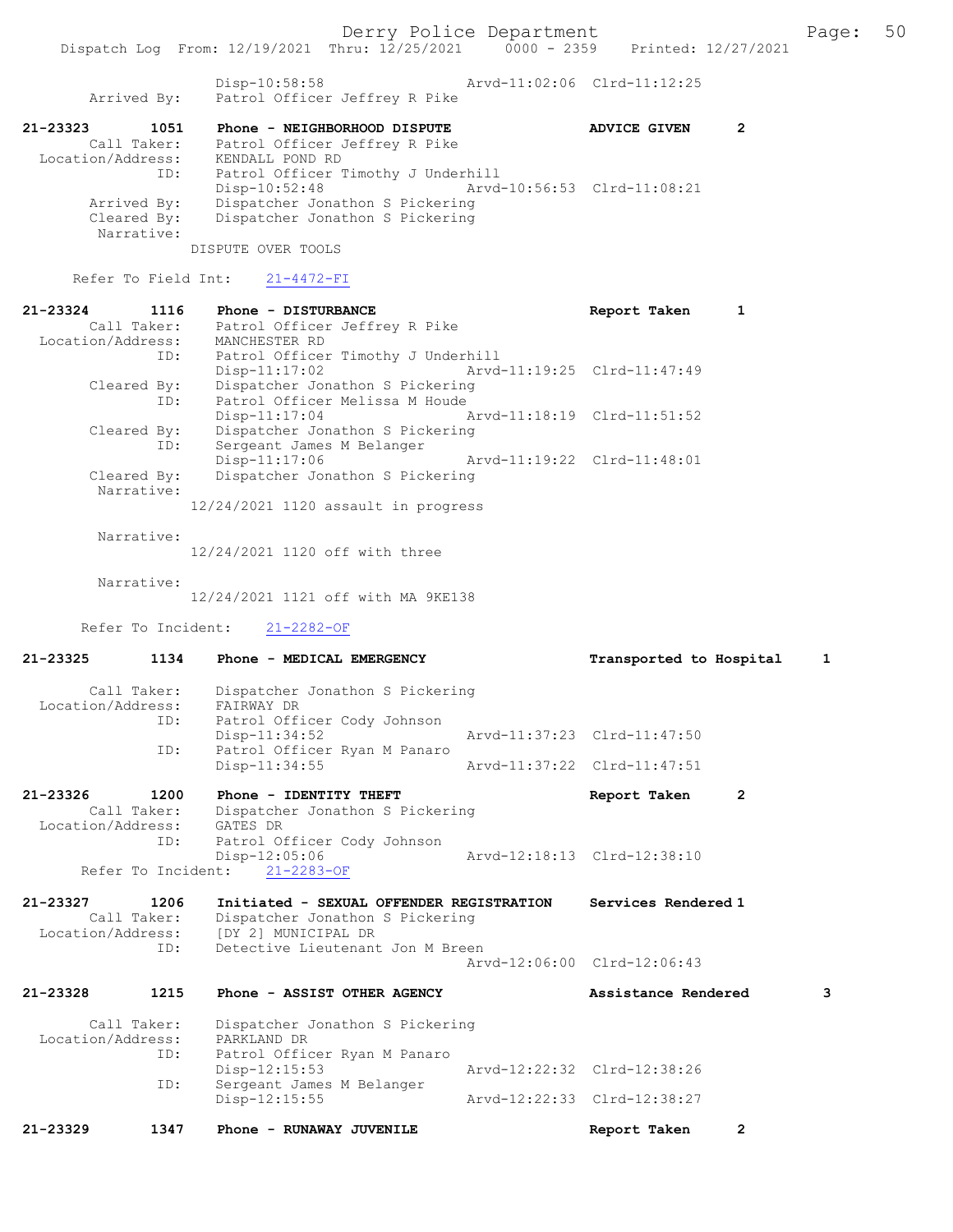```
                Disp-10:58:58                Arvd-11:02:06  Clrd-11:12:25
       Arrived By:   Patrol Officer Jeffrey R Pike

21-23323      1051   Phone - NEIGHBORHOOD DISPUTE                ADVICE GIVEN      2
       Call Taker:   Patrol Officer Jeffrey R Pike
 Location/Address:   KENDALL POND RD
              ID:    Patrol Officer Timothy J Underhill
                     Disp-10:52:48                Arvd-10:56:53  Clrd-11:08:21
       Arrived By:   Dispatcher Jonathon S Pickering
       Cleared By:   Dispatcher Jonathon S Pickering
        Narrative:
                 DISPUTE OVER TOOLS

     Refer To Field Int:    21-4472-FI

21-23324      1116   Phone - DISTURBANCE                         Report Taken      1
       Call Taker:   Patrol Officer Jeffrey R Pike
 Location/Address:   MANCHESTER RD
              ID:    Patrol Officer Timothy J Underhill
                     Disp-11:17:02                Arvd-11:19:25  Clrd-11:47:49
       Cleared By:   Dispatcher Jonathon S Pickering
              ID:    Patrol Officer Melissa M Houde
                     Disp-11:17:04                Arvd-11:18:19  Clrd-11:51:52
       Cleared By:   Dispatcher Jonathon S Pickering
              ID:    Sergeant James M Belanger
                     Disp-11:17:06                Arvd-11:19:22  Clrd-11:48:01
       Cleared By:   Dispatcher Jonathon S Pickering
        Narrative:
                 12/24/2021 1120 assault in progress

        Narrative:
                 12/24/2021 1120 off with three

        Narrative:
                 12/24/2021 1121 off with MA 9KE138

      Refer To Incident:    21-2282-OF

21-23325      1134   Phone - MEDICAL EMERGENCY                   Transported to Hospital      1

       Call Taker:   Dispatcher Jonathon S Pickering
 Location/Address:   FAIRWAY DR
              ID:    Patrol Officer Cody Johnson
                     Disp-11:34:52                Arvd-11:37:23  Clrd-11:47:50
              ID:    Patrol Officer Ryan M Panaro
                     Disp-11:34:55                Arvd-11:37:22  Clrd-11:47:51

21-23326      1200   Phone - IDENTITY THEFT                      Report Taken      2
       Call Taker:   Dispatcher Jonathon S Pickering
 Location/Address:   GATES DR
              ID:    Patrol Officer Cody Johnson
                     Disp-12:05:06                Arvd-12:18:13  Clrd-12:38:10
      Refer To Incident:    21-2283-OF

21-23327      1206   Initiated - SEXUAL OFFENDER REGISTRATION    Services Rendered 1
       Call Taker:   Dispatcher Jonathon S Pickering
 Location/Address:   [DY 2] MUNICIPAL DR
              ID:    Detective Lieutenant Jon M Breen
                                                  Arvd-12:06:00  Clrd-12:06:43

21-23328      1215   Phone - ASSIST OTHER AGENCY                 Assistance Rendered      3

       Call Taker:   Dispatcher Jonathon S Pickering
 Location/Address:   PARKLAND DR
              ID:    Patrol Officer Ryan M Panaro
                     Disp-12:15:53                Arvd-12:22:32  Clrd-12:38:26
              ID:    Sergeant James M Belanger
                     Disp-12:15:55                Arvd-12:22:33  Clrd-12:38:27

21-23329      1347   Phone - RUNAWAY JUVENILE                    Report Taken      2
```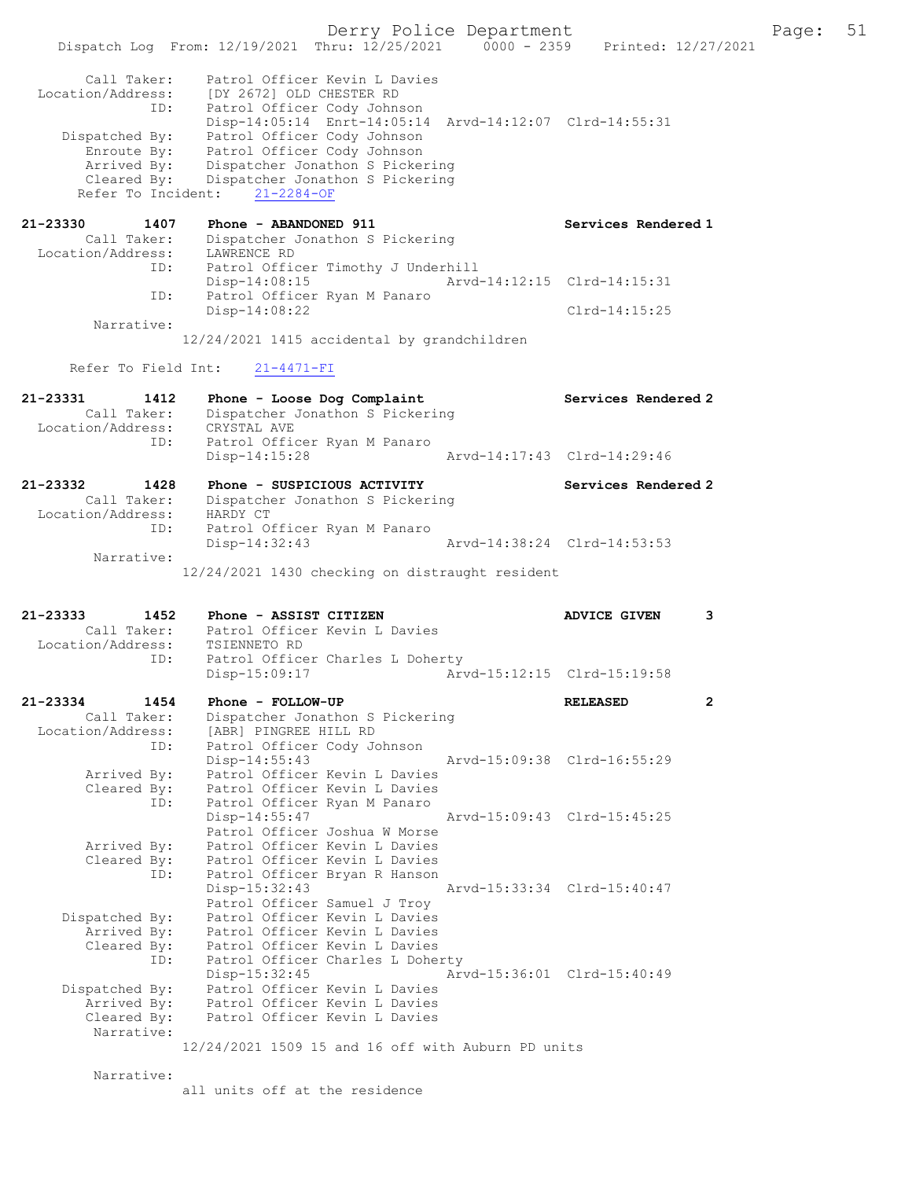```
     Call Taker:    Patrol Officer Kevin L Davies
 Location/Address:  [DY 2672] OLD CHESTER RD
              ID:   Patrol Officer Cody Johnson
                    Disp-14:05:14  Enrt-14:05:14  Arvd-14:12:07  Clrd-14:55:31
   Dispatched By:   Patrol Officer Cody Johnson
      Enroute By:   Patrol Officer Cody Johnson
      Arrived By:   Dispatcher Jonathon S Pickering
      Cleared By:   Dispatcher Jonathon S Pickering
   Refer To Incident:   21-2284-OF

21-23330       1407   Phone - ABANDONED 911                        Services Rendered 1
     Call Taker:    Dispatcher Jonathon S Pickering
 Location/Address:  LAWRENCE RD
              ID:   Patrol Officer Timothy J Underhill
                    Disp-14:08:15                 Arvd-14:12:15  Clrd-14:15:31
              ID:   Patrol Officer Ryan M Panaro
                    Disp-14:08:22                                Clrd-14:15:25
       Narrative:
                  12/24/2021 1415 accidental by grandchildren

   Refer To Field Int:   21-4471-FI

21-23331       1412   Phone - Loose Dog Complaint                  Services Rendered 2
     Call Taker:    Dispatcher Jonathon S Pickering
 Location/Address:  CRYSTAL AVE
              ID:   Patrol Officer Ryan M Panaro
                    Disp-14:15:28                 Arvd-14:17:43  Clrd-14:29:46

21-23332       1428   Phone - SUSPICIOUS ACTIVITY                  Services Rendered 2
     Call Taker:    Dispatcher Jonathon S Pickering
 Location/Address:  HARDY CT
              ID:   Patrol Officer Ryan M Panaro
                    Disp-14:32:43                 Arvd-14:38:24  Clrd-14:53:53
       Narrative:
                  12/24/2021 1430 checking on distraught resident


21-23333       1452   Phone - ASSIST CITIZEN                       ADVICE GIVEN      3
     Call Taker:    Patrol Officer Kevin L Davies
 Location/Address:  TSIENNETO RD
              ID:   Patrol Officer Charles L Doherty
                    Disp-15:09:17                 Arvd-15:12:15  Clrd-15:19:58

21-23334       1454   Phone - FOLLOW-UP                            RELEASED          2
     Call Taker:    Dispatcher Jonathon S Pickering
 Location/Address:  [ABR] PINGREE HILL RD
              ID:   Patrol Officer Cody Johnson
                    Disp-14:55:43                 Arvd-15:09:38  Clrd-16:55:29
      Arrived By:   Patrol Officer Kevin L Davies
      Cleared By:   Patrol Officer Kevin L Davies
              ID:   Patrol Officer Ryan M Panaro
                    Disp-14:55:47                 Arvd-15:09:43  Clrd-15:45:25
                    Patrol Officer Joshua W Morse
      Arrived By:   Patrol Officer Kevin L Davies
      Cleared By:   Patrol Officer Kevin L Davies
              ID:   Patrol Officer Bryan R Hanson
                    Disp-15:32:43                 Arvd-15:33:34  Clrd-15:40:47
                    Patrol Officer Samuel J Troy
   Dispatched By:   Patrol Officer Kevin L Davies
      Arrived By:   Patrol Officer Kevin L Davies
      Cleared By:   Patrol Officer Kevin L Davies
              ID:   Patrol Officer Charles L Doherty
                    Disp-15:32:45                 Arvd-15:36:01  Clrd-15:40:49
   Dispatched By:   Patrol Officer Kevin L Davies
      Arrived By:   Patrol Officer Kevin L Davies
      Cleared By:   Patrol Officer Kevin L Davies
       Narrative:
                  12/24/2021 1509 15 and 16 off with Auburn PD units

       Narrative:
                  all units off at the residence
```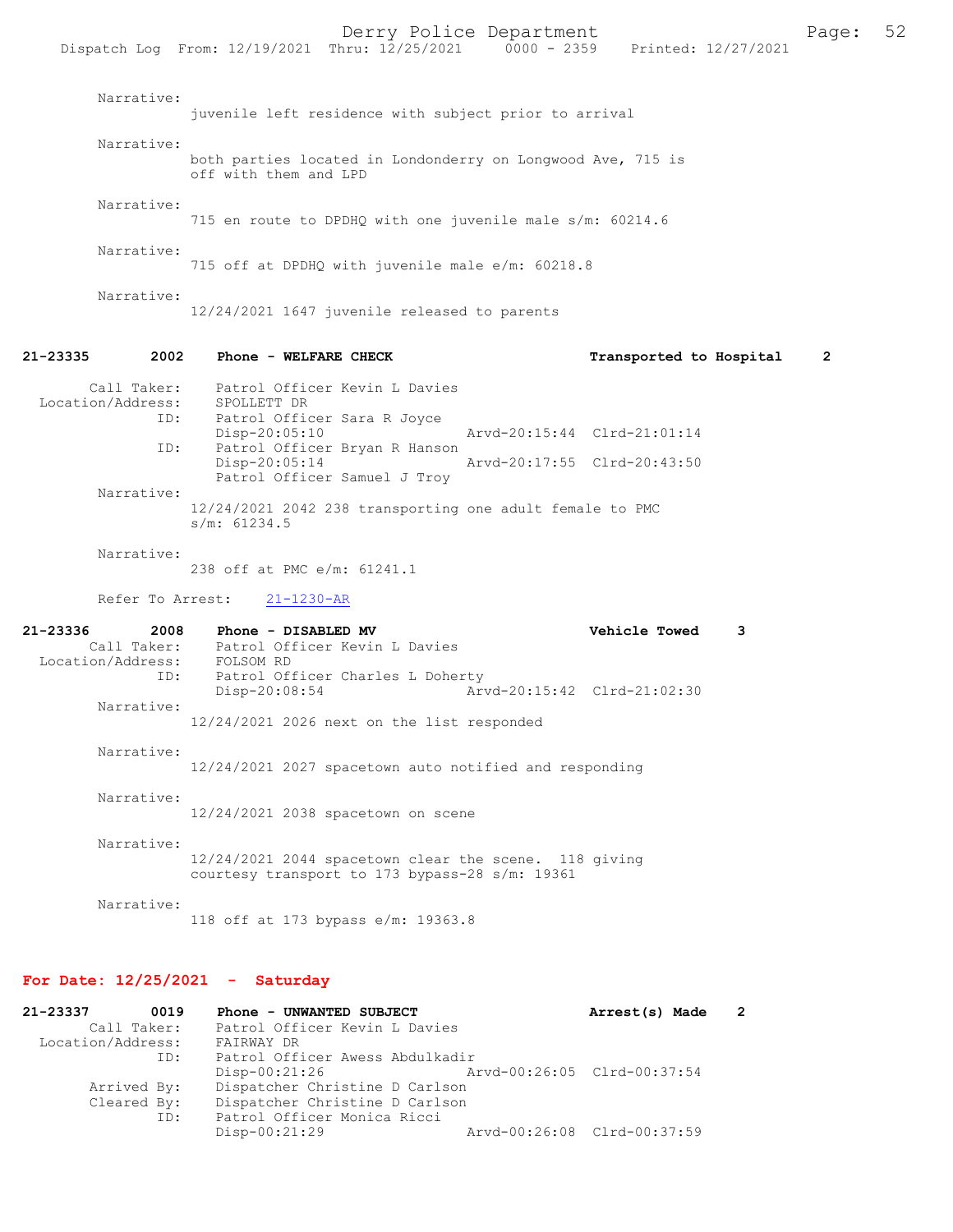Narrative:
juvenile left residence with subject prior to arrival

Narrative:
both parties located in Londonderry on Longwood Ave, 715 is off with them and LPD

Narrative:
715 en route to DPDHQ with one juvenile male s/m: 60214.6

Narrative:
715 off at DPDHQ with juvenile male e/m: 60218.8

Narrative:
12/24/2021 1647 juvenile released to parents

**21-23335 2002 Phone - WELFARE CHECK — Transported to Hospital 2**

Call Taker: Patrol Officer Kevin L Davies
Location/Address: SPOLLETT DR
ID: Patrol Officer Sara R Joyce
Disp-20:05:10 Arvd-20:15:44 Clrd-21:01:14
ID: Patrol Officer Bryan R Hanson
Disp-20:05:14 Arvd-20:17:55 Clrd-20:43:50
Patrol Officer Samuel J Troy

Narrative:
12/24/2021 2042 238 transporting one adult female to PMC s/m: 61234.5

Narrative:
238 off at PMC e/m: 61241.1

Refer To Arrest: 21-1230-AR

**21-23336 2008 Phone - DISABLED MV — Vehicle Towed 3**

Call Taker: Patrol Officer Kevin L Davies
Location/Address: FOLSOM RD
ID: Patrol Officer Charles L Doherty
Disp-20:08:54 Arvd-20:15:42 Clrd-21:02:30

Narrative:
12/24/2021 2026 next on the list responded

Narrative:
12/24/2021 2027 spacetown auto notified and responding

Narrative:
12/24/2021 2038 spacetown on scene

Narrative:
12/24/2021 2044 spacetown clear the scene. 118 giving courtesy transport to 173 bypass-28 s/m: 19361

Narrative:
118 off at 173 bypass e/m: 19363.8

## For Date: 12/25/2021 - Saturday

**21-23337 0019 Phone - UNWANTED SUBJECT — Arrest(s) Made 2**

Call Taker: Patrol Officer Kevin L Davies
Location/Address: FAIRWAY DR
ID: Patrol Officer Awess Abdulkadir
Disp-00:21:26 Arvd-00:26:05 Clrd-00:37:54
Arrived By: Dispatcher Christine D Carlson
Cleared By: Dispatcher Christine D Carlson
ID: Patrol Officer Monica Ricci
Disp-00:21:29 Arvd-00:26:08 Clrd-00:37:59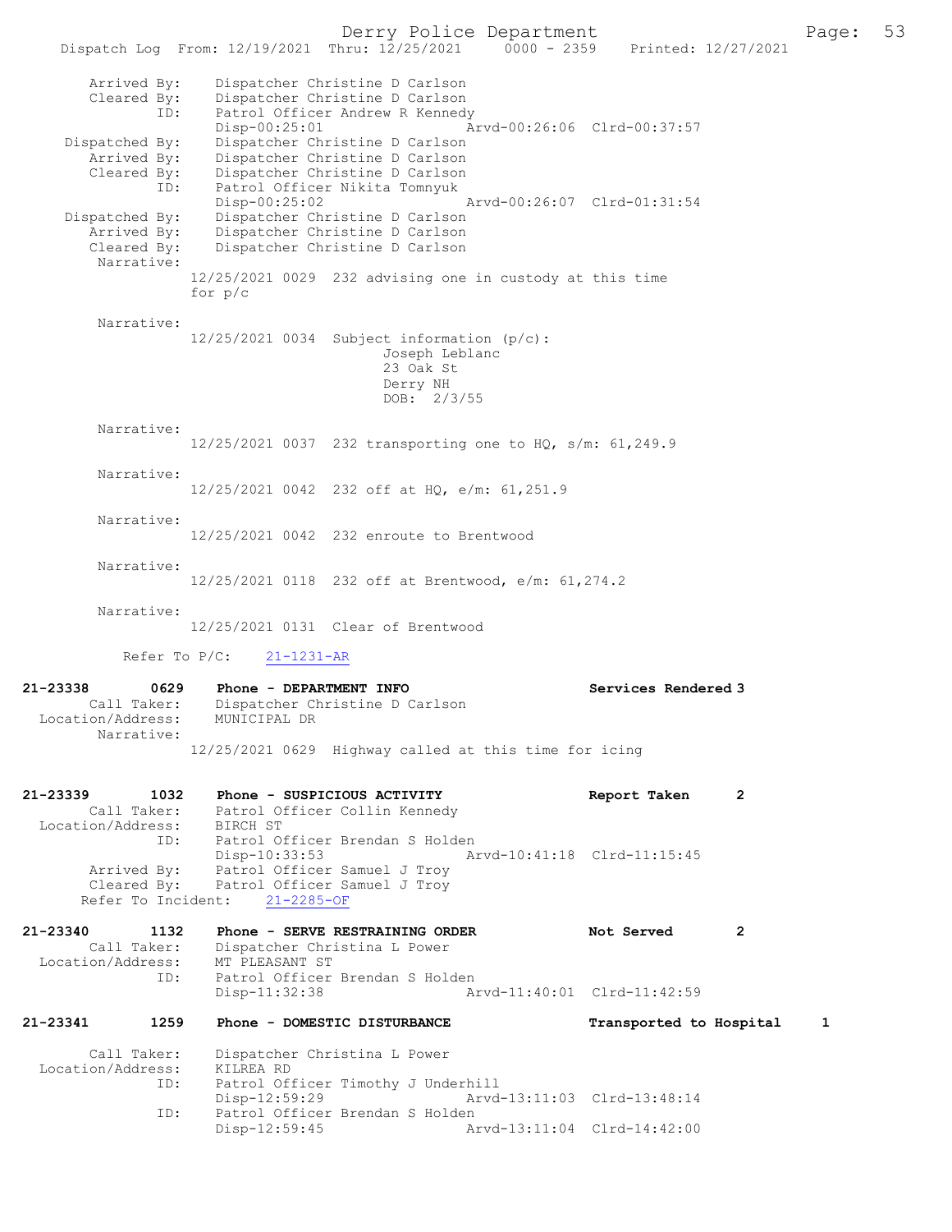```
        Arrived By:    Dispatcher Christine D Carlson
        Cleared By:    Dispatcher Christine D Carlson
               ID:     Patrol Officer Andrew R Kennedy
                       Disp-00:25:01                Arvd-00:26:06  Clrd-00:37:57
     Dispatched By:    Dispatcher Christine D Carlson
        Arrived By:    Dispatcher Christine D Carlson
        Cleared By:    Dispatcher Christine D Carlson
               ID:     Patrol Officer Nikita Tomnyuk
                       Disp-00:25:02                Arvd-00:26:07  Clrd-01:31:54
     Dispatched By:    Dispatcher Christine D Carlson
        Arrived By:    Dispatcher Christine D Carlson
        Cleared By:    Dispatcher Christine D Carlson
         Narrative:
                    12/25/2021 0029  232 advising one in custody at this time
                    for p/c

         Narrative:
                    12/25/2021 0034  Subject information (p/c):
                                          Joseph Leblanc
                                          23 Oak St
                                          Derry NH
                                          DOB:  2/3/55

         Narrative:
                    12/25/2021 0037  232 transporting one to HQ, s/m: 61,249.9

         Narrative:
                    12/25/2021 0042  232 off at HQ, e/m: 61,251.9

         Narrative:
                    12/25/2021 0042  232 enroute to Brentwood

         Narrative:
                    12/25/2021 0118  232 off at Brentwood, e/m: 61,274.2

         Narrative:
                    12/25/2021 0131  Clear of Brentwood

           Refer To P/C:    21-1231-AR

21-23338       0629    Phone - DEPARTMENT INFO                      Services Rendered 3
        Call Taker:    Dispatcher Christine D Carlson
  Location/Address:    MUNICIPAL DR
         Narrative:
                    12/25/2021 0629  Highway called at this time for icing

21-23339       1032    Phone - SUSPICIOUS ACTIVITY                  Report Taken      2
        Call Taker:    Patrol Officer Collin Kennedy
  Location/Address:    BIRCH ST
               ID:     Patrol Officer Brendan S Holden
                       Disp-10:33:53                Arvd-10:41:18  Clrd-11:15:45
        Arrived By:    Patrol Officer Samuel J Troy
        Cleared By:    Patrol Officer Samuel J Troy
   Refer To Incident:    21-2285-OF

21-23340       1132    Phone - SERVE RESTRAINING ORDER              Not Served        2
        Call Taker:    Dispatcher Christina L Power
  Location/Address:    MT PLEASANT ST
               ID:     Patrol Officer Brendan S Holden
                       Disp-11:32:38                Arvd-11:40:01  Clrd-11:42:59

21-23341       1259    Phone - DOMESTIC DISTURBANCE                 Transported to Hospital     1

        Call Taker:    Dispatcher Christina L Power
  Location/Address:    KILREA RD
               ID:     Patrol Officer Timothy J Underhill
                       Disp-12:59:29                Arvd-13:11:03  Clrd-13:48:14
               ID:     Patrol Officer Brendan S Holden
                       Disp-12:59:45                Arvd-13:11:04  Clrd-14:42:00
```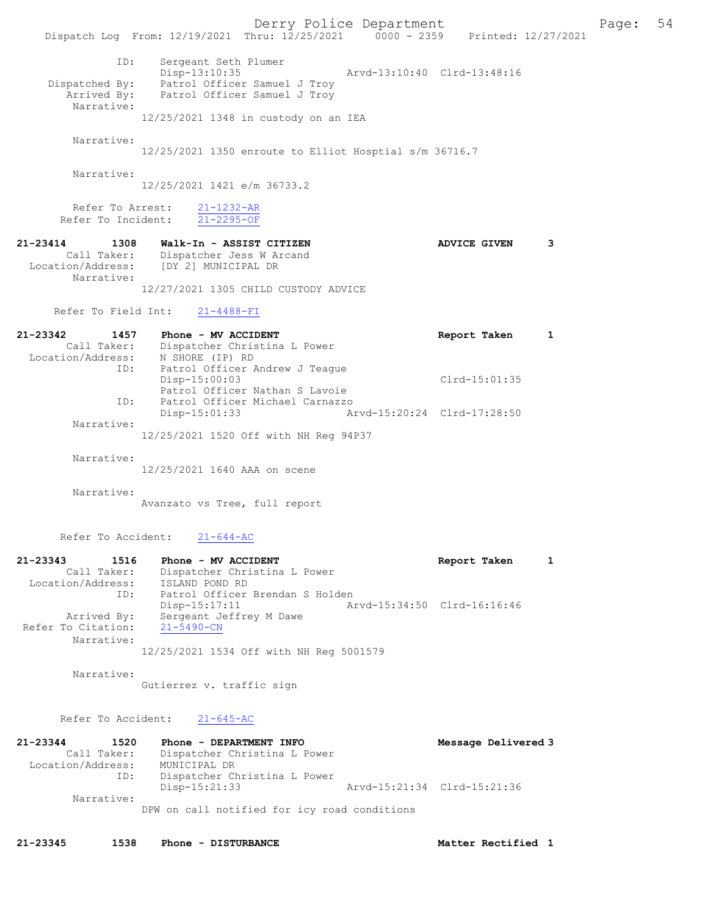```
            ID:    Sergeant Seth Plumer
                   Disp-13:10:35                 Arvd-13:10:40  Clrd-13:48:16
 Dispatched By:    Patrol Officer Samuel J Troy
    Arrived By:    Patrol Officer Samuel J Troy
     Narrative:
                12/25/2021 1348 in custody on an IEA

     Narrative:
                12/25/2021 1350 enroute to Elliot Hosptial s/m 36716.7

     Narrative:
                12/25/2021 1421 e/m 36733.2

     Refer To Arrest:    21-1232-AR
   Refer To Incident:    21-2295-OF

21-23414       1308    Walk-In - ASSIST CITIZEN                    ADVICE GIVEN      3
      Call Taker:      Dispatcher Jess W Arcand
 Location/Address:     [DY 2] MUNICIPAL DR
       Narrative:
                12/27/2021 1305 CHILD CUSTODY ADVICE

    Refer To Field Int:    21-4488-FI

21-23342       1457    Phone - MV ACCIDENT                         Report Taken      1
      Call Taker:      Dispatcher Christina L Power
 Location/Address:     N SHORE (IP) RD
              ID:      Patrol Officer Andrew J Teague
                       Disp-15:00:03                              Clrd-15:01:35
                       Patrol Officer Nathan S Lavoie
              ID:      Patrol Officer Michael Carnazzo
                       Disp-15:01:33             Arvd-15:20:24  Clrd-17:28:50
       Narrative:
                12/25/2021 1520 Off with NH Reg 94P37

       Narrative:
                12/25/2021 1640 AAA on scene

       Narrative:
                Avanzato vs Tree, full report


    Refer To Accident:    21-644-AC

21-23343       1516    Phone - MV ACCIDENT                         Report Taken      1
      Call Taker:      Dispatcher Christina L Power
 Location/Address:     ISLAND POND RD
              ID:      Patrol Officer Brendan S Holden
                       Disp-15:17:11             Arvd-15:34:50  Clrd-16:16:46
      Arrived By:      Sergeant Jeffrey M Dawe
 Refer To Citation:    21-5490-CN
       Narrative:
                12/25/2021 1534 Off with NH Reg 5001579

       Narrative:
                Gutierrez v. traffic sign


    Refer To Accident:    21-645-AC

21-23344       1520    Phone - DEPARTMENT INFO                     Message Delivered 3
      Call Taker:      Dispatcher Christina L Power
 Location/Address:     MUNICIPAL DR
              ID:      Dispatcher Christina L Power
                       Disp-15:21:33             Arvd-15:21:34  Clrd-15:21:36
       Narrative:
                DPW on call notified for icy road conditions


21-23345       1538    Phone - DISTURBANCE                         Matter Rectified  1
```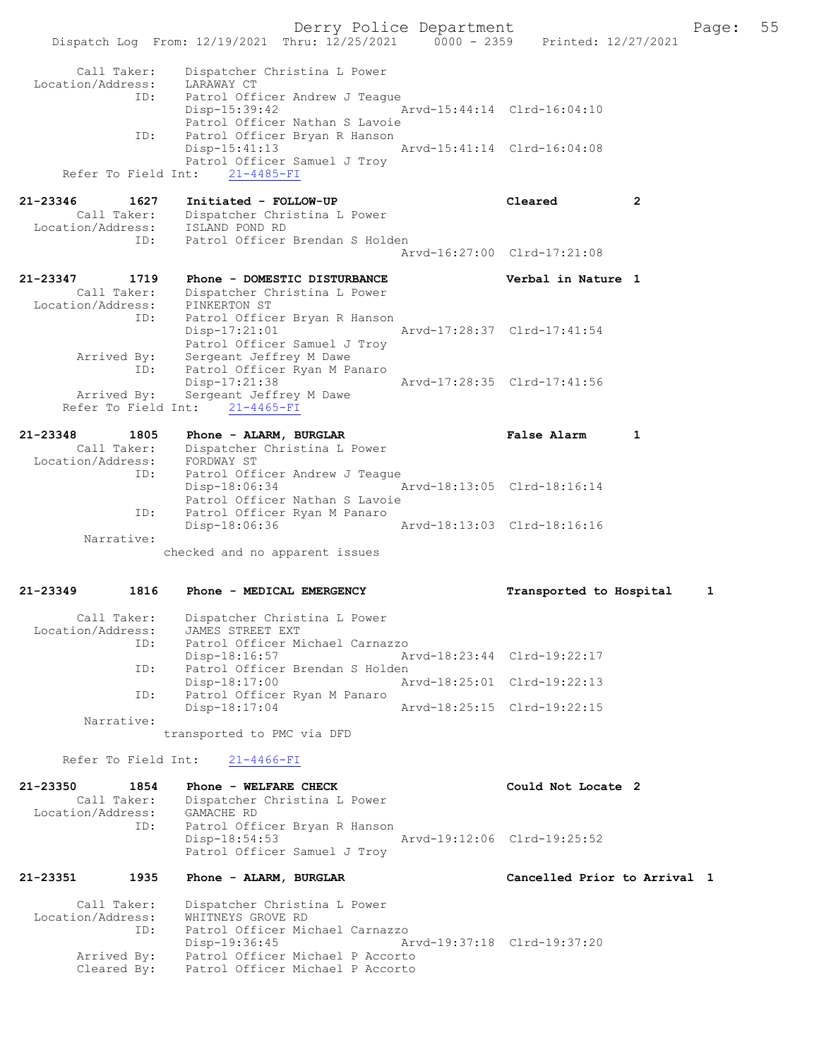```
        Call Taker:    Dispatcher Christina L Power
  Location/Address:    LARAWAY CT
                ID:    Patrol Officer Andrew J Teague
                       Disp-15:39:42                 Arvd-15:44:14  Clrd-16:04:10
                       Patrol Officer Nathan S Lavoie
                ID:    Patrol Officer Bryan R Hanson
                       Disp-15:41:13                 Arvd-15:41:14  Clrd-16:04:08
                       Patrol Officer Samuel J Troy
     Refer To Field Int:    21-4485-FI

21-23346       1627    Initiated - FOLLOW-UP                       Cleared          2
        Call Taker:    Dispatcher Christina L Power
  Location/Address:    ISLAND POND RD
                ID:    Patrol Officer Brendan S Holden
                                                     Arvd-16:27:00  Clrd-17:21:08

21-23347       1719    Phone - DOMESTIC DISTURBANCE                Verbal in Nature 1
        Call Taker:    Dispatcher Christina L Power
  Location/Address:    PINKERTON ST
                ID:    Patrol Officer Bryan R Hanson
                       Disp-17:21:01                 Arvd-17:28:37  Clrd-17:41:54
                       Patrol Officer Samuel J Troy
        Arrived By:    Sergeant Jeffrey M Dawe
                ID:    Patrol Officer Ryan M Panaro
                       Disp-17:21:38                 Arvd-17:28:35  Clrd-17:41:56
        Arrived By:    Sergeant Jeffrey M Dawe
     Refer To Field Int:    21-4465-FI

21-23348       1805    Phone - ALARM, BURGLAR                      False Alarm      1
        Call Taker:    Dispatcher Christina L Power
  Location/Address:    FORDWAY ST
                ID:    Patrol Officer Andrew J Teague
                       Disp-18:06:34                 Arvd-18:13:05  Clrd-18:16:14
                       Patrol Officer Nathan S Lavoie
                ID:    Patrol Officer Ryan M Panaro
                       Disp-18:06:36                 Arvd-18:13:03  Clrd-18:16:16
         Narrative:
                     checked and no apparent issues


21-23349       1816    Phone - MEDICAL EMERGENCY                   Transported to Hospital     1

        Call Taker:    Dispatcher Christina L Power
  Location/Address:    JAMES STREET EXT
                ID:    Patrol Officer Michael Carnazzo
                       Disp-18:16:57                 Arvd-18:23:44  Clrd-19:22:17
                ID:    Patrol Officer Brendan S Holden
                       Disp-18:17:00                 Arvd-18:25:01  Clrd-19:22:13
                ID:    Patrol Officer Ryan M Panaro
                       Disp-18:17:04                 Arvd-18:25:15  Clrd-19:22:15
         Narrative:
                     transported to PMC via DFD

     Refer To Field Int:    21-4466-FI

21-23350       1854    Phone - WELFARE CHECK                       Could Not Locate 2
        Call Taker:    Dispatcher Christina L Power
  Location/Address:    GAMACHE RD
                ID:    Patrol Officer Bryan R Hanson
                       Disp-18:54:53                 Arvd-19:12:06  Clrd-19:25:52
                       Patrol Officer Samuel J Troy

21-23351       1935    Phone - ALARM, BURGLAR                      Cancelled Prior to Arrival  1

        Call Taker:    Dispatcher Christina L Power
  Location/Address:    WHITNEYS GROVE RD
                ID:    Patrol Officer Michael Carnazzo
                       Disp-19:36:45                 Arvd-19:37:18  Clrd-19:37:20
        Arrived By:    Patrol Officer Michael P Accorto
        Cleared By:    Patrol Officer Michael P Accorto
```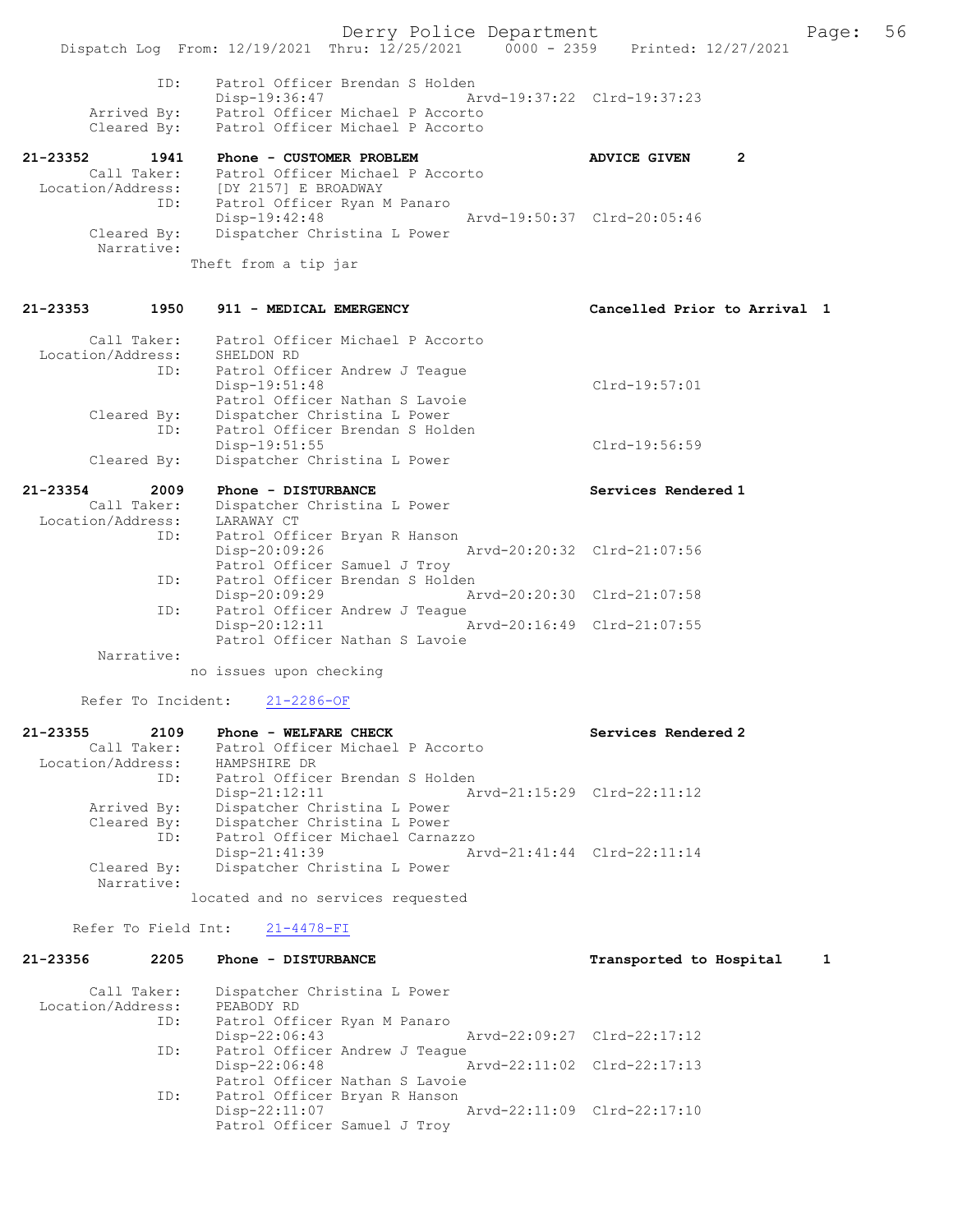```
            ID:      Patrol Officer Brendan S Holden
                     Disp-19:36:47                 Arvd-19:37:22  Clrd-19:37:23
       Arrived By:   Patrol Officer Michael P Accorto
       Cleared By:   Patrol Officer Michael P Accorto

21-23352       1941    Phone - CUSTOMER PROBLEM                        ADVICE GIVEN       2
       Call Taker:   Patrol Officer Michael P Accorto
 Location/Address:   [DY 2157] E BROADWAY
              ID:    Patrol Officer Ryan M Panaro
                     Disp-19:42:48                 Arvd-19:50:37  Clrd-20:05:46
       Cleared By:   Dispatcher Christina L Power
        Narrative:
                   Theft from a tip jar

21-23353       1950    911 - MEDICAL EMERGENCY                         Cancelled Prior to Arrival  1

       Call Taker:   Patrol Officer Michael P Accorto
 Location/Address:   SHELDON RD
              ID:    Patrol Officer Andrew J Teague
                     Disp-19:51:48                                Clrd-19:57:01
                     Patrol Officer Nathan S Lavoie
       Cleared By:   Dispatcher Christina L Power
              ID:    Patrol Officer Brendan S Holden
                     Disp-19:51:55                                Clrd-19:56:59
       Cleared By:   Dispatcher Christina L Power

21-23354       2009    Phone - DISTURBANCE                             Services Rendered 1
       Call Taker:   Dispatcher Christina L Power
 Location/Address:   LARAWAY CT
              ID:    Patrol Officer Bryan R Hanson
                     Disp-20:09:26                 Arvd-20:20:32  Clrd-21:07:56
                     Patrol Officer Samuel J Troy
              ID:    Patrol Officer Brendan S Holden
                     Disp-20:09:29                 Arvd-20:20:30  Clrd-21:07:58
              ID:    Patrol Officer Andrew J Teague
                     Disp-20:12:11                 Arvd-20:16:49  Clrd-21:07:55
                     Patrol Officer Nathan S Lavoie
        Narrative:
                   no issues upon checking

      Refer To Incident:    21-2286-OF

21-23355       2109    Phone - WELFARE CHECK                           Services Rendered 2
       Call Taker:   Patrol Officer Michael P Accorto
 Location/Address:   HAMPSHIRE DR
              ID:    Patrol Officer Brendan S Holden
                     Disp-21:12:11                 Arvd-21:15:29  Clrd-22:11:12
       Arrived By:   Dispatcher Christina L Power
       Cleared By:   Dispatcher Christina L Power
              ID:    Patrol Officer Michael Carnazzo
                     Disp-21:41:39                 Arvd-21:41:44  Clrd-22:11:14
       Cleared By:   Dispatcher Christina L Power
        Narrative:
                   located and no services requested

     Refer To Field Int:    21-4478-FI

21-23356       2205    Phone - DISTURBANCE                             Transported to Hospital     1

       Call Taker:   Dispatcher Christina L Power
 Location/Address:   PEABODY RD
              ID:    Patrol Officer Ryan M Panaro
                     Disp-22:06:43                 Arvd-22:09:27  Clrd-22:17:12
              ID:    Patrol Officer Andrew J Teague
                     Disp-22:06:48                 Arvd-22:11:02  Clrd-22:17:13
                     Patrol Officer Nathan S Lavoie
              ID:    Patrol Officer Bryan R Hanson
                     Disp-22:11:07                 Arvd-22:11:09  Clrd-22:17:10
                     Patrol Officer Samuel J Troy
```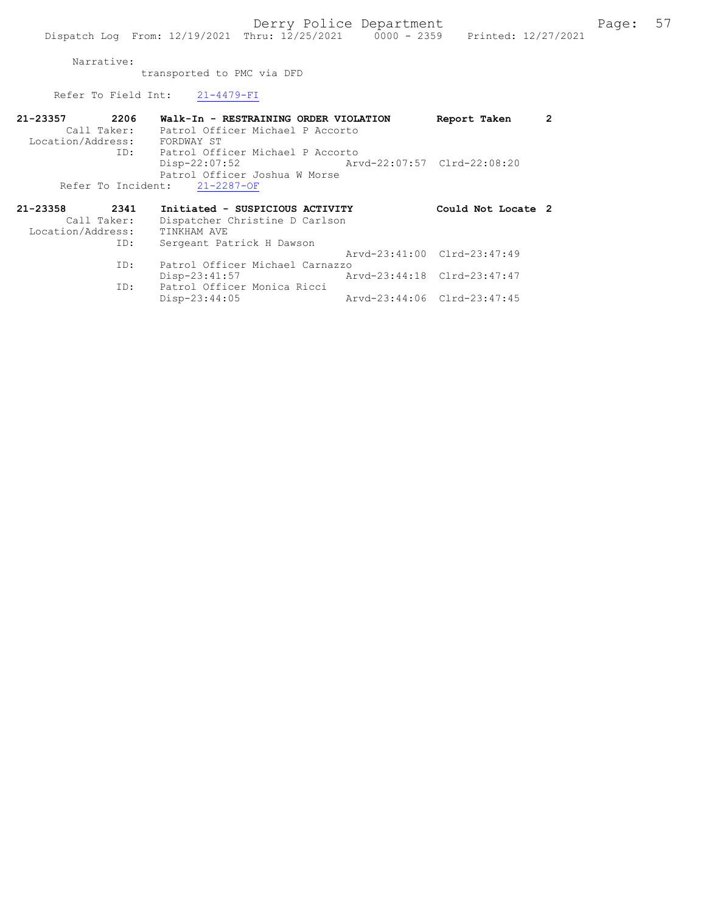Narrative:
transported to PMC via DFD

Refer To Field Int: 21-4479-FI

**21-23357 2206 Walk-In - RESTRAINING ORDER VIOLATION Report Taken 2**

Call Taker: Patrol Officer Michael P Accorto
Location/Address: FORDWAY ST
ID: Patrol Officer Michael P Accorto
Disp-22:07:52 Arvd-22:07:57 Clrd-22:08:20
Patrol Officer Joshua W Morse
Refer To Incident: 21-2287-OF

**21-23358 2341 Initiated - SUSPICIOUS ACTIVITY Could Not Locate 2**

Call Taker: Dispatcher Christine D Carlson
Location/Address: TINKHAM AVE
ID: Sergeant Patrick H Dawson
Arvd-23:41:00 Clrd-23:47:49
ID: Patrol Officer Michael Carnazzo
Disp-23:41:57 Arvd-23:44:18 Clrd-23:47:47
ID: Patrol Officer Monica Ricci
Disp-23:44:05 Arvd-23:44:06 Clrd-23:47:45